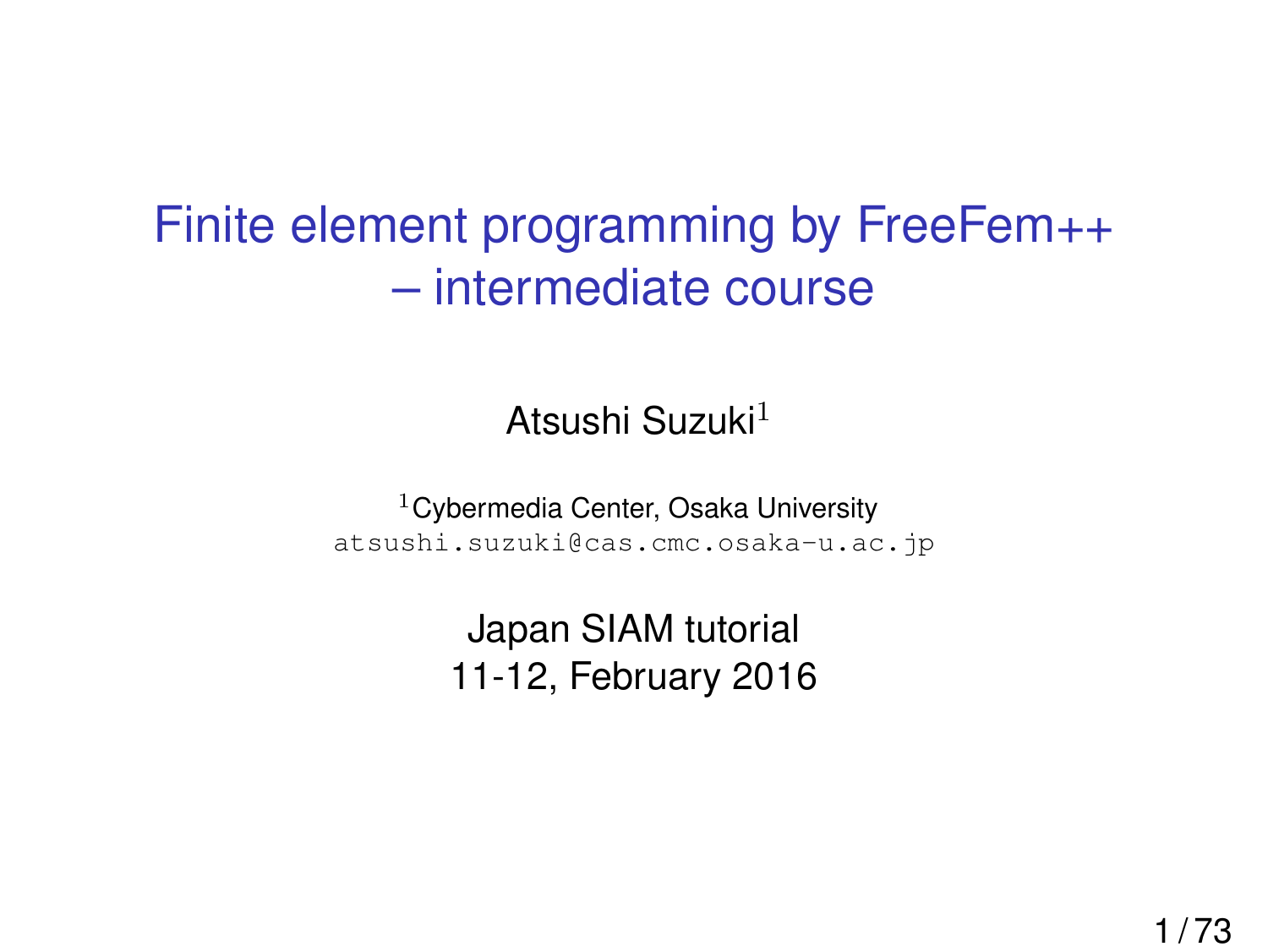# Finite element programming by FreeFem++ – intermediate course

Atsushi Suzuki[1]

[1]Cybermedia Center, Osaka University
`atsushi.suzuki@cas.cmc.osaka-u.ac.jp`

Japan SIAM tutorial
11-12, February 2016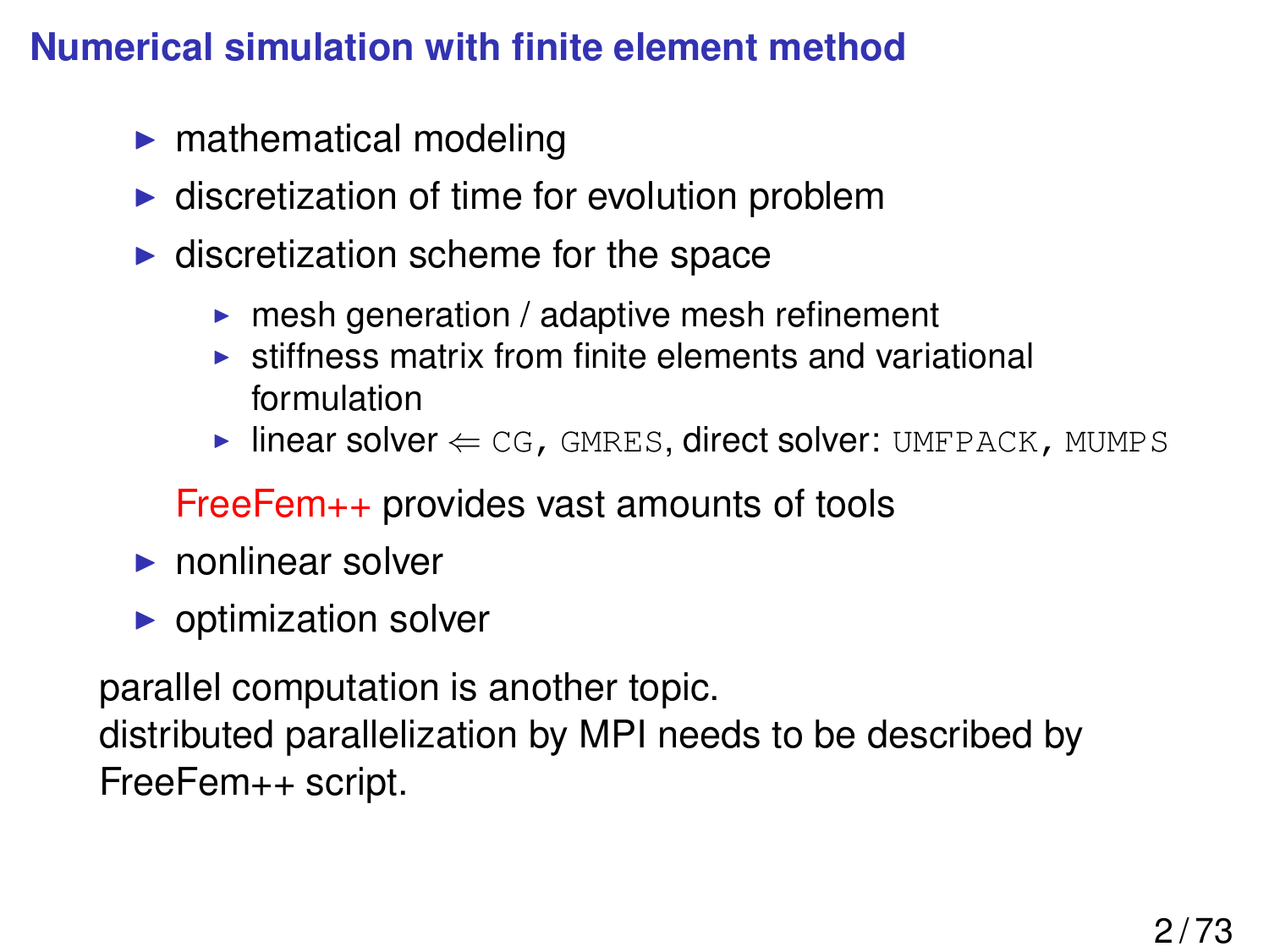## Numerical simulation with finite element method

- mathematical modeling
- discretization of time for evolution problem
- discretization scheme for the space
  - mesh generation / adaptive mesh refinement
  - stiffness matrix from finite elements and variational formulation
  - linear solver $\Leftarrow$ `CG`, `GMRES`, direct solver: `UMFPACK`, `MUMPS`

  FreeFem++ provides vast amounts of tools
- nonlinear solver
- optimization solver

parallel computation is another topic.
distributed parallelization by MPI needs to be described by FreeFem++ script.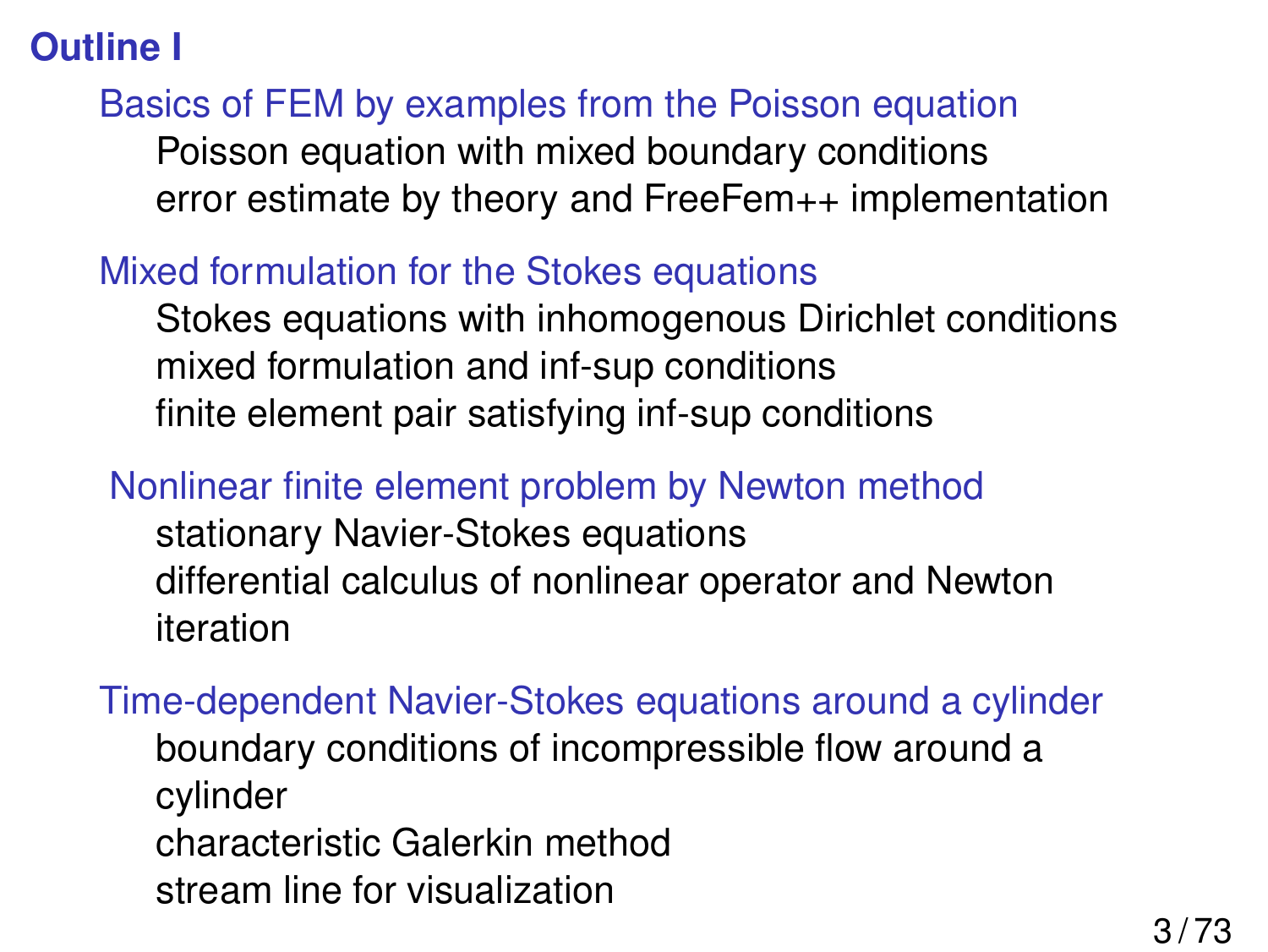# Outline I

## Basics of FEM by examples from the Poisson equation

- Poisson equation with mixed boundary conditions
- error estimate by theory and FreeFem++ implementation

## Mixed formulation for the Stokes equations

- Stokes equations with inhomogenous Dirichlet conditions
- mixed formulation and inf-sup conditions
- finite element pair satisfying inf-sup conditions

## Nonlinear finite element problem by Newton method

- stationary Navier-Stokes equations
- differential calculus of nonlinear operator and Newton iteration

## Time-dependent Navier-Stokes equations around a cylinder

- boundary conditions of incompressible flow around a cylinder
- characteristic Galerkin method
- stream line for visualization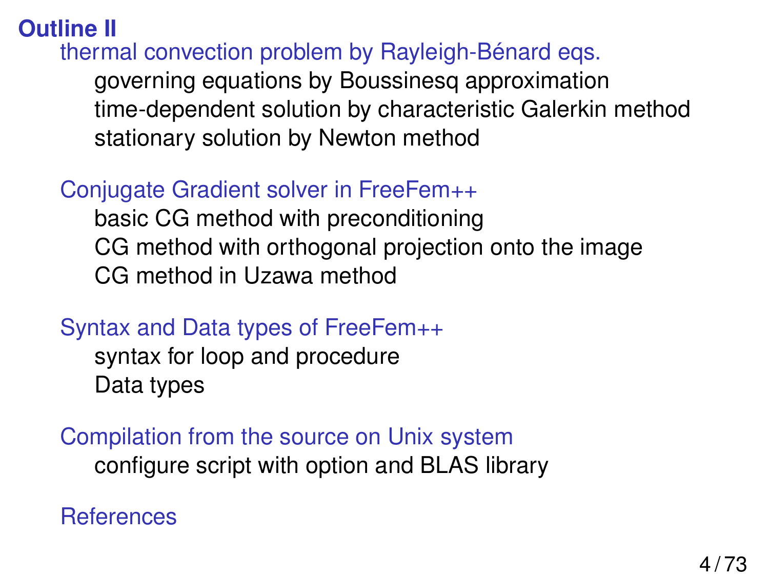# Outline II

## thermal convection problem by Rayleigh-Bénard eqs.

- governing equations by Boussinesq approximation
- time-dependent solution by characteristic Galerkin method
- stationary solution by Newton method

## Conjugate Gradient solver in FreeFem++

- basic CG method with preconditioning
- CG method with orthogonal projection onto the image
- CG method in Uzawa method

## Syntax and Data types of FreeFem++

- syntax for loop and procedure
- Data types

## Compilation from the source on Unix system

- configure script with option and BLAS library

## References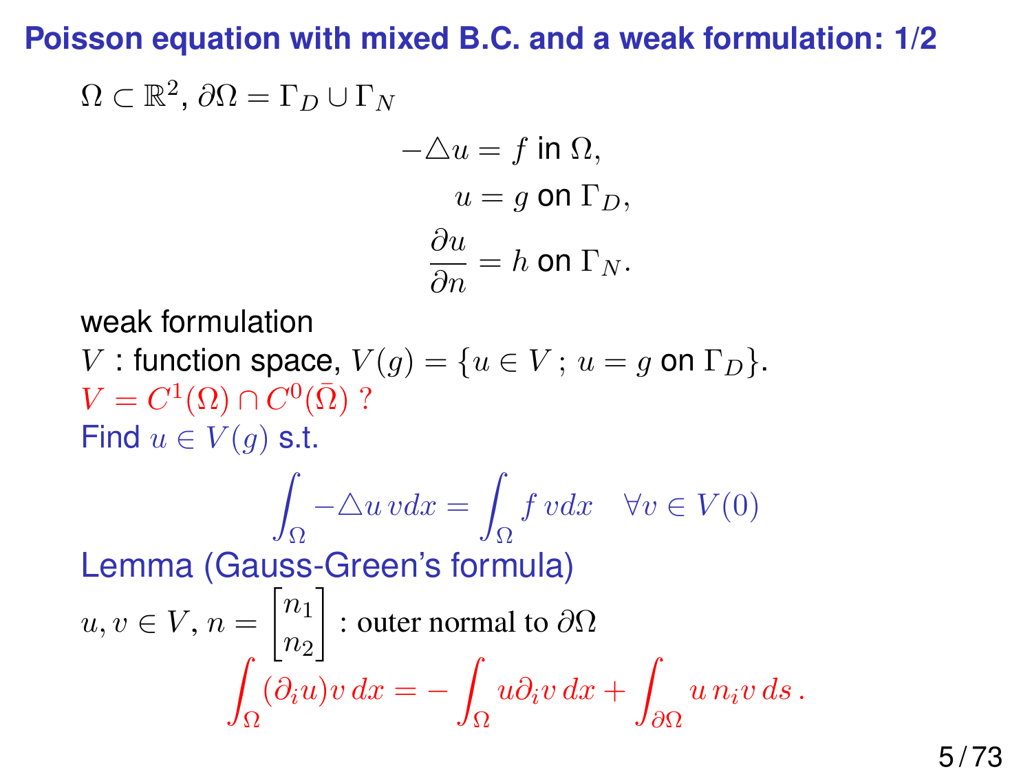## Poisson equation with mixed B.C. and a weak formulation: 1/2

$\Omega \subset \mathbb{R}^2$, $\partial\Omega = \Gamma_D \cup \Gamma_N$

$$
\begin{aligned}
-\triangle u &= f \text{ in } \Omega, \\
u &= g \text{ on } \Gamma_D, \\
\frac{\partial u}{\partial n} &= h \text{ on } \Gamma_N.
\end{aligned}
$$

weak formulation

$V$ : function space, $V(g) = \{u \in V\,;\, u = g \text{ on } \Gamma_D\}$.

$V = C^1(\Omega) \cap C^0(\bar{\Omega})$ ?

Find $u \in V(g)$ s.t.

$$
\int_\Omega -\triangle u \, v dx = \int_\Omega f \, v dx \quad \forall v \in V(0)
$$

Lemma (Gauss-Green's formula)

$u, v \in V$, $n = \begin{bmatrix} n_1 \\ n_2 \end{bmatrix}$ : outer normal to $\partial\Omega$

$$
\int_\Omega (\partial_i u) v \, dx = -\int_\Omega u \partial_i v \, dx + \int_{\partial\Omega} u \, n_i v \, ds \, .
$$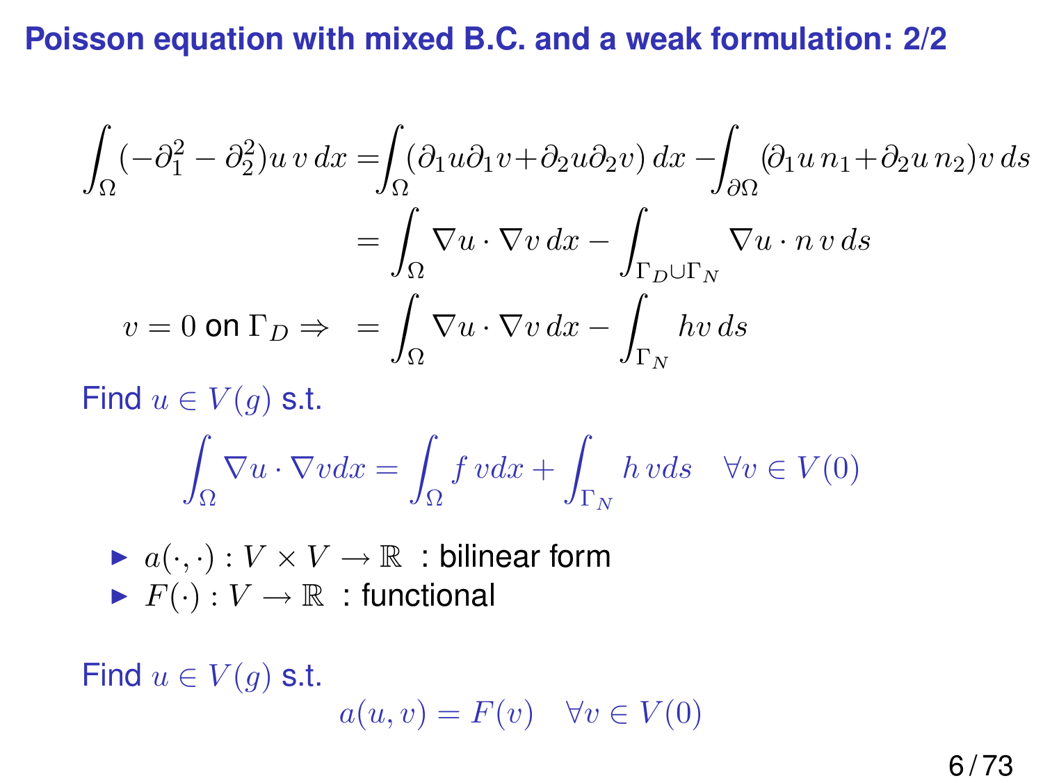# Poisson equation with mixed B.C. and a weak formulation: 2/2

$$
\begin{aligned}
\int_\Omega (-\partial_1^2 - \partial_2^2) u \, v \, dx &= \int_\Omega (\partial_1 u \partial_1 v + \partial_2 u \partial_2 v) \, dx - \int_{\partial\Omega} (\partial_1 u \, n_1 + \partial_2 u \, n_2) v \, ds \\
&= \int_\Omega \nabla u \cdot \nabla v \, dx - \int_{\Gamma_D \cup \Gamma_N} \nabla u \cdot n \, v \, ds \\
v = 0 \text{ on } \Gamma_D \Rightarrow \quad &= \int_\Omega \nabla u \cdot \nabla v \, dx - \int_{\Gamma_N} h v \, ds
\end{aligned}
$$

Find $u \in V(g)$ s.t.

$$
\int_\Omega \nabla u \cdot \nabla v dx = \int_\Omega f \, v dx + \int_{\Gamma_N} h \, v ds \quad \forall v \in V(0)
$$

- $a(\cdot,\cdot) : V \times V \to \mathbb{R}$ : bilinear form
- $F(\cdot) : V \to \mathbb{R}$ : functional

Find $u \in V(g)$ s.t.

$$
a(u, v) = F(v) \quad \forall v \in V(0)
$$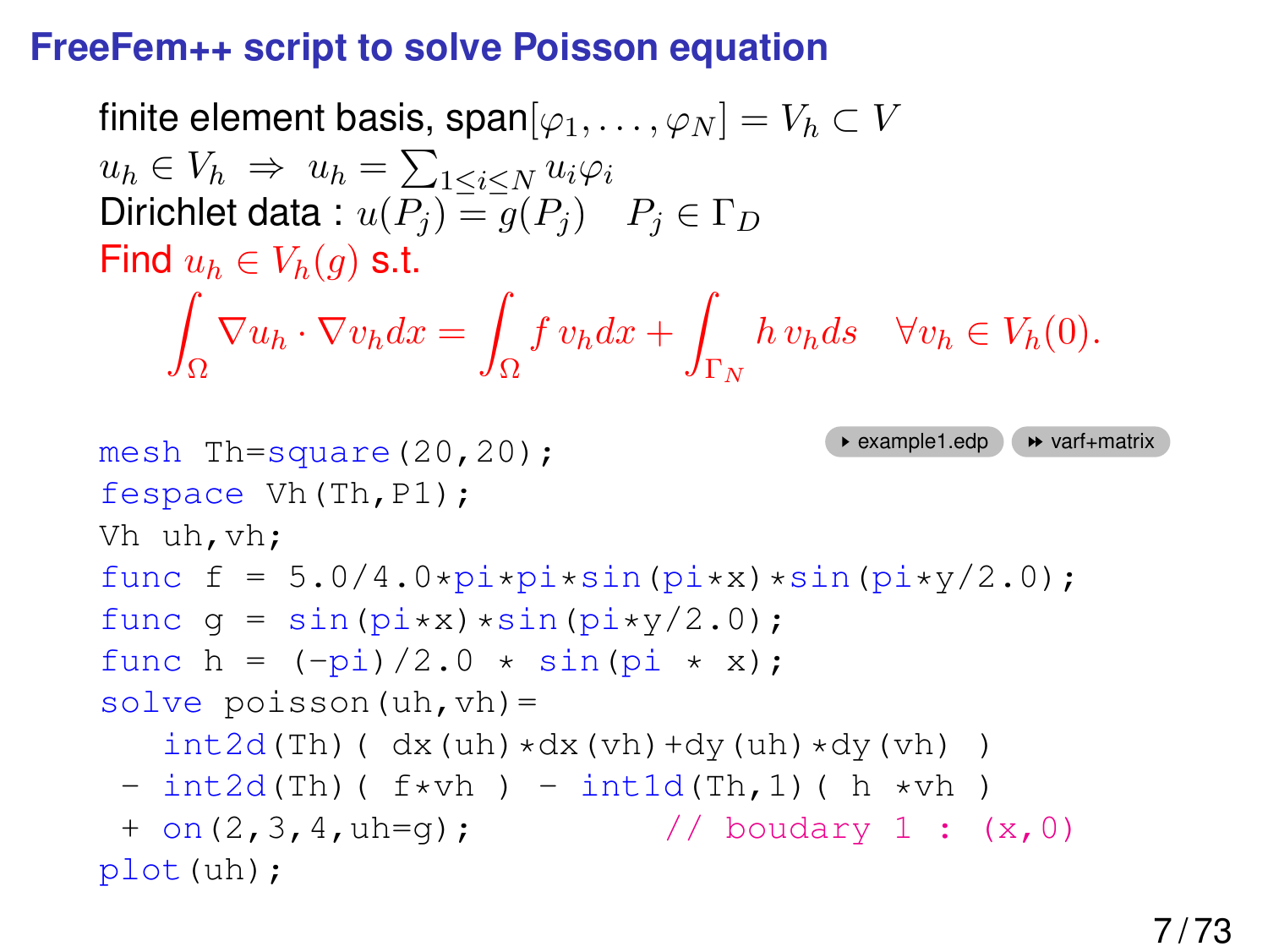# FreeFem++ script to solve Poisson equation

finite element basis, span$[\varphi_1, \ldots, \varphi_N] = V_h \subset V$

$u_h \in V_h \;\Rightarrow\; u_h = \sum_{1 \leq i \leq N} u_i \varphi_i$

Dirichlet data : $u(P_j) = g(P_j) \quad P_j \in \Gamma_D$

Find $u_h \in V_h(g)$ s.t.

$$\int_\Omega \nabla u_h \cdot \nabla v_h dx = \int_\Omega f\, v_h dx + \int_{\Gamma_N} h\, v_h ds \quad \forall v_h \in V_h(0).$$

example1.edp | varf+matrix

```
mesh Th=square(20,20);
fespace Vh(Th,P1);
Vh uh,vh;
func f = 5.0/4.0*pi*pi*sin(pi*x)*sin(pi*y/2.0);
func g = sin(pi*x)*sin(pi*y/2.0);
func h = (-pi)/2.0 * sin(pi * x);
solve poisson(uh,vh)=
   int2d(Th)( dx(uh)*dx(vh)+dy(uh)*dy(vh) )
 - int2d(Th)( f*vh ) - int1d(Th,1)( h *vh )
 + on(2,3,4,uh=g);          // boudary 1 : (x,0)
plot(uh);
```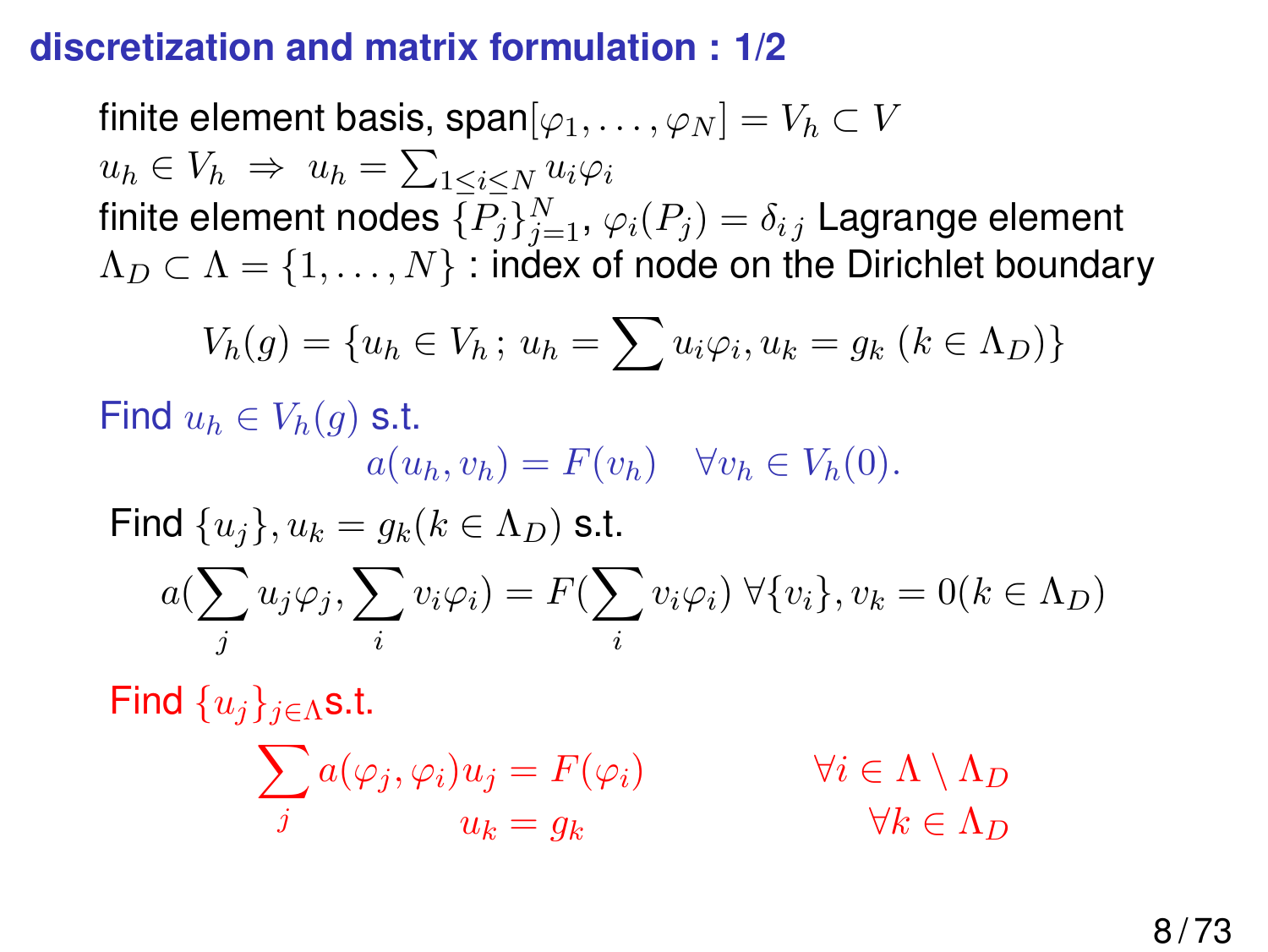## discretization and matrix formulation : 1/2

finite element basis, span$[\varphi_1, \ldots, \varphi_N] = V_h \subset V$

$u_h \in V_h \;\Rightarrow\; u_h = \sum_{1 \leq i \leq N} u_i \varphi_i$

finite element nodes $\{P_j\}_{j=1}^N$, $\varphi_i(P_j) = \delta_{i\,j}$ Lagrange element

$\Lambda_D \subset \Lambda = \{1, \ldots, N\}$ : index of node on the Dirichlet boundary

$$V_h(g) = \{u_h \in V_h \,;\, u_h = \sum u_i \varphi_i, u_k = g_k \ (k \in \Lambda_D)\}$$

Find $u_h \in V_h(g)$ s.t.

$$a(u_h, v_h) = F(v_h) \quad \forall v_h \in V_h(0).$$

Find $\{u_j\}, u_k = g_k(k \in \Lambda_D)$ s.t.

$$a(\sum_j u_j \varphi_j, \sum_i v_i \varphi_i) = F(\sum_i v_i \varphi_i) \ \forall \{v_i\}, v_k = 0(k \in \Lambda_D)$$

Find $\{u_j\}_{j \in \Lambda}$ s.t.

$$\sum_j a(\varphi_j, \varphi_i) u_j = F(\varphi_i) \qquad \forall i \in \Lambda \setminus \Lambda_D$$

$$u_k = g_k \qquad \forall k \in \Lambda_D$$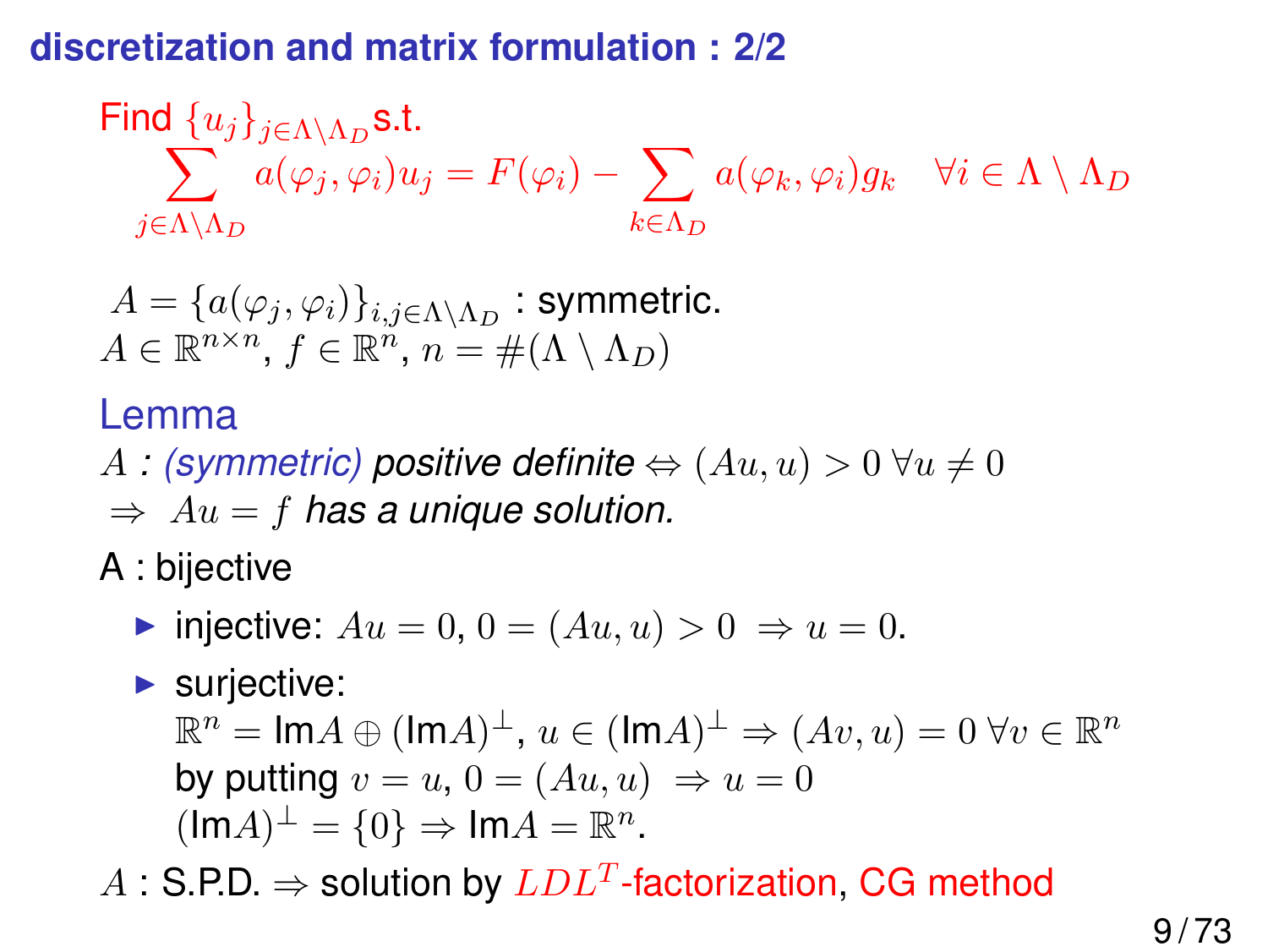## discretization and matrix formulation : 2/2

Find $\{u_j\}_{j\in\Lambda\setminus\Lambda_D}$ s.t.

$$\sum_{j\in\Lambda\setminus\Lambda_D} a(\varphi_j,\varphi_i)u_j = F(\varphi_i) - \sum_{k\in\Lambda_D} a(\varphi_k,\varphi_i)g_k \quad \forall i \in \Lambda\setminus\Lambda_D$$

$A = \{a(\varphi_j,\varphi_i)\}_{i,j\in\Lambda\setminus\Lambda_D}$ : symmetric.
$A\in\mathbb{R}^{n\times n}$, $f\in\mathbb{R}^n$, $n = \#(\Lambda\setminus\Lambda_D)$

### Lemma

*$A$ : (symmetric) positive definite* $\Leftrightarrow (Au,u) > 0\ \forall u \neq 0$
$\Rightarrow\ Au = f$ *has a unique solution.*

A : bijective

- injective: $Au = 0$, $0 = (Au,u) > 0\ \Rightarrow u = 0$.
- surjective:
  $\mathbb{R}^n = \mathrm{Im}A \oplus (\mathrm{Im}A)^\perp$, $u \in (\mathrm{Im}A)^\perp \Rightarrow (Av,u) = 0\ \forall v \in \mathbb{R}^n$
  by putting $v = u$, $0 = (Au,u)\ \Rightarrow u = 0$
  $(\mathrm{Im}A)^\perp = \{0\} \Rightarrow \mathrm{Im}A = \mathbb{R}^n$.

$A$ : S.P.D. $\Rightarrow$ solution by $LDL^T$-factorization, CG method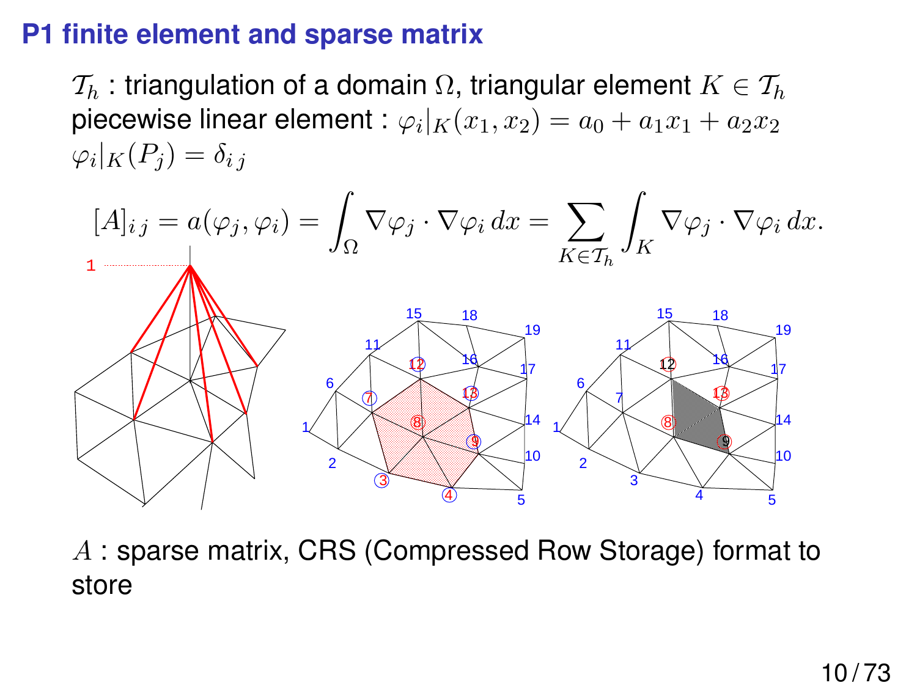# P1 finite element and sparse matrix

$\mathcal{T}_h$ : triangulation of a domain $\Omega$, triangular element $K \in \mathcal{T}_h$
piecewise linear element : $\varphi_i|_K(x_1, x_2) = a_0 + a_1 x_1 + a_2 x_2$
$\varphi_i|_K(P_j) = \delta_{i\,j}$

$$[A]_{i\,j} = a(\varphi_j, \varphi_i) = \int_\Omega \nabla\varphi_j \cdot \nabla\varphi_i \, dx = \sum_{K \in \mathcal{T}_h} \int_K \nabla\varphi_j \cdot \nabla\varphi_i \, dx.$$

$A$ : sparse matrix, CRS (Compressed Row Storage) format to store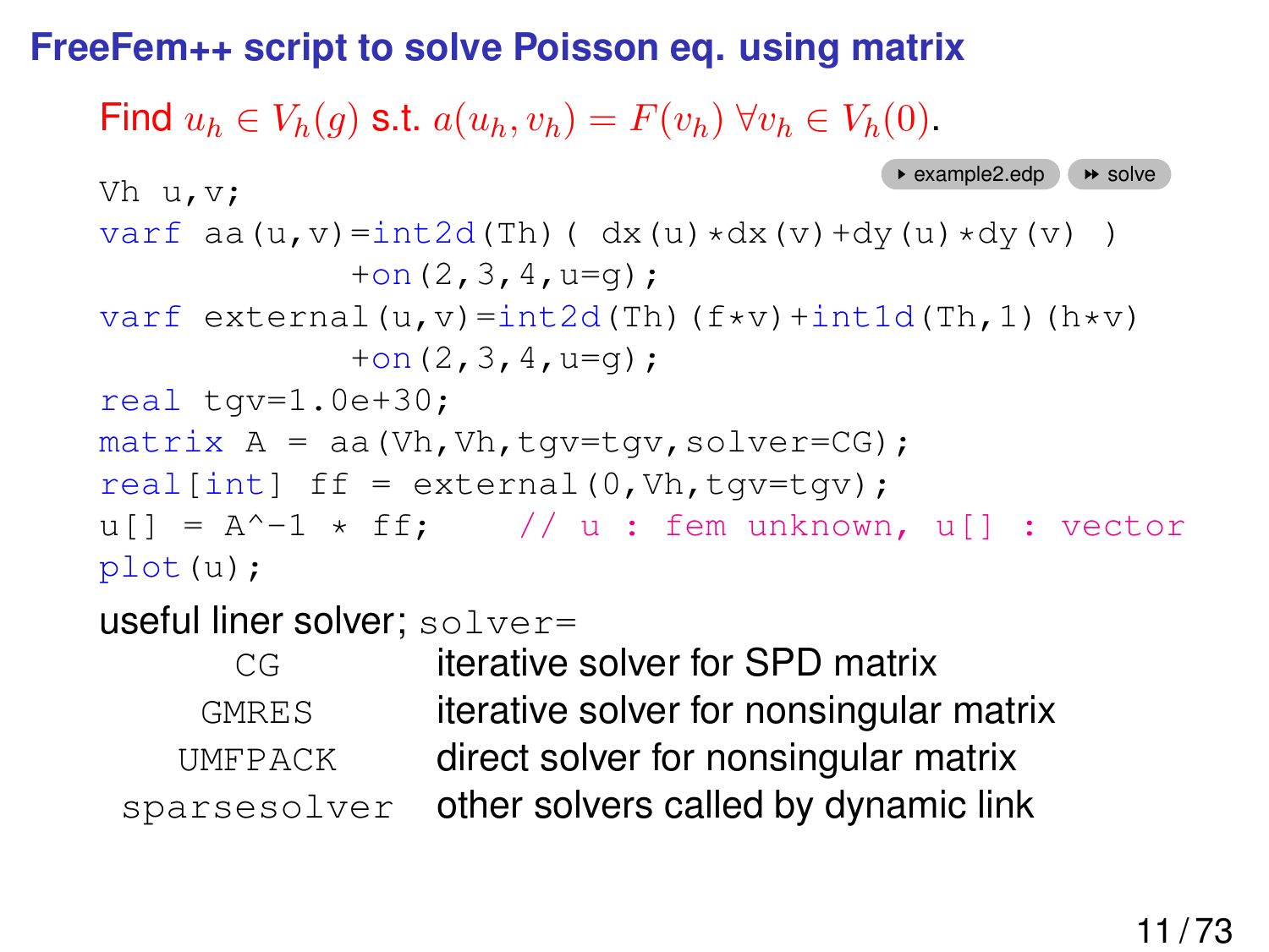## FreeFem++ script to solve Poisson eq. using matrix

Find $u_h \in V_h(g)$ s.t. $a(u_h, v_h) = F(v_h) \; \forall v_h \in V_h(0)$.

▸ example2.edp ▸▸ solve

```
Vh u,v;
varf aa(u,v)=int2d(Th)( dx(u)*dx(v)+dy(u)*dy(v) )
            +on(2,3,4,u=g);
varf external(u,v)=int2d(Th)(f*v)+int1d(Th,1)(h*v)
            +on(2,3,4,u=g);
real tgv=1.0e+30;
matrix A = aa(Vh,Vh,tgv=tgv,solver=CG);
real[int] ff = external(0,Vh,tgv=tgv);
u[] = A^-1 * ff;    // u : fem unknown, u[] : vector
plot(u);
```

useful liner solver; `solver=`

| | |
|---|---|
| `CG` | iterative solver for SPD matrix |
| `GMRES` | iterative solver for nonsingular matrix |
| `UMFPACK` | direct solver for nonsingular matrix |
| `sparsesolver` | other solvers called by dynamic link |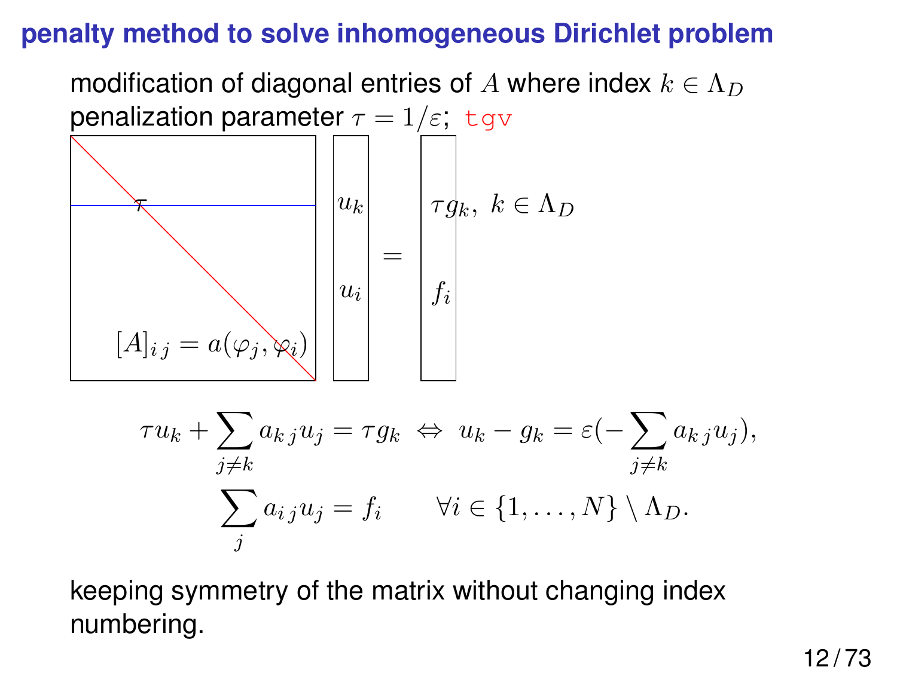## penalty method to solve inhomogeneous Dirichlet problem

modification of diagonal entries of $A$ where index $k \in \Lambda_D$
penalization parameter $\tau = 1/\varepsilon$; `tgv`

$$
\begin{bmatrix} \ddots & & \\ & \tau & \\ & & [A]_{i\,j} = a(\varphi_j, \varphi_i) \end{bmatrix}
\begin{bmatrix} u_k \\ u_i \end{bmatrix}
=
\begin{bmatrix} \tau g_k, \; k \in \Lambda_D \\ f_i \end{bmatrix}
$$

$$
\tau u_k + \sum_{j \neq k} a_{k\,j} u_j = \tau g_k \;\Leftrightarrow\; u_k - g_k = \varepsilon(-\sum_{j \neq k} a_{k\,j} u_j),
$$

$$
\sum_j a_{i\,j} u_j = f_i \qquad \forall i \in \{1, \ldots, N\} \setminus \Lambda_D.
$$

keeping symmetry of the matrix without changing index numbering.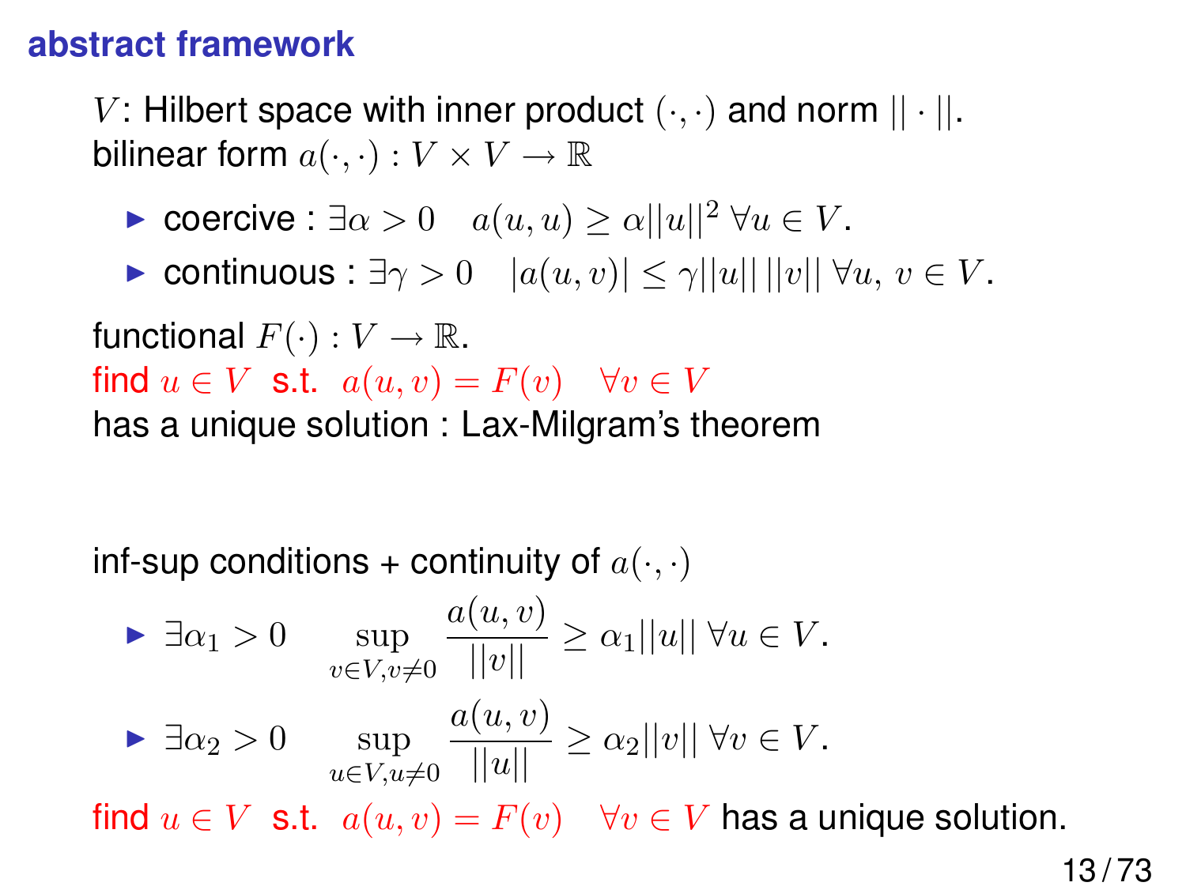## abstract framework

$V$: Hilbert space with inner product $(\cdot,\cdot)$ and norm $||\cdot||$.
bilinear form $a(\cdot,\cdot) : V \times V \to \mathbb{R}$

- coercive : $\exists \alpha > 0 \quad a(u,u) \geq \alpha ||u||^2 \; \forall u \in V$.
- continuous : $\exists \gamma > 0 \quad |a(u,v)| \leq \gamma ||u|| \, ||v|| \; \forall u, \, v \in V$.

functional $F(\cdot) : V \to \mathbb{R}$.
find $u \in V$ s.t. $a(u,v) = F(v) \quad \forall v \in V$
has a unique solution : Lax-Milgram's theorem

inf-sup conditions + continuity of $a(\cdot,\cdot)$

- $\exists \alpha_1 > 0 \quad \displaystyle\sup_{v \in V, v \neq 0} \frac{a(u,v)}{||v||} \geq \alpha_1 ||u|| \; \forall u \in V$.
- $\exists \alpha_2 > 0 \quad \displaystyle\sup_{u \in V, u \neq 0} \frac{a(u,v)}{||u||} \geq \alpha_2 ||v|| \; \forall v \in V$.

find $u \in V$ s.t. $a(u,v) = F(v) \quad \forall v \in V$ has a unique solution.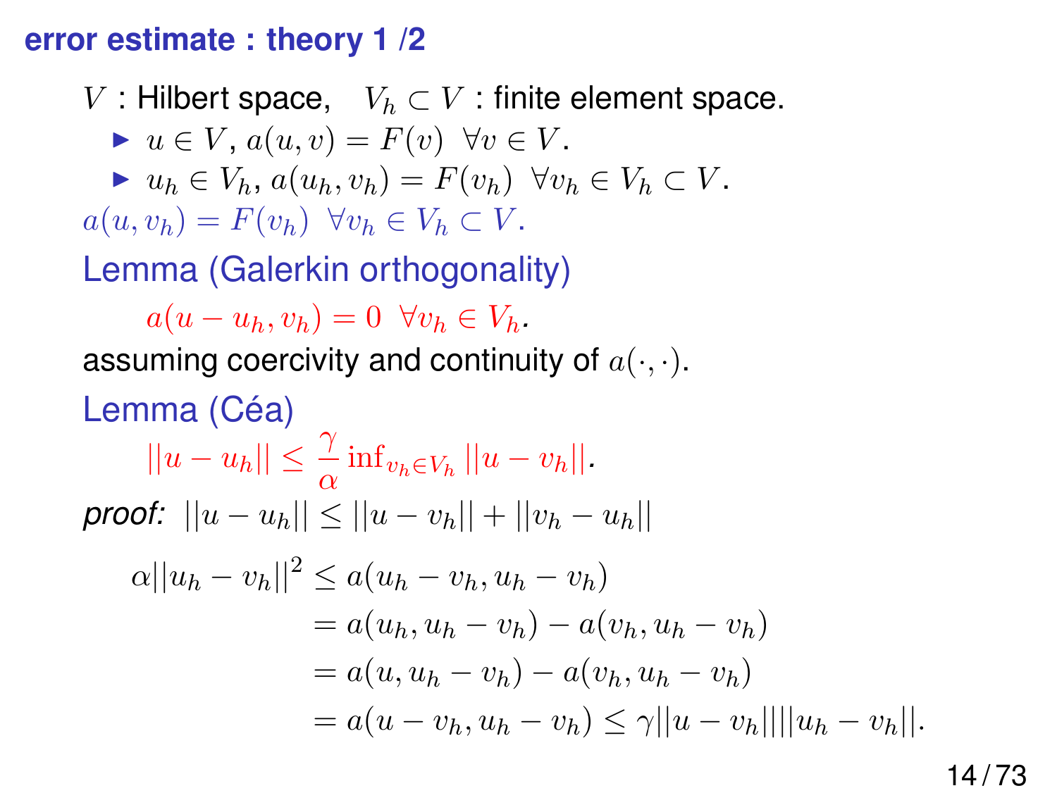## error estimate : theory 1 /2

$V$ : Hilbert space, $V_h \subset V$ : finite element space.

- $u \in V$, $a(u, v) = F(v) \ \ \forall v \in V$.
- $u_h \in V_h$, $a(u_h, v_h) = F(v_h) \ \ \forall v_h \in V_h \subset V$.

$a(u, v_h) = F(v_h) \ \ \forall v_h \in V_h \subset V$.

Lemma (Galerkin orthogonality)

$$a(u - u_h, v_h) = 0 \ \ \forall v_h \in V_h.$$

assuming coercivity and continuity of $a(\cdot, \cdot)$.

Lemma (Céa)

$$||u - u_h|| \leq \frac{\gamma}{\alpha} \inf_{v_h \in V_h} ||u - v_h||.$$

*proof:* $||u - u_h|| \leq ||u - v_h|| + ||v_h - u_h||$

$$\begin{aligned}
\alpha ||u_h - v_h||^2 &\leq a(u_h - v_h, u_h - v_h) \\
&= a(u_h, u_h - v_h) - a(v_h, u_h - v_h) \\
&= a(u, u_h - v_h) - a(v_h, u_h - v_h) \\
&= a(u - v_h, u_h - v_h) \leq \gamma ||u - v_h|| ||u_h - v_h||.
\end{aligned}$$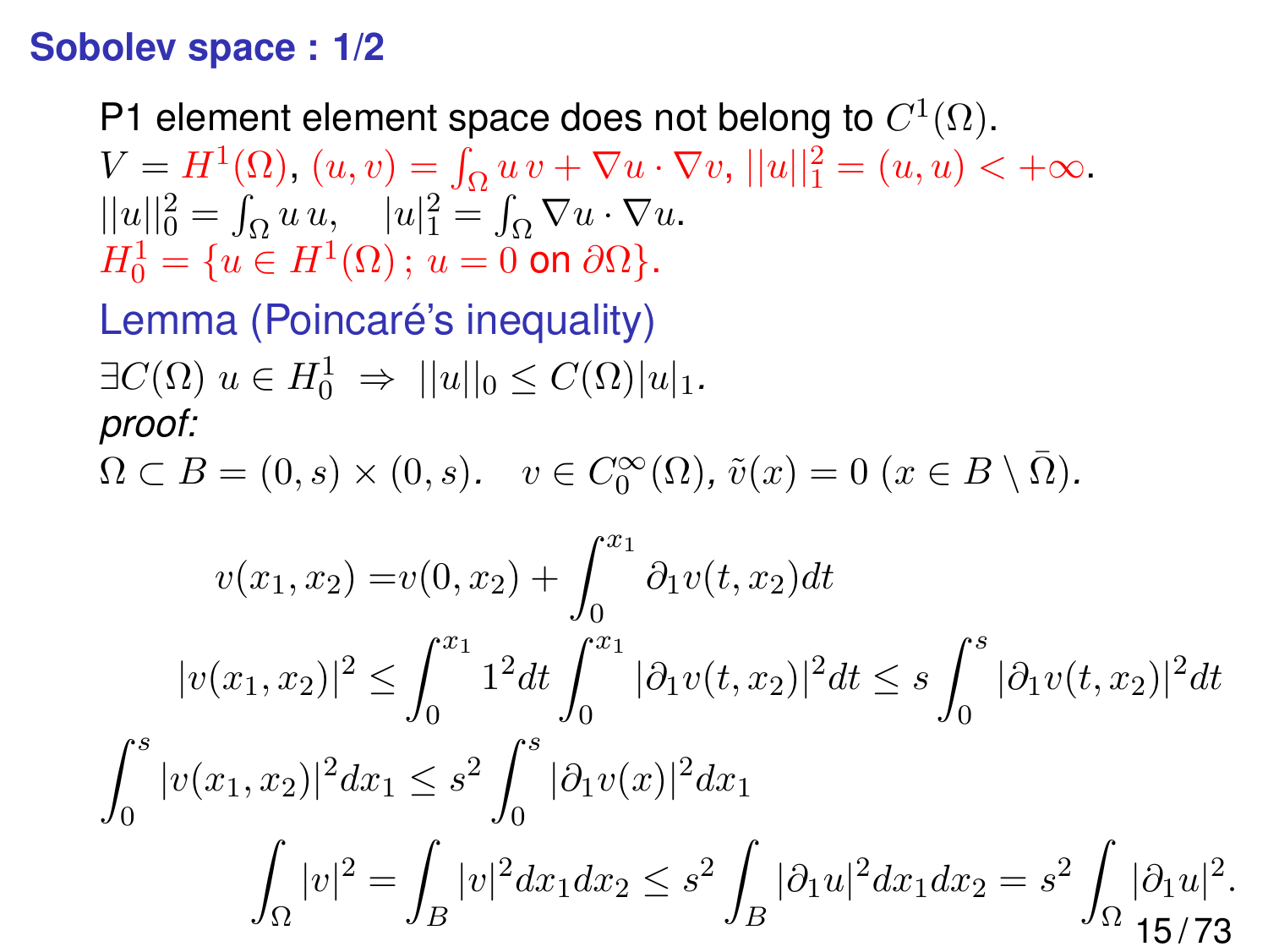## Sobolev space : 1/2

P1 element element space does not belong to $C^1(\Omega)$.
$V = H^1(\Omega)$, $(u, v) = \int_\Omega u\, v + \nabla u \cdot \nabla v$, $||u||_1^2 = (u, u) < +\infty$.
$||u||_0^2 = \int_\Omega u\, u, \quad |u|_1^2 = \int_\Omega \nabla u \cdot \nabla u.$
$H_0^1 = \{u \in H^1(\Omega)\,;\, u = 0 \text{ on } \partial\Omega\}$.

### Lemma (Poincaré's inequality)

$\exists C(\Omega)\ u \in H_0^1 \ \Rightarrow\ ||u||_0 \leq C(\Omega)|u|_1$.

*proof:*

$\Omega \subset B = (0, s) \times (0, s). \quad v \in C_0^\infty(\Omega)$, $\tilde{v}(x) = 0\ (x \in B \setminus \bar{\Omega})$.

$$v(x_1, x_2) = v(0, x_2) + \int_0^{x_1} \partial_1 v(t, x_2) dt$$

$$|v(x_1, x_2)|^2 \leq \int_0^{x_1} 1^2 dt \int_0^{x_1} |\partial_1 v(t, x_2)|^2 dt \leq s \int_0^s |\partial_1 v(t, x_2)|^2 dt$$

$$\int_0^s |v(x_1, x_2)|^2 dx_1 \leq s^2 \int_0^s |\partial_1 v(x)|^2 dx_1$$

$$\int_\Omega |v|^2 = \int_B |v|^2 dx_1 dx_2 \leq s^2 \int_B |\partial_1 u|^2 dx_1 dx_2 = s^2 \int_\Omega |\partial_1 u|^2.$$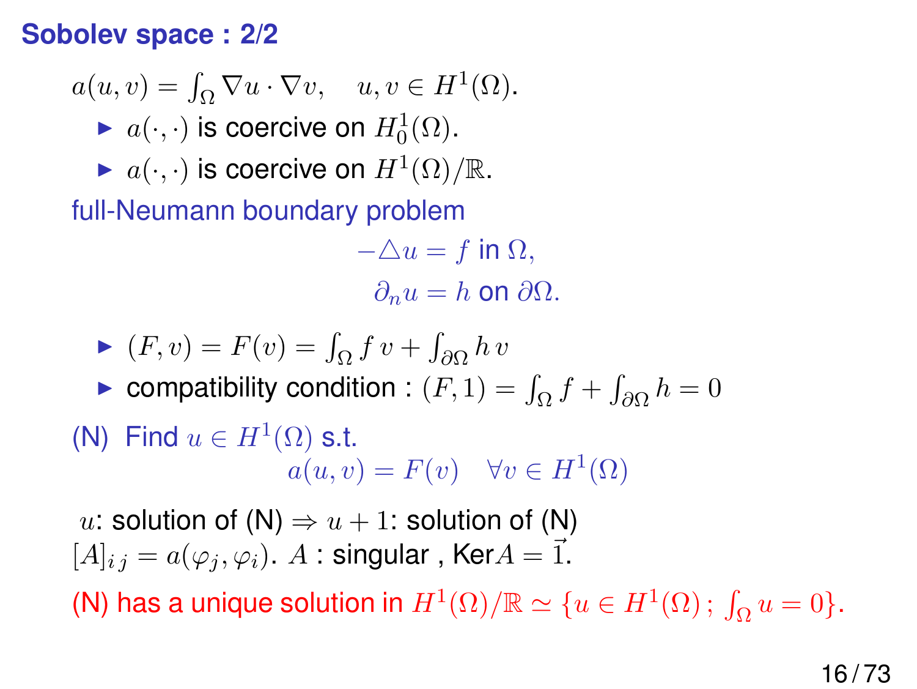## Sobolev space : 2/2

$a(u, v) = \int_\Omega \nabla u \cdot \nabla v, \quad u, v \in H^1(\Omega).$

- $a(\cdot, \cdot)$ is coercive on $H_0^1(\Omega)$.
- $a(\cdot, \cdot)$ is coercive on $H^1(\Omega)/\mathbb{R}$.

full-Neumann boundary problem

$$-\triangle u = f \text{ in } \Omega,$$
$$\partial_n u = h \text{ on } \partial\Omega.$$

- $(F, v) = F(v) = \int_\Omega f\, v + \int_{\partial\Omega} h\, v$
- compatibility condition : $(F, 1) = \int_\Omega f + \int_{\partial\Omega} h = 0$

(N) Find $u \in H^1(\Omega)$ s.t.

$$a(u, v) = F(v) \quad \forall v \in H^1(\Omega)$$

$u$: solution of (N) $\Rightarrow u + 1$: solution of (N)
$[A]_{ij} = a(\varphi_j, \varphi_i)$. $A$ : singular , Ker$A = \vec{1}$.

(N) has a unique solution in $H^1(\Omega)/\mathbb{R} \simeq \{u \in H^1(\Omega)\, ;\, \int_\Omega u = 0\}$.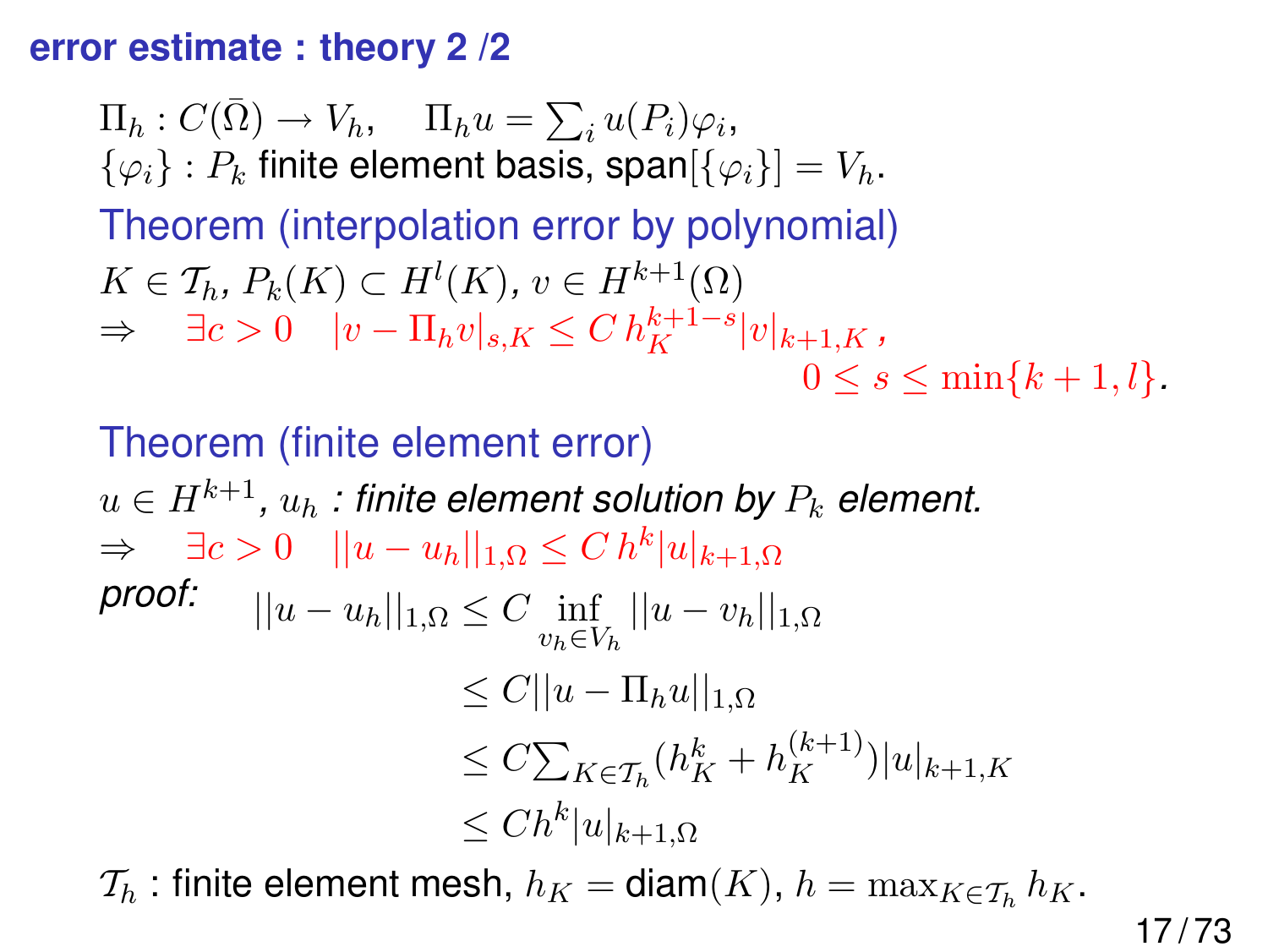## error estimate : theory 2 /2

$\Pi_h : C(\bar{\Omega}) \to V_h, \quad \Pi_h u = \sum_i u(P_i)\varphi_i,$
$\{\varphi_i\}$ : $P_k$ finite element basis, span$[\{\varphi_i\}] = V_h$.

**Theorem (interpolation error by polynomial)**

$K \in \mathcal{T}_h$, $P_k(K) \subset H^l(K)$, $v \in H^{k+1}(\Omega)$

$$\Rightarrow \quad \exists c > 0 \quad |v - \Pi_h v|_{s,K} \leq C\, h_K^{k+1-s} |v|_{k+1,K}\,, \quad 0 \leq s \leq \min\{k+1, l\}.$$

**Theorem (finite element error)**

$u \in H^{k+1}$, $u_h$ *: finite element solution by* $P_k$ *element.*

$$\Rightarrow \quad \exists c > 0 \quad ||u - u_h||_{1,\Omega} \leq C\, h^k |u|_{k+1,\Omega}$$

*proof:*

$$\begin{aligned}
||u - u_h||_{1,\Omega} &\leq C \inf_{v_h \in V_h} ||u - v_h||_{1,\Omega} \\
&\leq C ||u - \Pi_h u||_{1,\Omega} \\
&\leq C \textstyle\sum_{K \in \mathcal{T}_h} (h_K^k + h_K^{(k+1)}) |u|_{k+1,K} \\
&\leq C h^k |u|_{k+1,\Omega}
\end{aligned}$$

$\mathcal{T}_h$ : finite element mesh, $h_K = \text{diam}(K)$, $h = \max_{K \in \mathcal{T}_h} h_K$.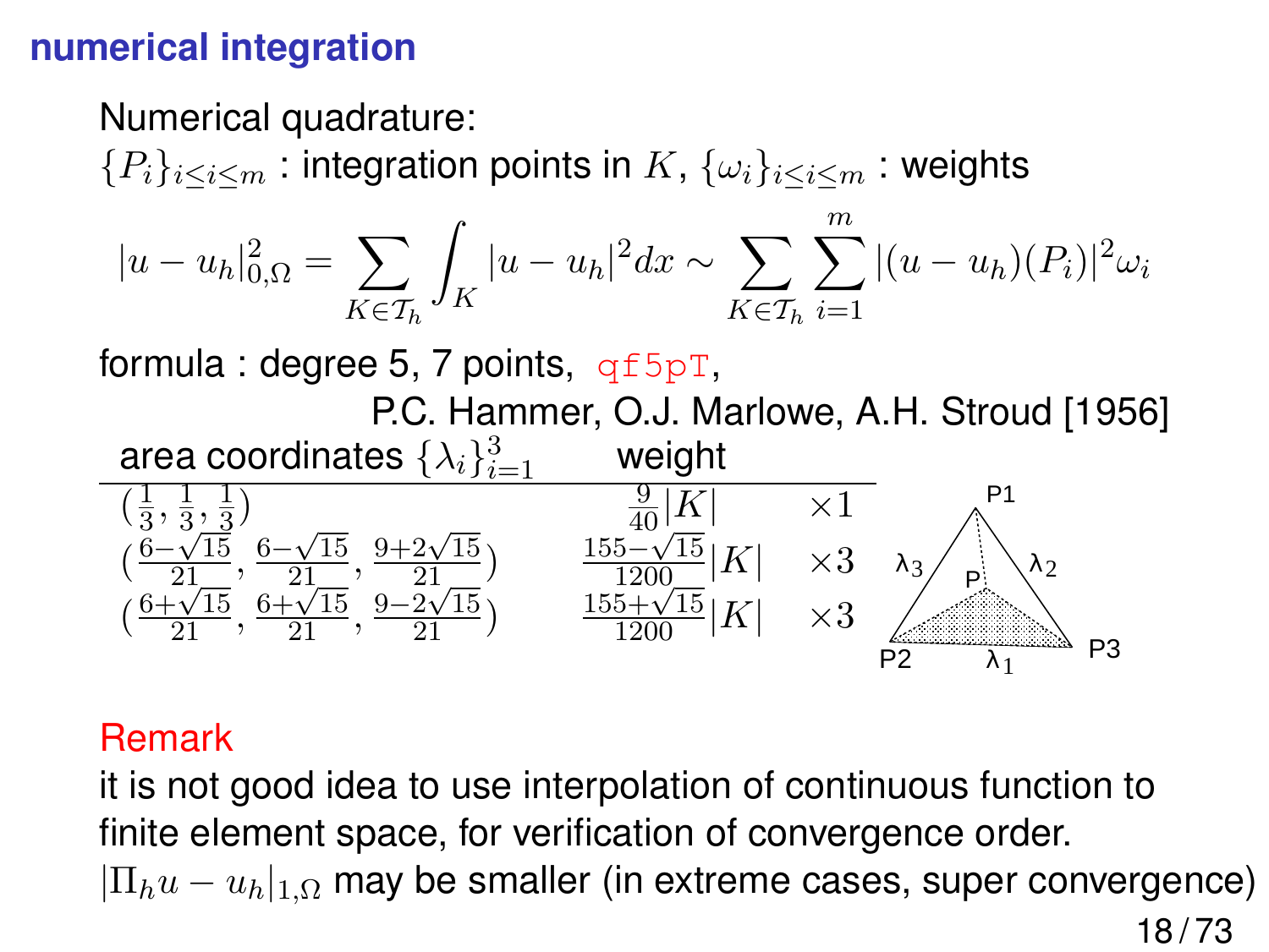## numerical integration

Numerical quadrature:

$\{P_i\}_{i \leq i \leq m}$ : integration points in $K$, $\{\omega_i\}_{i \leq i \leq m}$ : weights

$$|u - u_h|^2_{0,\Omega} = \sum_{K \in \mathcal{T}_h} \int_K |u - u_h|^2 dx \sim \sum_{K \in \mathcal{T}_h} \sum_{i=1}^{m} |(u - u_h)(P_i)|^2 \omega_i$$

formula : degree 5, 7 points, `qf5pT`,

P.C. Hammer, O.J. Marlowe, A.H. Stroud [1956]

| area coordinates $\{\lambda_i\}_{i=1}^3$ | weight | |
|---|---|---|
| $(\frac{1}{3}, \frac{1}{3}, \frac{1}{3})$ | $\frac{9}{40}\lvert K\rvert$ | $\times 1$ |
| $(\frac{6-\sqrt{15}}{21}, \frac{6-\sqrt{15}}{21}, \frac{9+2\sqrt{15}}{21})$ | $\frac{155-\sqrt{15}}{1200}\lvert K\rvert$ | $\times 3$ |
| $(\frac{6+\sqrt{15}}{21}, \frac{6+\sqrt{15}}{21}, \frac{9-2\sqrt{15}}{21})$ | $\frac{155+\sqrt{15}}{1200}\lvert K\rvert$ | $\times 3$ |

**Remark**

it is not good idea to use interpolation of continuous function to finite element space, for verification of convergence order.
$|\Pi_h u - u_h|_{1,\Omega}$ may be smaller (in extreme cases, super convergence)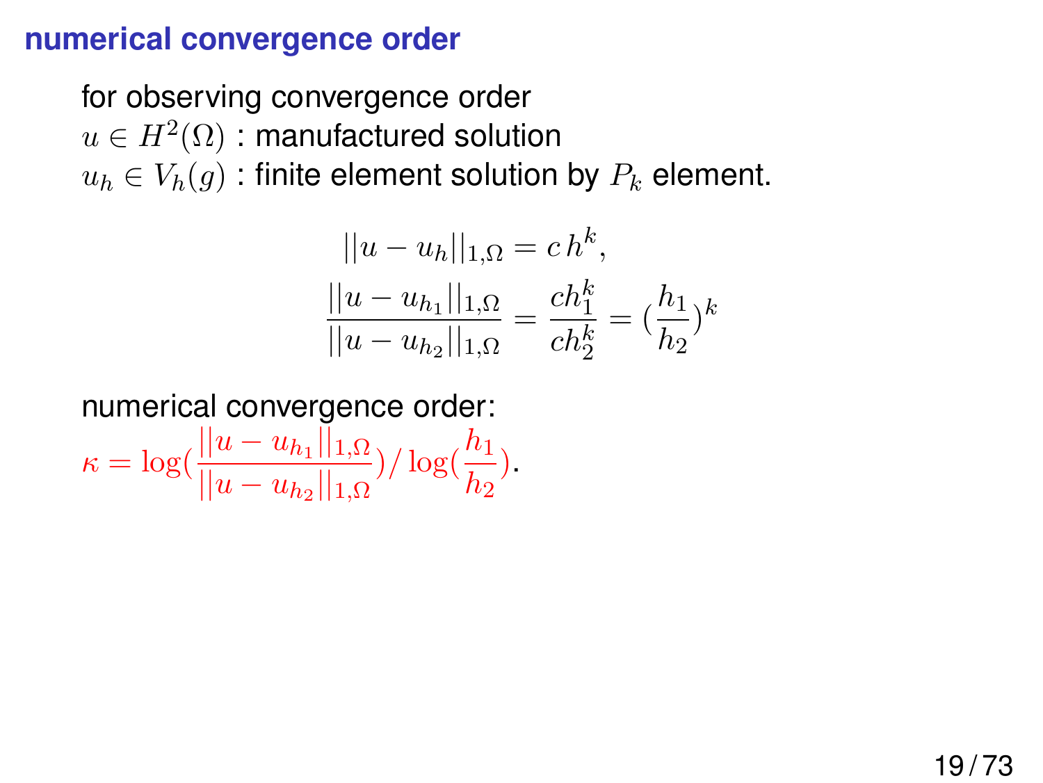## numerical convergence order

for observing convergence order
$u \in H^2(\Omega)$ : manufactured solution
$u_h \in V_h(g)$ : finite element solution by $P_k$ element.

$$||u - u_h||_{1,\Omega} = c\, h^k,$$
$$\frac{||u - u_{h_1}||_{1,\Omega}}{||u - u_{h_2}||_{1,\Omega}} = \frac{ch_1^k}{ch_2^k} = (\frac{h_1}{h_2})^k$$

numerical convergence order:
$\kappa = \log(\frac{||u - u_{h_1}||_{1,\Omega}}{||u - u_{h_2}||_{1,\Omega}}) / \log(\frac{h_1}{h_2})$.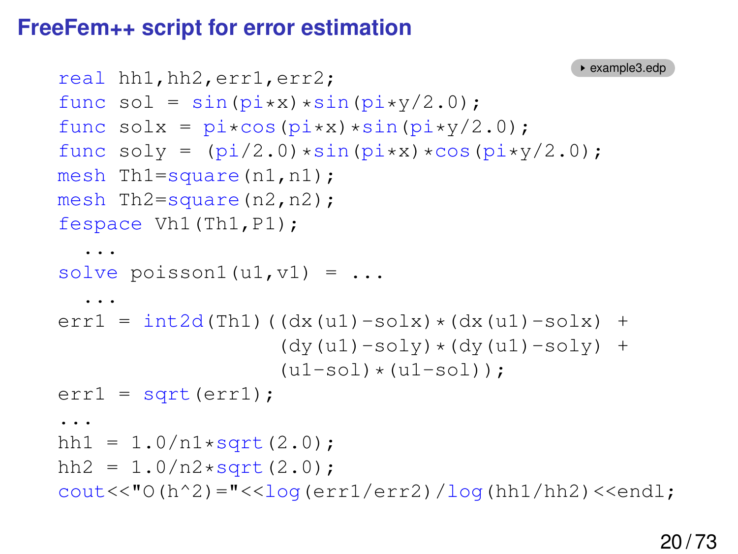# FreeFem++ script for error estimation

example3.edp

```
real hh1,hh2,err1,err2;
func sol = sin(pi*x)*sin(pi*y/2.0);
func solx = pi*cos(pi*x)*sin(pi*y/2.0);
func soly = (pi/2.0)*sin(pi*x)*cos(pi*y/2.0);
mesh Th1=square(n1,n1);
mesh Th2=square(n2,n2);
fespace Vh1(Th1,P1);
  ...
solve poisson1(u1,v1) = ...
  ...
err1 = int2d(Th1)((dx(u1)-solx)*(dx(u1)-solx) +
                  (dy(u1)-soly)*(dy(u1)-soly) +
                  (u1-sol)*(u1-sol));
err1 = sqrt(err1);
...
hh1 = 1.0/n1*sqrt(2.0);
hh2 = 1.0/n2*sqrt(2.0);
cout<<"O(h^2)="<<log(err1/err2)/log(hh1/hh2)<<endl;
```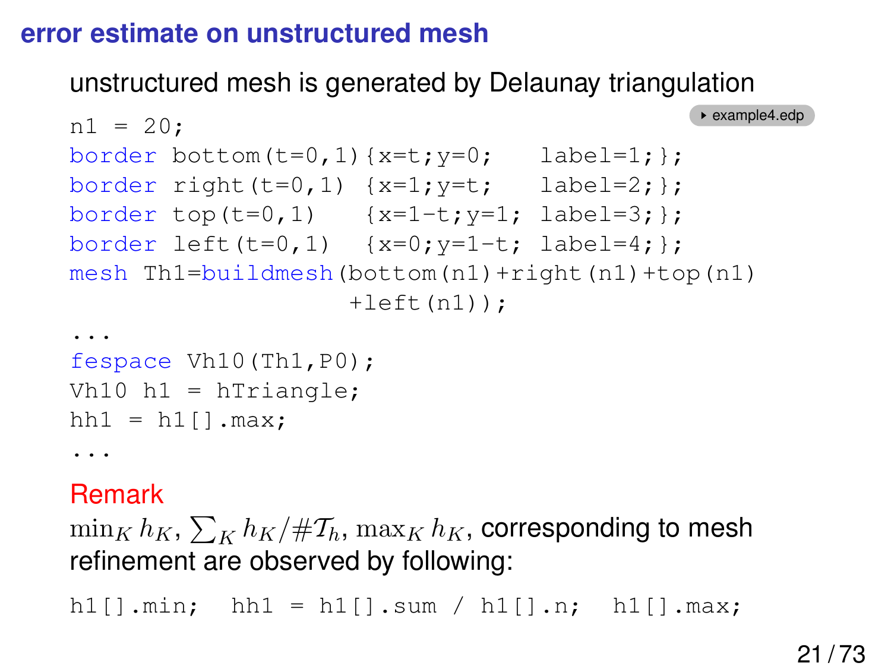## error estimate on unstructured mesh

unstructured mesh is generated by Delaunay triangulation

example4.edp

```
n1 = 20;
border bottom(t=0,1){x=t;y=0;   label=1;};
border right(t=0,1) {x=1;y=t;   label=2;};
border top(t=0,1)   {x=1-t;y=1; label=3;};
border left(t=0,1)  {x=0;y=1-t; label=4;};
mesh Th1=buildmesh(bottom(n1)+right(n1)+top(n1)
                   +left(n1));
...
fespace Vh10(Th1,P0);
Vh10 h1 = hTriangle;
hh1 = h1[].max;
...
```

**Remark**

$\min_K h_K$, $\sum_K h_K / \#\mathcal{T}_h$, $\max_K h_K$, corresponding to mesh refinement are observed by following:

```
h1[].min;  hh1 = h1[].sum / h1[].n;  h1[].max;
```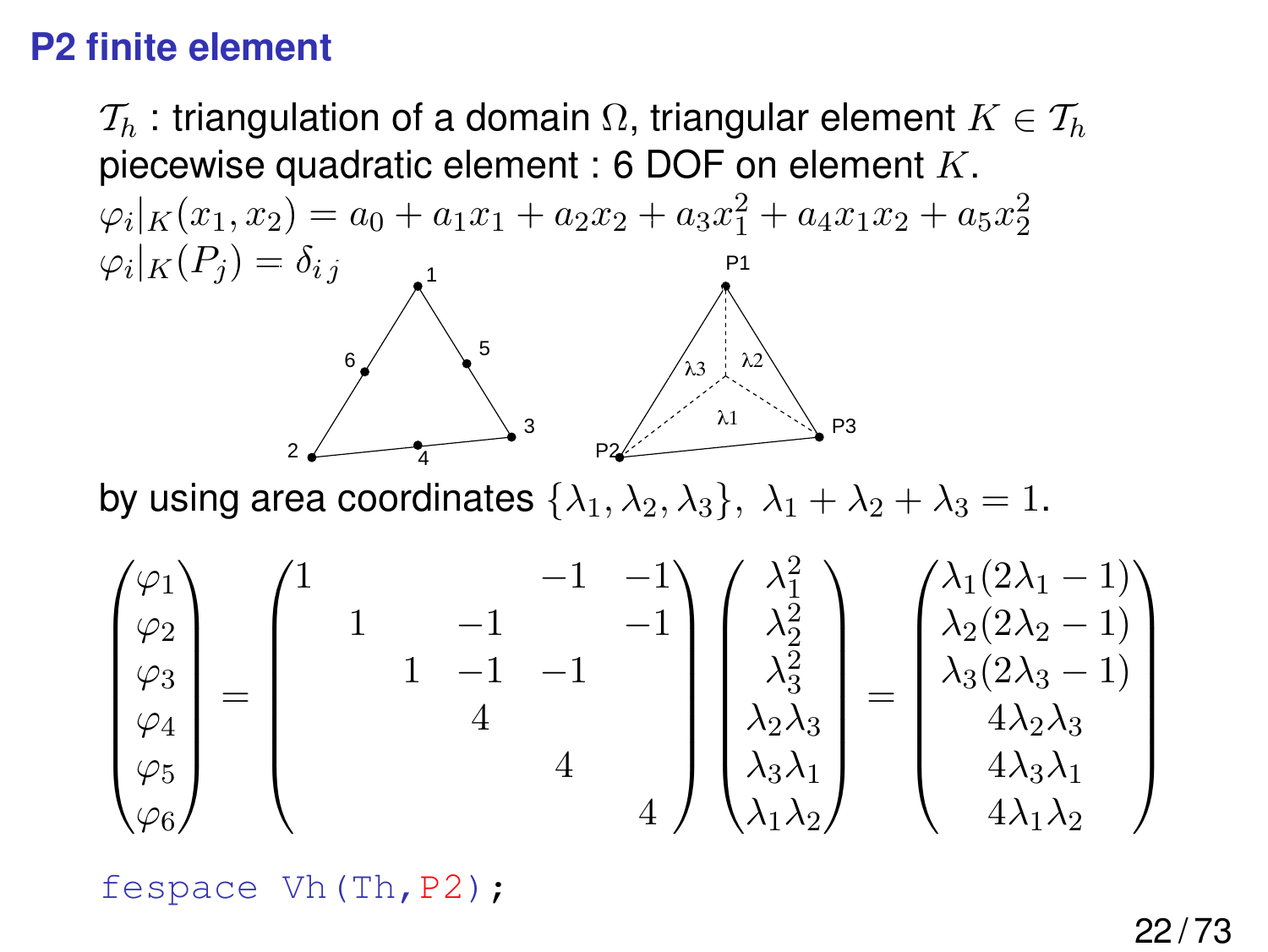# P2 finite element

$\mathcal{T}_h$ : triangulation of a domain $\Omega$, triangular element $K \in \mathcal{T}_h$
piecewise quadratic element : 6 DOF on element $K$.
$\varphi_i|_K(x_1, x_2) = a_0 + a_1 x_1 + a_2 x_2 + a_3 x_1^2 + a_4 x_1 x_2 + a_5 x_2^2$
$\varphi_i|_K(P_j) = \delta_{i\,j}$

by using area coordinates $\{\lambda_1, \lambda_2, \lambda_3\},\ \lambda_1 + \lambda_2 + \lambda_3 = 1.$

$$
\begin{pmatrix} \varphi_1 \\ \varphi_2 \\ \varphi_3 \\ \varphi_4 \\ \varphi_5 \\ \varphi_6 \end{pmatrix}
=
\begin{pmatrix}
1 & & & & -1 & -1 \\
& 1 & & -1 & & -1 \\
& & 1 & -1 & -1 & \\
& & & 4 & & \\
& & & & 4 & \\
& & & & & 4
\end{pmatrix}
\begin{pmatrix} \lambda_1^2 \\ \lambda_2^2 \\ \lambda_3^2 \\ \lambda_2\lambda_3 \\ \lambda_3\lambda_1 \\ \lambda_1\lambda_2 \end{pmatrix}
=
\begin{pmatrix} \lambda_1(2\lambda_1 - 1) \\ \lambda_2(2\lambda_2 - 1) \\ \lambda_3(2\lambda_3 - 1) \\ 4\lambda_2\lambda_3 \\ 4\lambda_3\lambda_1 \\ 4\lambda_1\lambda_2 \end{pmatrix}
$$

```
fespace Vh(Th,P2);
```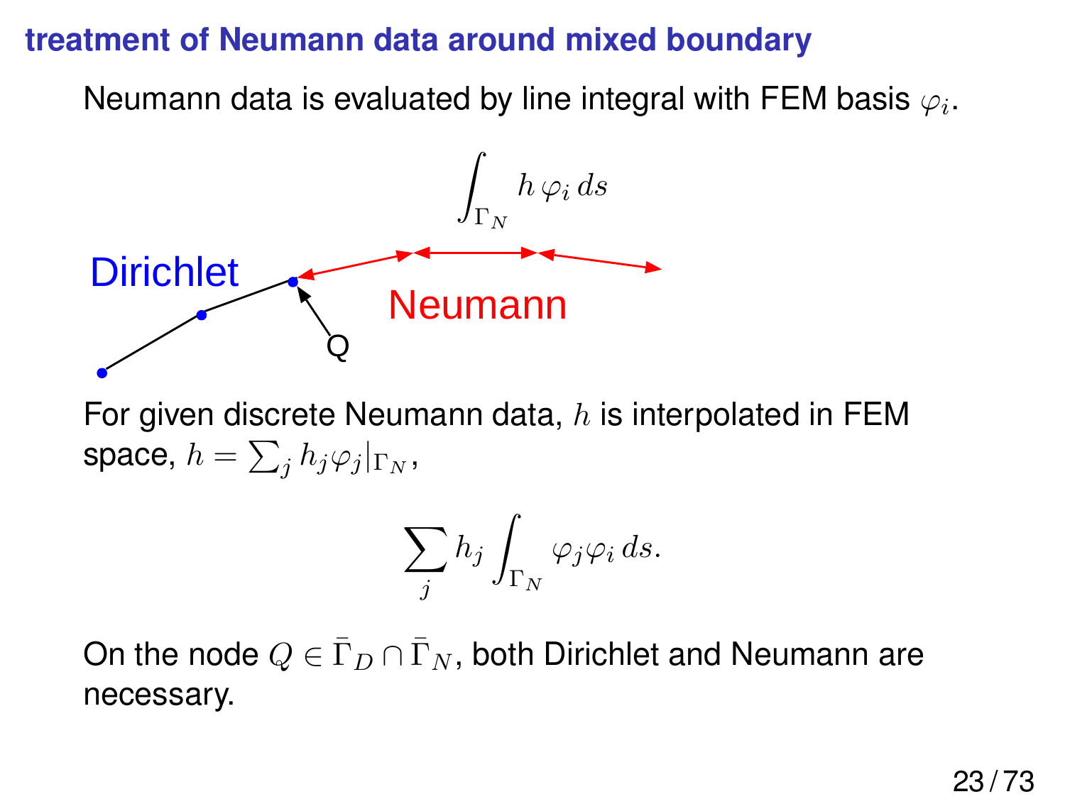## treatment of Neumann data around mixed boundary

Neumann data is evaluated by line integral with FEM basis $\varphi_i$.

$$\int_{\Gamma_N} h\,\varphi_i\,ds$$

Dirichlet

Neumann

Q

For given discrete Neumann data, $h$ is interpolated in FEM space, $h = \sum_j h_j \varphi_j|_{\Gamma_N}$,

$$\sum_j h_j \int_{\Gamma_N} \varphi_j \varphi_i\,ds.$$

On the node $Q \in \bar{\Gamma}_D \cap \bar{\Gamma}_N$, both Dirichlet and Neumann are necessary.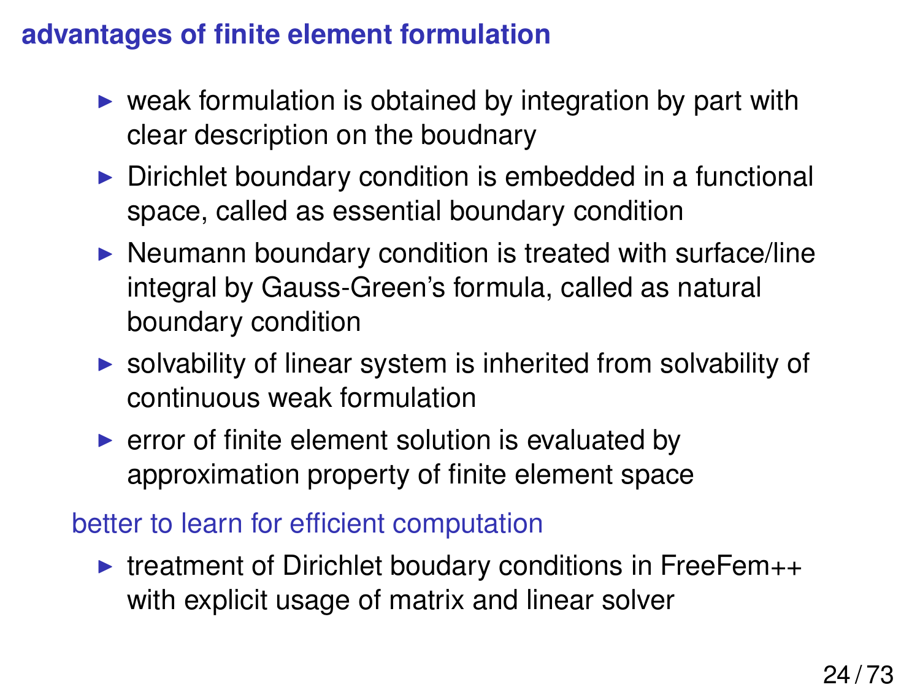## advantages of finite element formulation

- weak formulation is obtained by integration by part with clear description on the boudnary
- Dirichlet boundary condition is embedded in a functional space, called as essential boundary condition
- Neumann boundary condition is treated with surface/line integral by Gauss-Green's formula, called as natural boundary condition
- solvability of linear system is inherited from solvability of continuous weak formulation
- error of finite element solution is evaluated by approximation property of finite element space

### better to learn for efficient computation

- treatment of Dirichlet boudary conditions in FreeFem++ with explicit usage of matrix and linear solver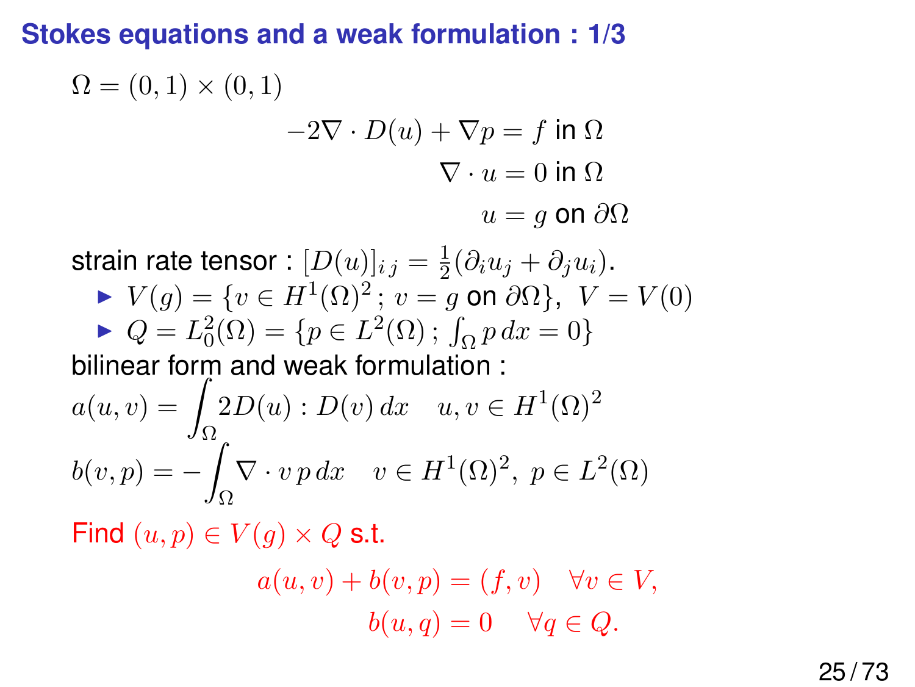## Stokes equations and a weak formulation : 1/3

$\Omega = (0,1) \times (0,1)$

$$-2\nabla \cdot D(u) + \nabla p = f \text{ in } \Omega$$

$$\nabla \cdot u = 0 \text{ in } \Omega$$

$$u = g \text{ on } \partial\Omega$$

strain rate tensor : $[D(u)]_{i\,j} = \frac{1}{2}(\partial_i u_j + \partial_j u_i)$.

- $V(g) = \{v \in H^1(\Omega)^2 \,;\, v = g \text{ on } \partial\Omega\},\ V = V(0)$
- $Q = L^2_0(\Omega) = \{p \in L^2(\Omega) \,;\, \int_\Omega p\, dx = 0\}$

bilinear form and weak formulation :

$$a(u,v) = \int_\Omega 2D(u) : D(v)\, dx \quad u, v \in H^1(\Omega)^2$$

$$b(v,p) = -\int_\Omega \nabla \cdot v\, p\, dx \quad v \in H^1(\Omega)^2,\ p \in L^2(\Omega)$$

Find $(u,p) \in V(g) \times Q$ s.t.

$$a(u,v) + b(v,p) = (f,v) \quad \forall v \in V,$$

$$b(u,q) = 0 \quad \forall q \in Q.$$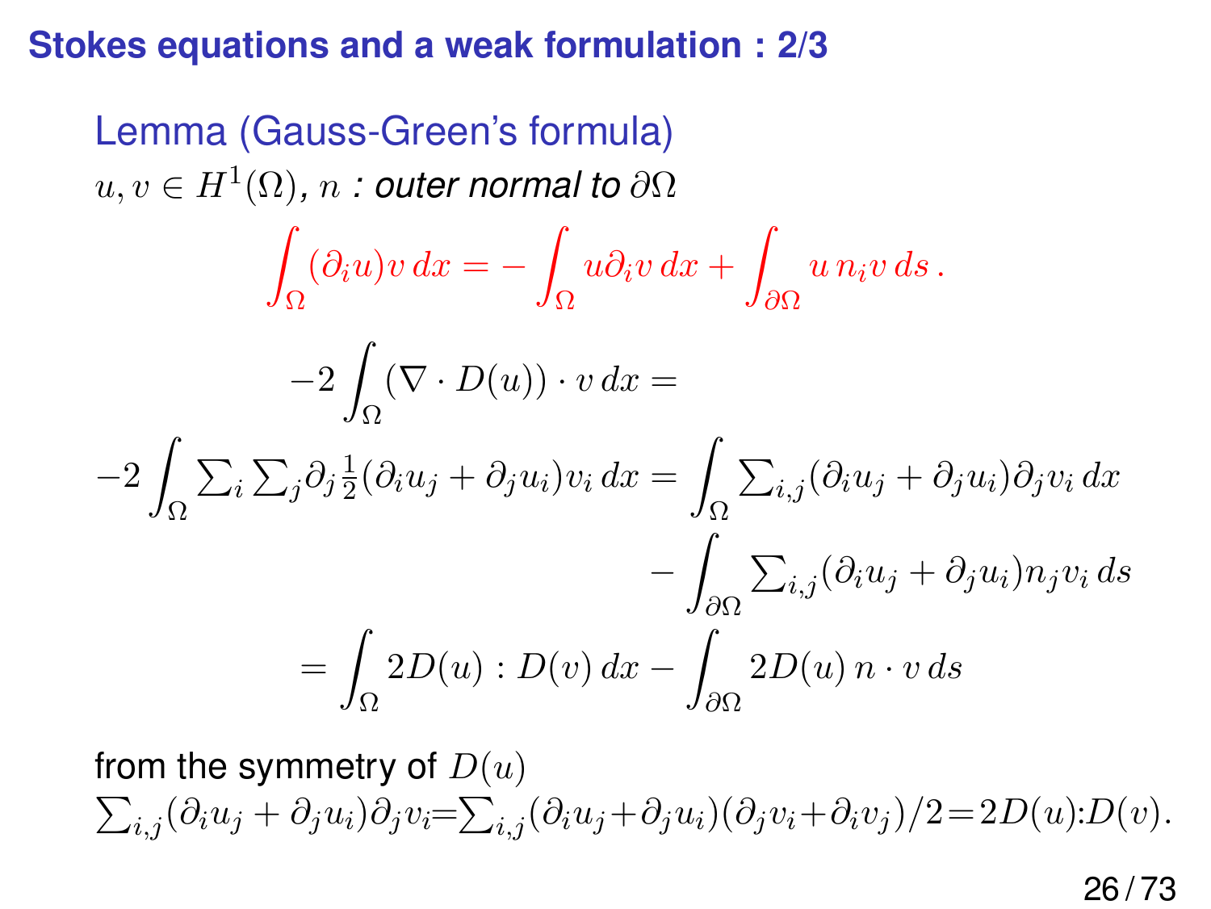## Stokes equations and a weak formulation : 2/3

### Lemma (Gauss-Green's formula)

$u, v \in H^1(\Omega)$, $n$ *: outer normal to* $\partial\Omega$

$$\int_\Omega (\partial_i u) v \, dx = -\int_\Omega u \partial_i v \, dx + \int_{\partial\Omega} u \, n_i v \, ds \, .$$

$$-2\int_\Omega (\nabla \cdot D(u)) \cdot v \, dx =$$

$$-2\int_\Omega \sum_i \sum_j \partial_j \tfrac{1}{2}(\partial_i u_j + \partial_j u_i) v_i \, dx = \int_\Omega \sum_{i,j} (\partial_i u_j + \partial_j u_i) \partial_j v_i \, dx - \int_{\partial\Omega} \sum_{i,j} (\partial_i u_j + \partial_j u_i) n_j v_i \, ds$$

$$= \int_\Omega 2D(u) : D(v) \, dx - \int_{\partial\Omega} 2D(u) \, n \cdot v \, ds$$

from the symmetry of $D(u)$

$\sum_{i,j} (\partial_i u_j + \partial_j u_i) \partial_j v_i = \sum_{i,j} (\partial_i u_j + \partial_j u_i)(\partial_j v_i + \partial_i v_j)/2 = 2D(u) : D(v)$.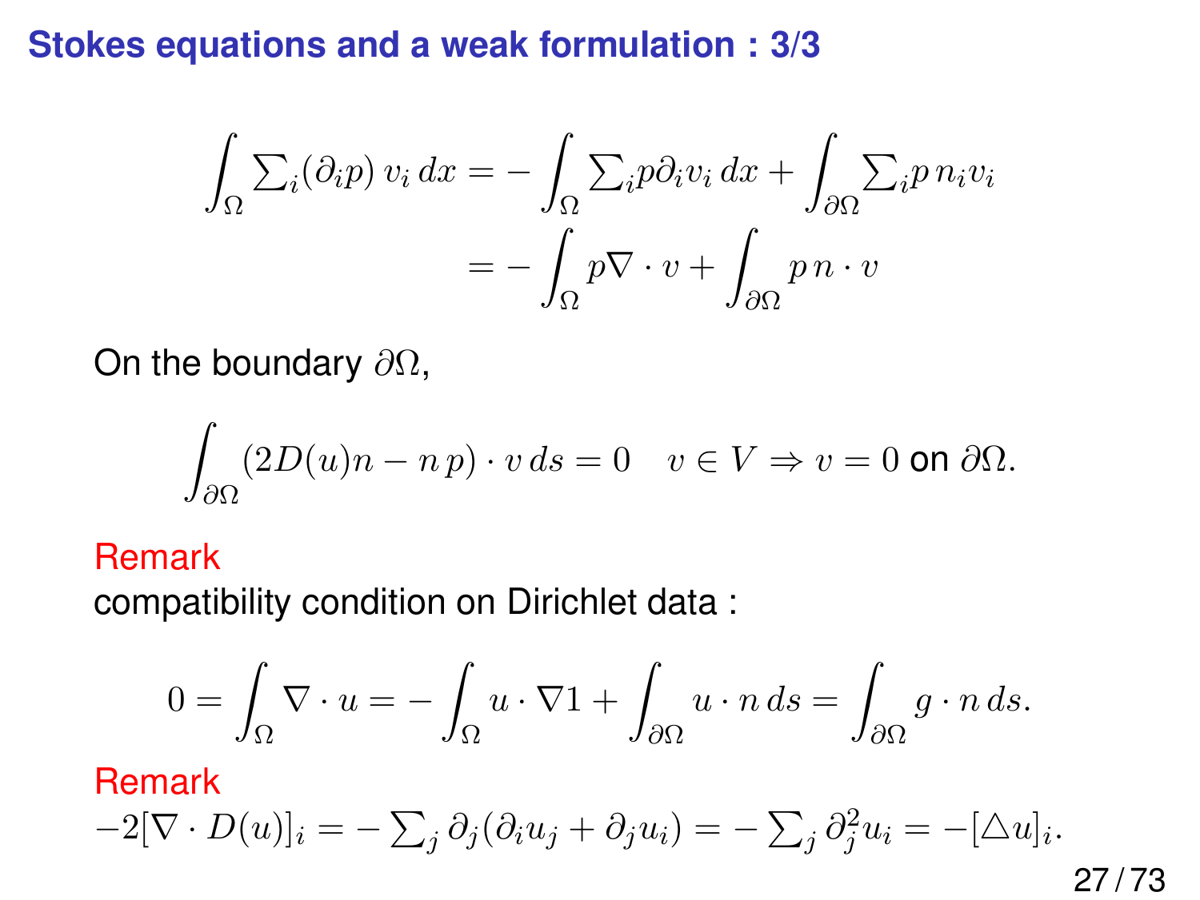## Stokes equations and a weak formulation : 3/3

$$
\begin{aligned}
\int_\Omega \sum_i (\partial_i p)\, v_i \, dx &= -\int_\Omega \sum_i p \partial_i v_i \, dx + \int_{\partial\Omega} \sum_i p\, n_i v_i \\
&= -\int_\Omega p \nabla \cdot v + \int_{\partial\Omega} p\, n \cdot v
\end{aligned}
$$

On the boundary $\partial\Omega$,

$$
\int_{\partial\Omega} (2D(u)n - n\, p) \cdot v \, ds = 0 \quad v \in V \Rightarrow v = 0 \text{ on } \partial\Omega.
$$

Remark

compatibility condition on Dirichlet data :

$$
0 = \int_\Omega \nabla \cdot u = -\int_\Omega u \cdot \nabla 1 + \int_{\partial\Omega} u \cdot n \, ds = \int_{\partial\Omega} g \cdot n \, ds.
$$

Remark

$-2[\nabla \cdot D(u)]_i = -\sum_j \partial_j(\partial_i u_j + \partial_j u_i) = -\sum_j \partial_j^2 u_i = -[\triangle u]_i.$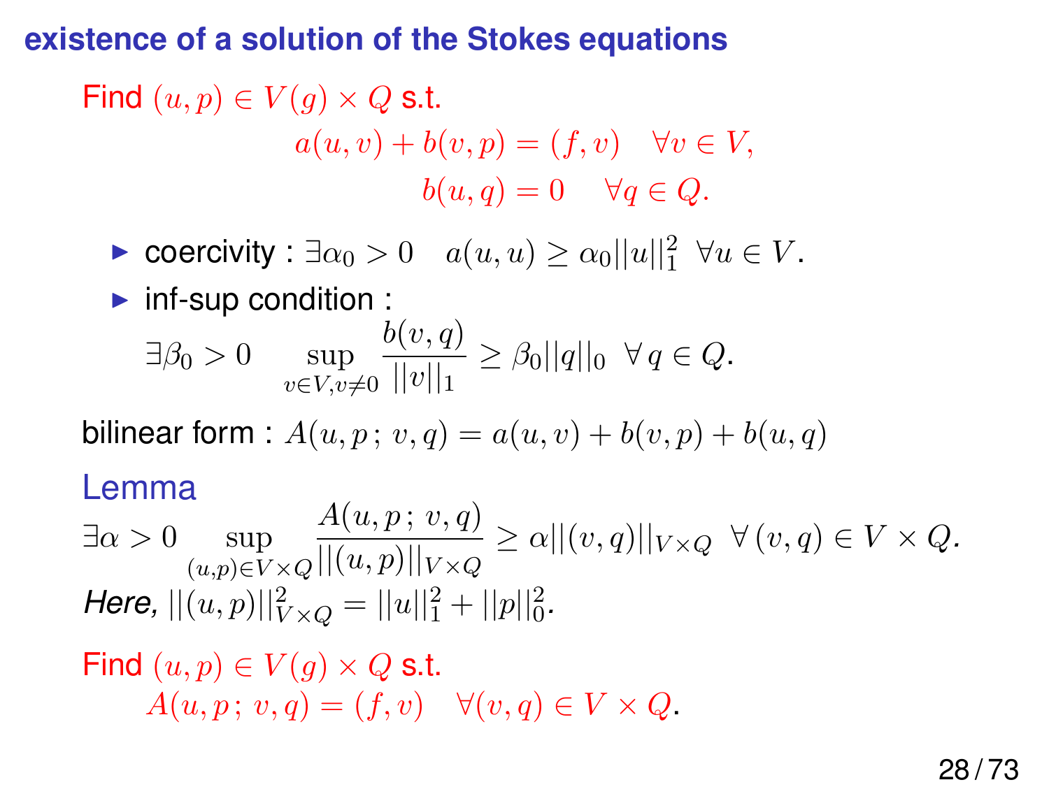## existence of a solution of the Stokes equations

Find $(u, p) \in V(g) \times Q$ s.t.

$$a(u, v) + b(v, p) = (f, v) \quad \forall v \in V,$$
$$b(u, q) = 0 \quad \forall q \in Q.$$

- coercivity : $\exists \alpha_0 > 0 \quad a(u, u) \geq \alpha_0 ||u||_1^2 \;\; \forall u \in V$.
- inf-sup condition :

  $\exists \beta_0 > 0 \quad \sup\limits_{v \in V, v \neq 0} \dfrac{b(v, q)}{||v||_1} \geq \beta_0 ||q||_0 \;\; \forall\, q \in Q$.

bilinear form : $A(u, p\,;\, v, q) = a(u, v) + b(v, p) + b(u, q)$

**Lemma**

$\exists \alpha > 0 \sup\limits_{(u,p) \in V \times Q} \dfrac{A(u, p\,;\, v, q)}{||(u, p)||_{V \times Q}} \geq \alpha ||(v, q)||_{V \times Q} \;\; \forall\, (v, q) \in V \times Q.$

*Here,* $||(u, p)||_{V \times Q}^2 = ||u||_1^2 + ||p||_0^2$.

Find $(u, p) \in V(g) \times Q$ s.t.

$$A(u, p\,;\, v, q) = (f, v) \quad \forall (v, q) \in V \times Q.$$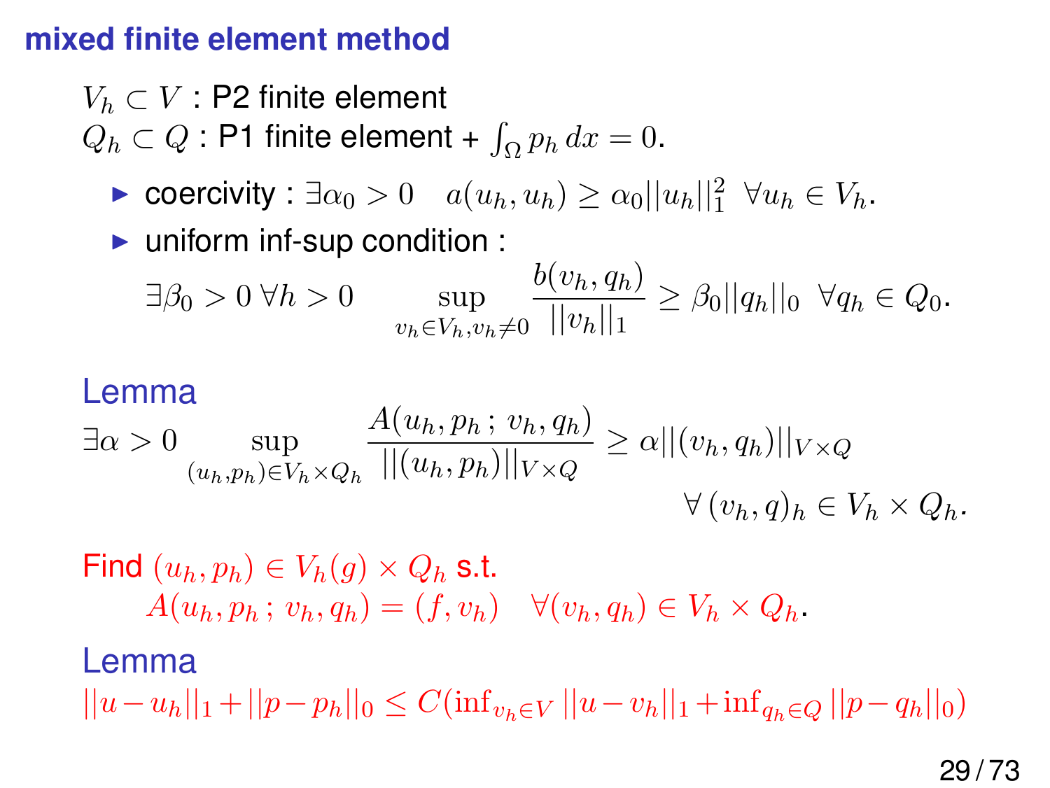## mixed finite element method

$V_h \subset V$ : P2 finite element
$Q_h \subset Q$ : P1 finite element + $\int_\Omega p_h \, dx = 0$.

- coercivity : $\exists \alpha_0 > 0 \quad a(u_h, u_h) \geq \alpha_0 ||u_h||_1^2 \;\; \forall u_h \in V_h$.
- uniform inf-sup condition :

$$\exists \beta_0 > 0 \; \forall h > 0 \qquad \sup_{v_h \in V_h, v_h \neq 0} \frac{b(v_h, q_h)}{||v_h||_1} \geq \beta_0 ||q_h||_0 \;\; \forall q_h \in Q_0.$$

**Lemma**

$$\exists \alpha > 0 \sup_{(u_h, p_h) \in V_h \times Q_h} \frac{A(u_h, p_h \,;\, v_h, q_h)}{||(u_h, p_h)||_{V \times Q}} \geq \alpha ||(v_h, q_h)||_{V \times Q} \qquad \forall \, (v_h, q)_h \in V_h \times Q_h.$$

Find $(u_h, p_h) \in V_h(g) \times Q_h$ s.t.

$$A(u_h, p_h \,;\, v_h, q_h) = (f, v_h) \quad \forall (v_h, q_h) \in V_h \times Q_h.$$

**Lemma**

$$||u - u_h||_1 + ||p - p_h||_0 \leq C(\inf_{v_h \in V} ||u - v_h||_1 + \inf_{q_h \in Q} ||p - q_h||_0)$$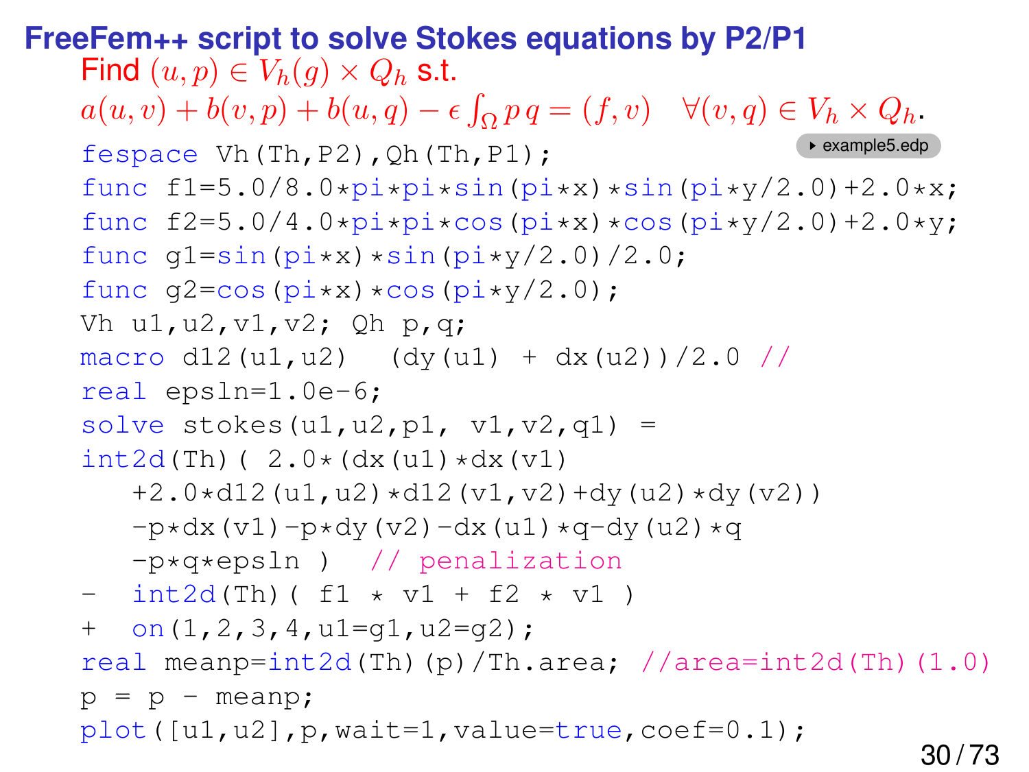# FreeFem++ script to solve Stokes equations by P2/P1

Find $(u, p) \in V_h(g) \times Q_h$ s.t.

$$a(u, v) + b(v, p) + b(u, q) - \epsilon \int_\Omega p\, q = (f, v) \quad \forall (v, q) \in V_h \times Q_h.$$

example5.edp

```
fespace Vh(Th,P2),Qh(Th,P1);
func f1=5.0/8.0*pi*pi*sin(pi*x)*sin(pi*y/2.0)+2.0*x;
func f2=5.0/4.0*pi*pi*cos(pi*x)*cos(pi*y/2.0)+2.0*y;
func g1=sin(pi*x)*sin(pi*y/2.0)/2.0;
func g2=cos(pi*x)*cos(pi*y/2.0);
Vh u1,u2,v1,v2; Qh p,q;
macro d12(u1,u2)  (dy(u1) + dx(u2))/2.0 //
real epsln=1.0e-6;
solve stokes(u1,u2,p1, v1,v2,q1) =
int2d(Th)( 2.0*(dx(u1)*dx(v1)
   +2.0*d12(u1,u2)*d12(v1,v2)+dy(u2)*dy(v2))
   -p*dx(v1)-p*dy(v2)-dx(u1)*q-dy(u2)*q
   -p*q*epsln )  // penalization
-  int2d(Th)( f1 * v1 + f2 * v1 )
+  on(1,2,3,4,u1=g1,u2=g2);
real meanp=int2d(Th)(p)/Th.area; //area=int2d(Th)(1.0)
p = p - meanp;
plot([u1,u2],p,wait=1,value=true,coef=0.1);
```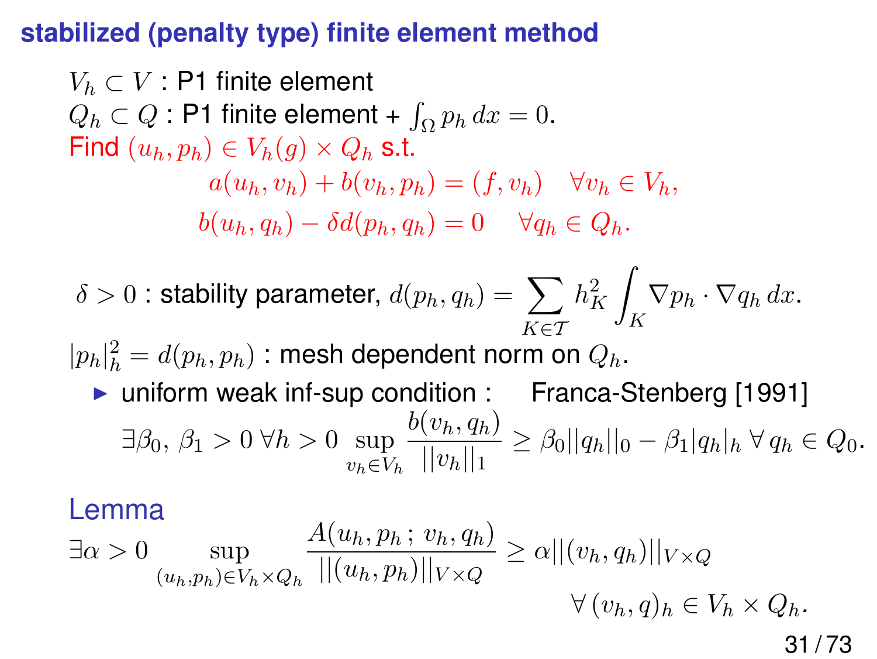## stabilized (penalty type) finite element method

$V_h \subset V$ : P1 finite element
$Q_h \subset Q$ : P1 finite element + $\int_\Omega p_h \, dx = 0$.
Find $(u_h, p_h) \in V_h(g) \times Q_h$ s.t.

$$a(u_h, v_h) + b(v_h, p_h) = (f, v_h) \quad \forall v_h \in V_h,$$
$$b(u_h, q_h) - \delta d(p_h, q_h) = 0 \quad \forall q_h \in Q_h.$$

$\delta > 0$ : stability parameter, $d(p_h, q_h) = \sum_{K \in \mathcal{T}} h_K^2 \int_K \nabla p_h \cdot \nabla q_h \, dx$.

$|p_h|_h^2 = d(p_h, p_h)$ : mesh dependent norm on $Q_h$.

- uniform weak inf-sup condition : Franca-Stenberg [1991]

$$\exists \beta_0,\ \beta_1 > 0\ \forall h > 0\ \sup_{v_h \in V_h} \frac{b(v_h, q_h)}{||v_h||_1} \geq \beta_0 ||q_h||_0 - \beta_1 |q_h|_h\ \forall\, q_h \in Q_0.$$

**Lemma**

$$\exists \alpha > 0 \sup_{(u_h, p_h) \in V_h \times Q_h} \frac{A(u_h, p_h\, ;\, v_h, q_h)}{||(u_h, p_h)||_{V \times Q}} \geq \alpha ||(v_h, q_h)||_{V \times Q}$$

$$\forall\, (v_h, q)_h \in V_h \times Q_h.$$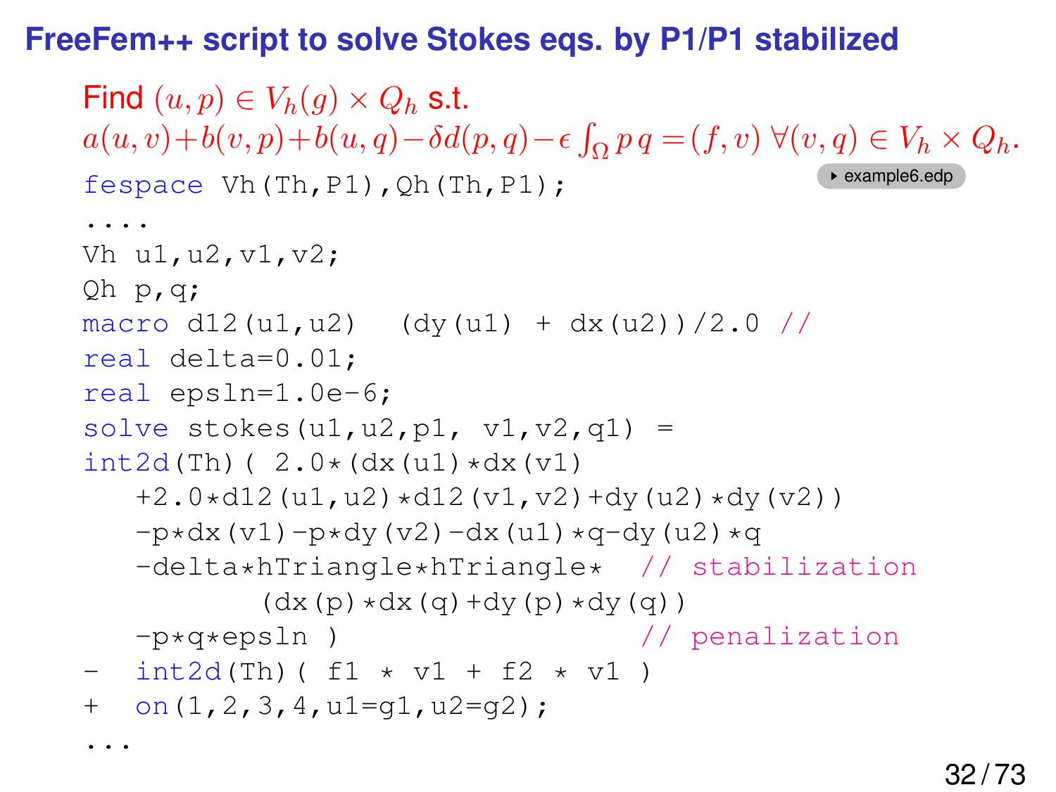## FreeFem++ script to solve Stokes eqs. by P1/P1 stabilized

Find $(u, p) \in V_h(g) \times Q_h$ s.t.
$a(u, v) + b(v, p) + b(u, q) - \delta d(p, q) - \epsilon \int_\Omega p\, q = (f, v)\ \forall (v, q) \in V_h \times Q_h$.

▸ example6.edp

```
fespace Vh(Th,P1),Qh(Th,P1);
....
Vh u1,u2,v1,v2;
Qh p,q;
macro d12(u1,u2)  (dy(u1) + dx(u2))/2.0 //
real delta=0.01;
real epsln=1.0e-6;
solve stokes(u1,u2,p1, v1,v2,q1) =
int2d(Th)( 2.0*(dx(u1)*dx(v1)
   +2.0*d12(u1,u2)*d12(v1,v2)+dy(u2)*dy(v2))
   -p*dx(v1)-p*dy(v2)-dx(u1)*q-dy(u2)*q
   -delta*hTriangle*hTriangle*  // stabilization
          (dx(p)*dx(q)+dy(p)*dy(q))
   -p*q*epsln )                 // penalization
-  int2d(Th)( f1 * v1 + f2 * v1 )
+  on(1,2,3,4,u1=g1,u2=g2);
...
```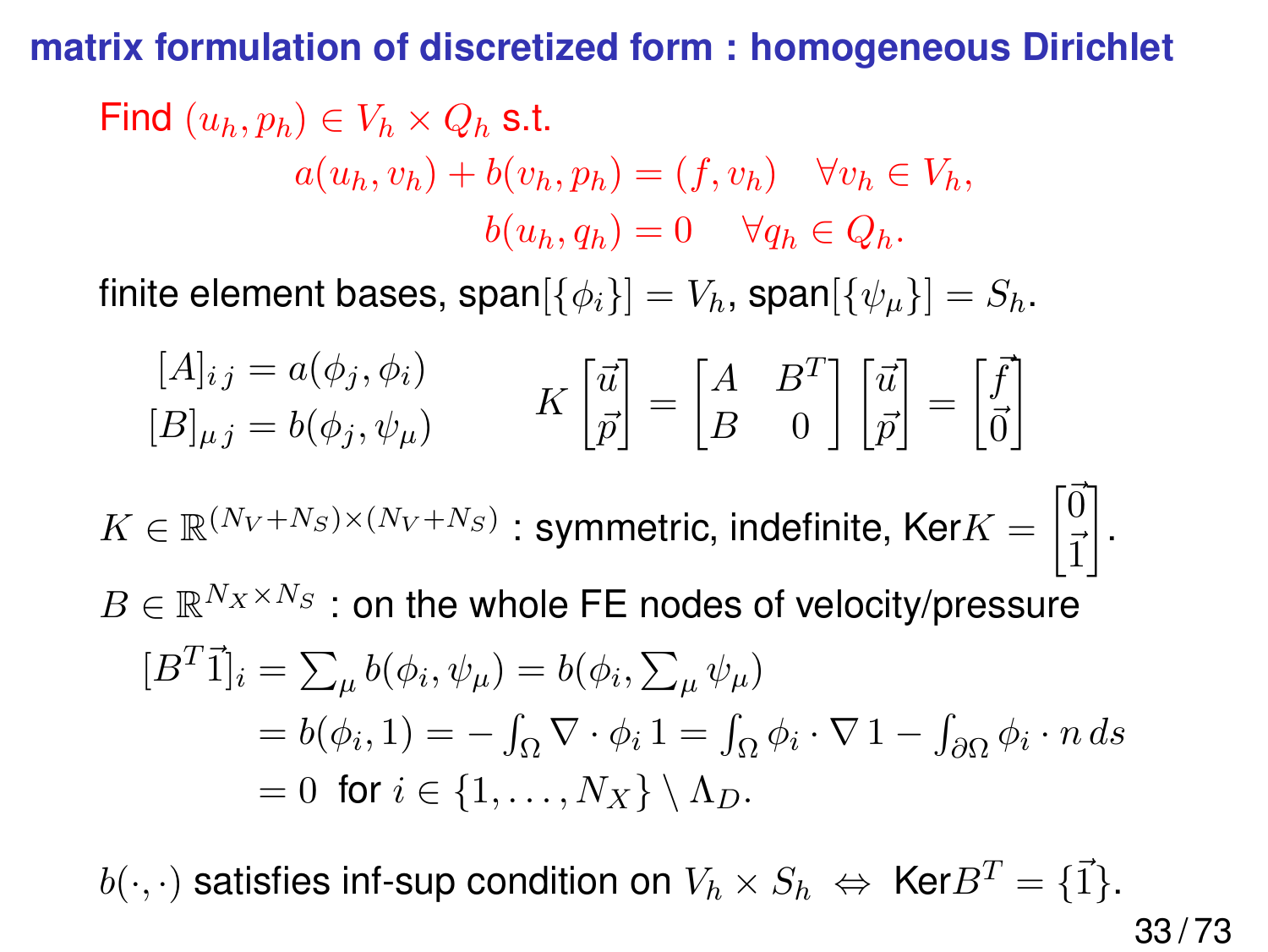## matrix formulation of discretized form : homogeneous Dirichlet

Find $(u_h, p_h) \in V_h \times Q_h$ s.t.

$$
\begin{aligned}
a(u_h, v_h) + b(v_h, p_h) &= (f, v_h) \quad \forall v_h \in V_h, \\
b(u_h, q_h) &= 0 \quad \forall q_h \in Q_h.
\end{aligned}
$$

finite element bases, span$[\{\phi_i\}] = V_h$, span$[\{\psi_\mu\}] = S_h$.

$$
[A]_{i\,j} = a(\phi_j, \phi_i) \qquad K \begin{bmatrix} \vec{u} \\ \vec{p} \end{bmatrix} = \begin{bmatrix} A & B^T \\ B & 0 \end{bmatrix} \begin{bmatrix} \vec{u} \\ \vec{p} \end{bmatrix} = \begin{bmatrix} \vec{f} \\ \vec{0} \end{bmatrix}
$$

$$
[B]_{\mu\,j} = b(\phi_j, \psi_\mu)
$$

$K \in \mathbb{R}^{(N_V + N_S) \times (N_V + N_S)}$ : symmetric, indefinite, Ker$K = \begin{bmatrix} \vec{0} \\ \vec{1} \end{bmatrix}$.

$B \in \mathbb{R}^{N_X \times N_S}$ : on the whole FE nodes of velocity/pressure

$$
\begin{aligned}
[B^T \vec{1}]_i &= \textstyle\sum_\mu b(\phi_i, \psi_\mu) = b(\phi_i, \sum_\mu \psi_\mu) \\
&= b(\phi_i, 1) = -\int_\Omega \nabla \cdot \phi_i \, 1 = \int_\Omega \phi_i \cdot \nabla 1 - \int_{\partial\Omega} \phi_i \cdot n \, ds \\
&= 0 \ \text{ for } i \in \{1, \ldots, N_X\} \setminus \Lambda_D.
\end{aligned}
$$

$b(\cdot,\cdot)$ satisfies inf-sup condition on $V_h \times S_h \;\Leftrightarrow\;$ Ker$B^T = \{\vec{1}\}$.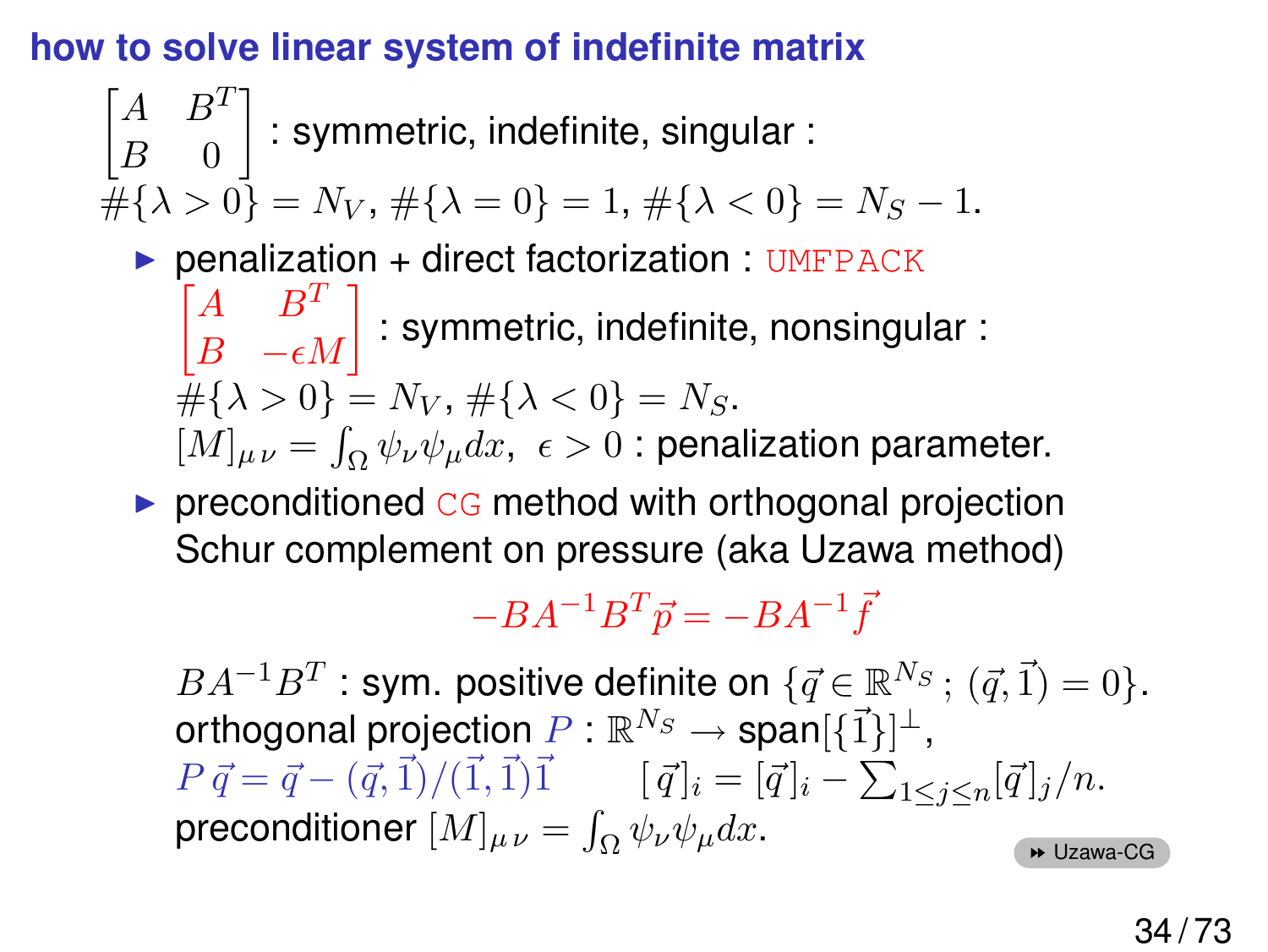## how to solve linear system of indefinite matrix

$\begin{bmatrix} A & B^T \\ B & 0 \end{bmatrix}$ : symmetric, indefinite, singular :
$\#\{\lambda > 0\} = N_V$, $\#\{\lambda = 0\} = 1$, $\#\{\lambda < 0\} = N_S - 1$.

- penalization + direct factorization : `UMFPACK`
  $\begin{bmatrix} A & B^T \\ B & -\epsilon M \end{bmatrix}$ : symmetric, indefinite, nonsingular :
  $\#\{\lambda > 0\} = N_V$, $\#\{\lambda < 0\} = N_S$.
  $[M]_{\mu\,\nu} = \int_\Omega \psi_\nu \psi_\mu dx$, $\epsilon > 0$ : penalization parameter.
- preconditioned `CG` method with orthogonal projection
  Schur complement on pressure (aka Uzawa method)

  $$-BA^{-1}B^T \vec{p} = -BA^{-1}\vec{f}$$

  $BA^{-1}B^T$ : sym. positive definite on $\{\vec{q} \in \mathbb{R}^{N_S}\,;\,(\vec{q},\vec{1}) = 0\}$.
  orthogonal projection $P$ : $\mathbb{R}^{N_S} \to$ span$[\{\vec{1}\}]^\perp$,
  $P\,\vec{q} = \vec{q} - (\vec{q},\vec{1})/(\vec{1},\vec{1})\vec{1}$ $\qquad [\vec{q}]_i = [\vec{q}]_i - \sum_{1 \leq j \leq n} [\vec{q}]_j / n$.
  preconditioner $[M]_{\mu\,\nu} = \int_\Omega \psi_\nu \psi_\mu dx$.

Uzawa-CG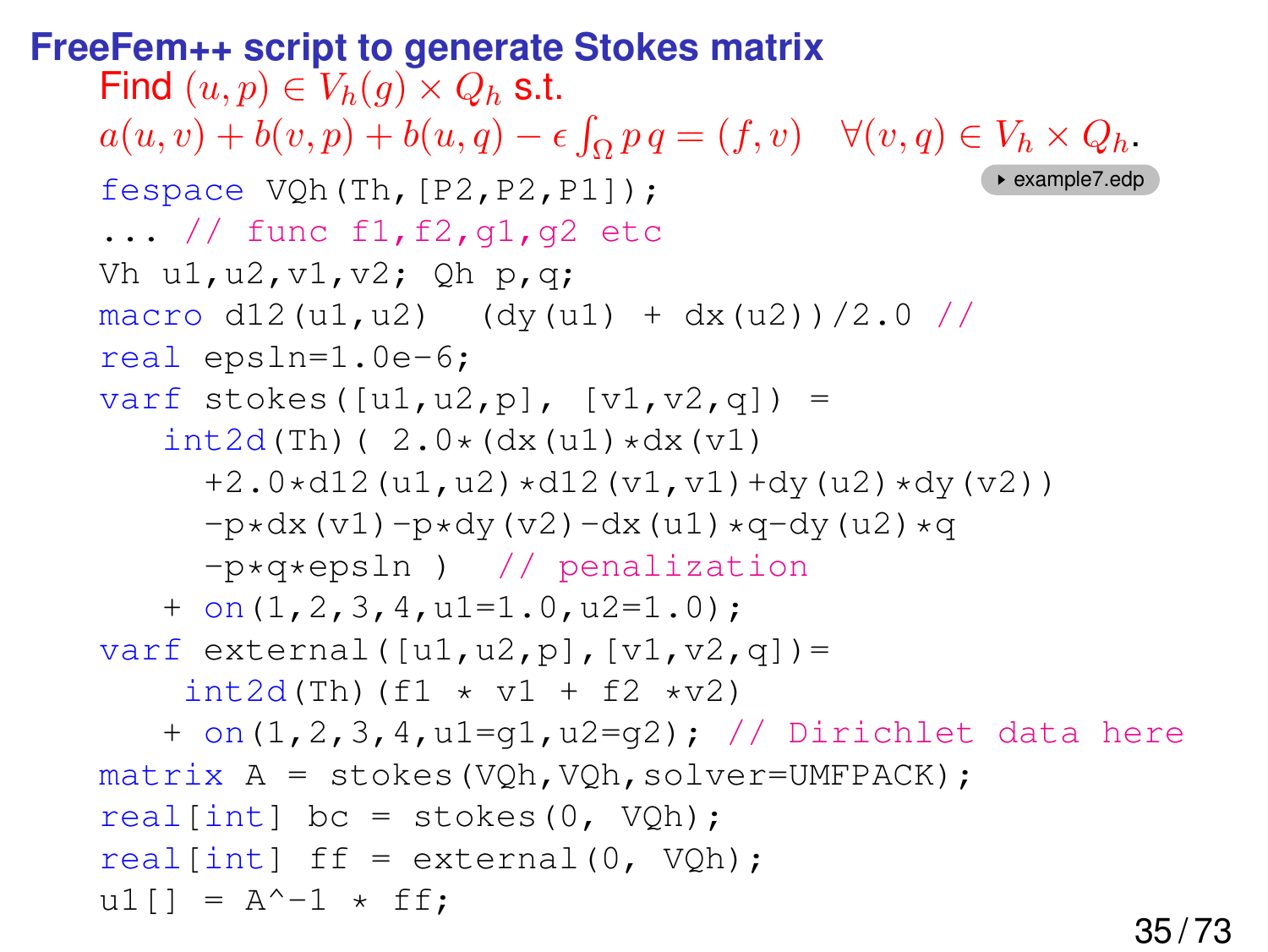# FreeFem++ script to generate Stokes matrix

Find $(u, p) \in V_h(g) \times Q_h$ s.t.

$$a(u, v) + b(v, p) + b(u, q) - \epsilon \int_\Omega p\, q = (f, v) \quad \forall (v, q) \in V_h \times Q_h.$$

example7.edp

```
fespace VQh(Th,[P2,P2,P1]);
... // func f1,f2,g1,g2 etc
Vh u1,u2,v1,v2; Qh p,q;
macro d12(u1,u2)  (dy(u1) + dx(u2))/2.0 //
real epsln=1.0e-6;
varf stokes([u1,u2,p], [v1,v2,q]) =
   int2d(Th)( 2.0*(dx(u1)*dx(v1)
     +2.0*d12(u1,u2)*d12(v1,v1)+dy(u2)*dy(v2))
     -p*dx(v1)-p*dy(v2)-dx(u1)*q-dy(u2)*q
     -p*q*epsln )  // penalization
   + on(1,2,3,4,u1=1.0,u2=1.0);
varf external([u1,u2,p],[v1,v2,q])=
    int2d(Th)(f1 * v1 + f2 *v2)
   + on(1,2,3,4,u1=g1,u2=g2); // Dirichlet data here
matrix A = stokes(VQh,VQh,solver=UMFPACK);
real[int] bc = stokes(0, VQh);
real[int] ff = external(0, VQh);
u1[] = A^-1 * ff;
```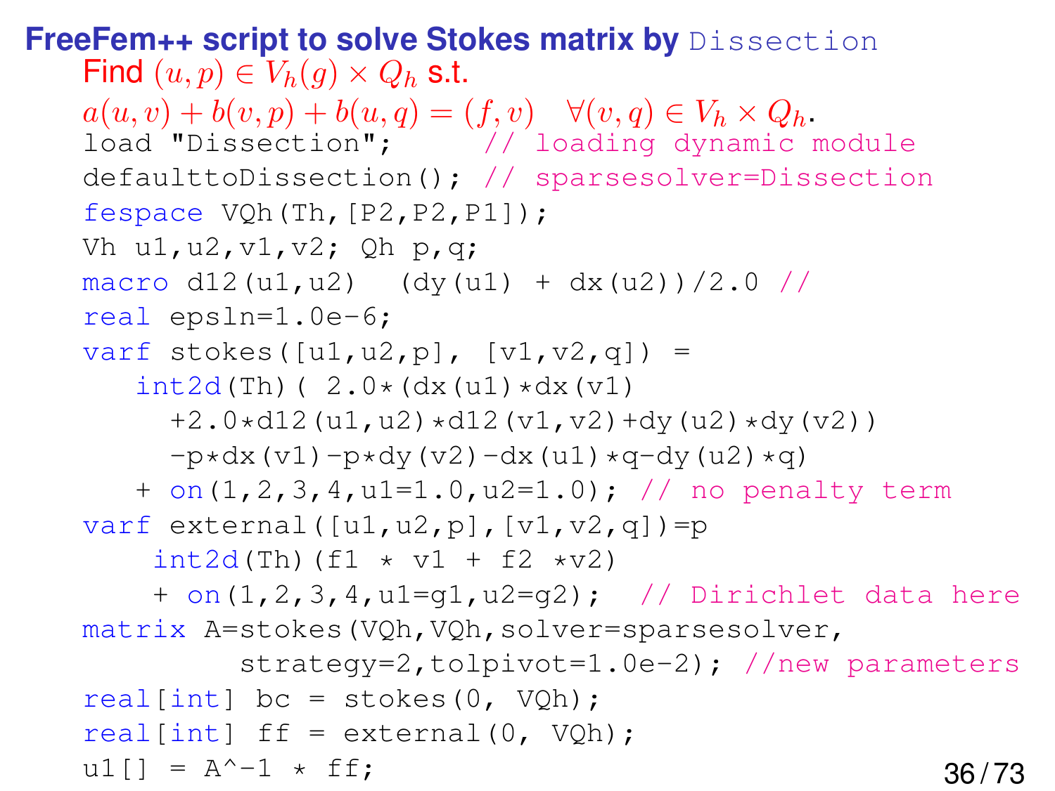## FreeFem++ script to solve Stokes matrix by `Dissection`

Find $(u, p) \in V_h(g) \times Q_h$ s.t.

$a(u, v) + b(v, p) + b(u, q) = (f, v) \quad \forall (v, q) \in V_h \times Q_h$.

```
load "Dissection";       // loading dynamic module
defaulttoDissection(); // sparsesolver=Dissection
fespace VQh(Th,[P2,P2,P1]);
Vh u1,u2,v1,v2; Qh p,q;
macro d12(u1,u2)  (dy(u1) + dx(u2))/2.0 //
real epsln=1.0e-6;
varf stokes([u1,u2,p], [v1,v2,q]) =
   int2d(Th)( 2.0*(dx(u1)*dx(v1)
     +2.0*d12(u1,u2)*d12(v1,v2)+dy(u2)*dy(v2))
     -p*dx(v1)-p*dy(v2)-dx(u1)*q-dy(u2)*q)
   + on(1,2,3,4,u1=1.0,u2=1.0); // no penalty term
varf external([u1,u2,p],[v1,v2,q])=p
    int2d(Th)(f1 * v1 + f2 *v2)
    + on(1,2,3,4,u1=g1,u2=g2);  // Dirichlet data here
matrix A=stokes(VQh,VQh,solver=sparsesolver,
         strategy=2,tolpivot=1.0e-2); //new parameters
real[int] bc = stokes(0, VQh);
real[int] ff = external(0, VQh);
u1[] = A^-1 * ff;
```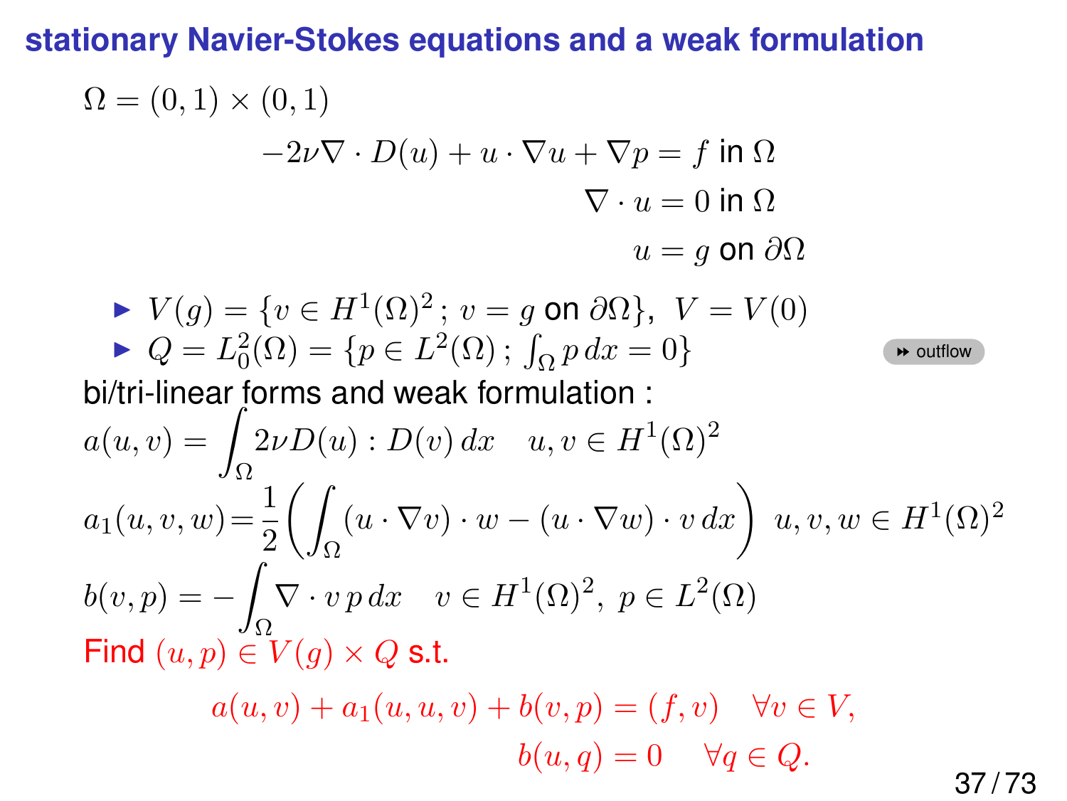## stationary Navier-Stokes equations and a weak formulation

$\Omega = (0,1) \times (0,1)$

$$
\begin{aligned}
-2\nu \nabla \cdot D(u) + u \cdot \nabla u + \nabla p &= f \text{ in } \Omega \\
\nabla \cdot u &= 0 \text{ in } \Omega \\
u &= g \text{ on } \partial\Omega
\end{aligned}
$$

- $V(g) = \{v \in H^1(\Omega)^2\,;\, v = g \text{ on } \partial\Omega\},\ V = V(0)$
- $Q = L^2_0(\Omega) = \{p \in L^2(\Omega)\,;\, \int_\Omega p\,dx = 0\}$ ⏩ outflow

bi/tri-linear forms and weak formulation :

$$a(u,v) = \int_\Omega 2\nu D(u) : D(v)\,dx \quad u, v \in H^1(\Omega)^2$$

$$a_1(u,v,w) = \frac{1}{2}\left(\int_\Omega (u \cdot \nabla v) \cdot w - (u \cdot \nabla w) \cdot v\,dx\right) \ u, v, w \in H^1(\Omega)^2$$

$$b(v,p) = -\int_\Omega \nabla \cdot v\,p\,dx \quad v \in H^1(\Omega)^2,\ p \in L^2(\Omega)$$

Find $(u,p) \in V(g) \times Q$ s.t.

$$
\begin{aligned}
a(u,v) + a_1(u,u,v) + b(v,p) &= (f,v) \quad \forall v \in V, \\
b(u,q) &= 0 \quad \forall q \in Q.
\end{aligned}
$$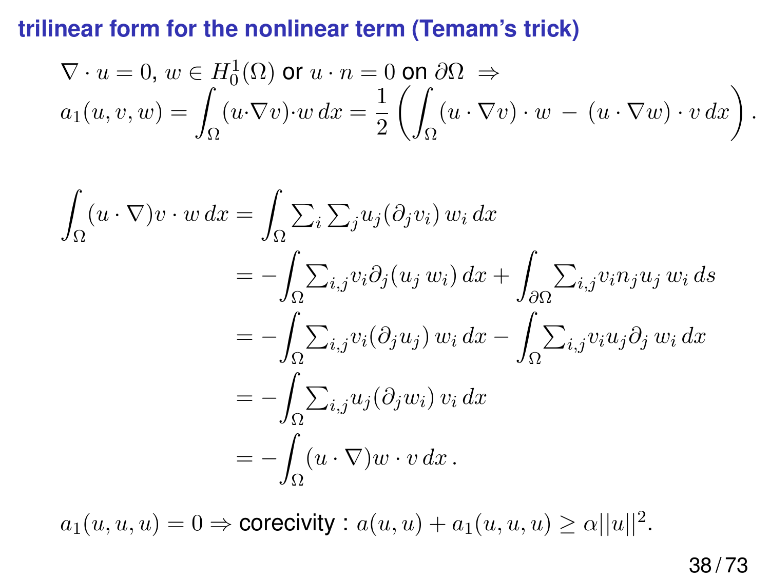## trilinear form for the nonlinear term (Temam's trick)

$\nabla \cdot u = 0$, $w \in H_0^1(\Omega)$ or $u \cdot n = 0$ on $\partial\Omega \;\Rightarrow$

$$a_1(u,v,w) = \int_\Omega (u\cdot\nabla v)\cdot w\,dx = \frac{1}{2}\left(\int_\Omega (u\cdot\nabla v)\cdot w \,-\, (u\cdot\nabla w)\cdot v\,dx\right).$$

$$\begin{aligned}
\int_\Omega (u\cdot\nabla)v\cdot w\,dx &= \int_\Omega \textstyle\sum_i \sum_j u_j(\partial_j v_i)\,w_i\,dx \\
&= -\int_\Omega \textstyle\sum_{i,j} v_i \partial_j(u_j\,w_i)\,dx + \int_{\partial\Omega} \textstyle\sum_{i,j} v_i n_j u_j\,w_i\,ds \\
&= -\int_\Omega \textstyle\sum_{i,j} v_i(\partial_j u_j)\,w_i\,dx - \int_\Omega \textstyle\sum_{i,j} v_i u_j \partial_j\,w_i\,dx \\
&= -\int_\Omega \textstyle\sum_{i,j} u_j(\partial_j w_i)\,v_i\,dx \\
&= -\int_\Omega (u\cdot\nabla)w\cdot v\,dx\,.
\end{aligned}$$

$a_1(u,u,u) = 0 \Rightarrow$ corecivity : $a(u,u) + a_1(u,u,u) \geq \alpha ||u||^2$.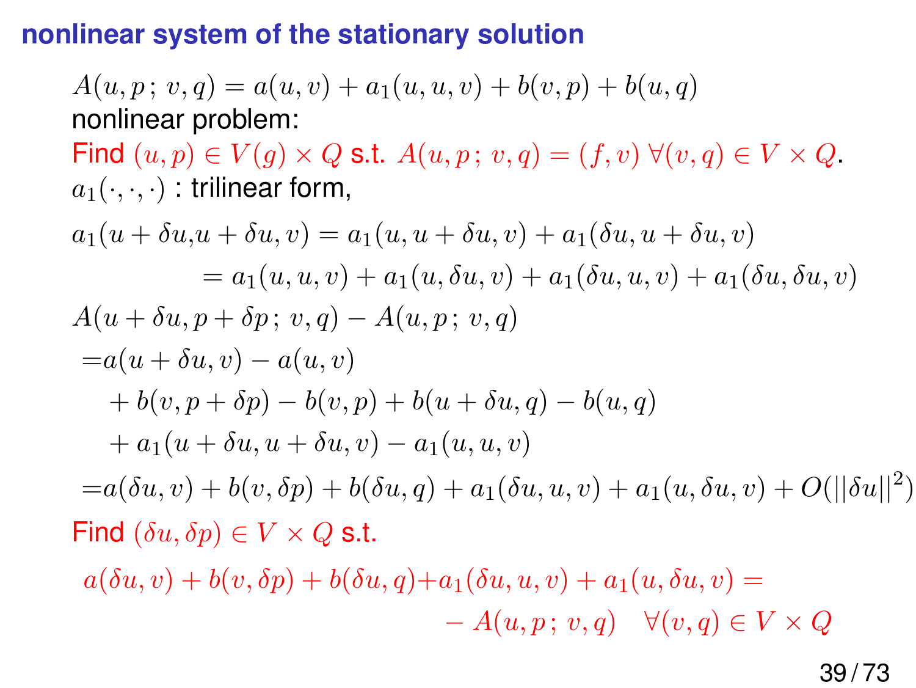## nonlinear system of the stationary solution

$A(u, p\,;\, v, q) = a(u, v) + a_1(u, u, v) + b(v, p) + b(u, q)$

nonlinear problem:

Find $(u, p) \in V(g) \times Q$ s.t. $A(u, p\,;\, v, q) = (f, v)\ \forall (v, q) \in V \times Q$.

$a_1(\cdot, \cdot, \cdot)$ : trilinear form,

$$
\begin{aligned}
a_1(u + \delta u, u + \delta u, v) &= a_1(u, u + \delta u, v) + a_1(\delta u, u + \delta u, v) \\
&= a_1(u, u, v) + a_1(u, \delta u, v) + a_1(\delta u, u, v) + a_1(\delta u, \delta u, v)
\end{aligned}
$$

$$
\begin{aligned}
&A(u + \delta u, p + \delta p\,;\, v, q) - A(u, p\,;\, v, q) \\
=&a(u + \delta u, v) - a(u, v) \\
&\quad + b(v, p + \delta p) - b(v, p) + b(u + \delta u, q) - b(u, q) \\
&\quad + a_1(u + \delta u, u + \delta u, v) - a_1(u, u, v) \\
=&a(\delta u, v) + b(v, \delta p) + b(\delta u, q) + a_1(\delta u, u, v) + a_1(u, \delta u, v) + O(||\delta u||^2)
\end{aligned}
$$

Find $(\delta u, \delta p) \in V \times Q$ s.t.

$$
\begin{aligned}
a(\delta u, v) + b(v, \delta p) + b(\delta u, q) + a_1(\delta u, u, v) + a_1(u, \delta u, v) = \\
- A(u, p\,;\, v, q) \quad \forall (v, q) \in V \times Q
\end{aligned}
$$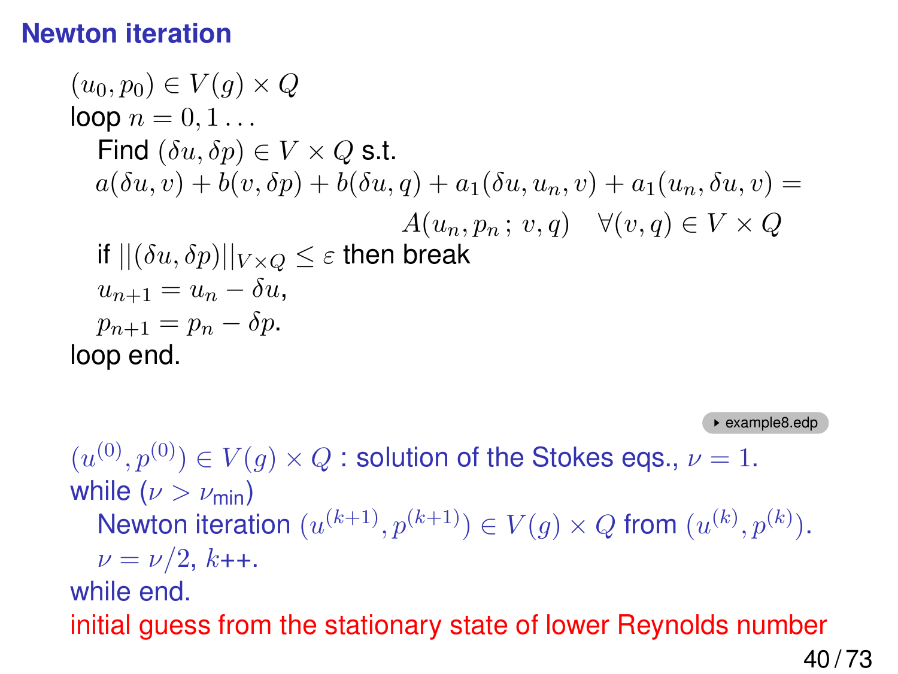## Newton iteration

$(u_0, p_0) \in V(g) \times Q$
loop $n = 0, 1 \ldots$
  Find $(\delta u, \delta p) \in V \times Q$ s.t.
  $$a(\delta u, v) + b(v, \delta p) + b(\delta u, q) + a_1(\delta u, u_n, v) + a_1(u_n, \delta u, v) = A(u_n, p_n\,;\, v, q) \quad \forall (v, q) \in V \times Q$$
  if $||(\delta u, \delta p)||_{V \times Q} \leq \varepsilon$ then break
  $u_{n+1} = u_n - \delta u$,
  $p_{n+1} = p_n - \delta p$.
loop end.

example8.edp

$(u^{(0)}, p^{(0)}) \in V(g) \times Q$ : solution of the Stokes eqs., $\nu = 1$.
while ($\nu > \nu_{\text{min}}$)
  Newton iteration $(u^{(k+1)}, p^{(k+1)}) \in V(g) \times Q$ from $(u^{(k)}, p^{(k)})$.
  $\nu = \nu/2$, $k$++.
while end.
initial guess from the stationary state of lower Reynolds number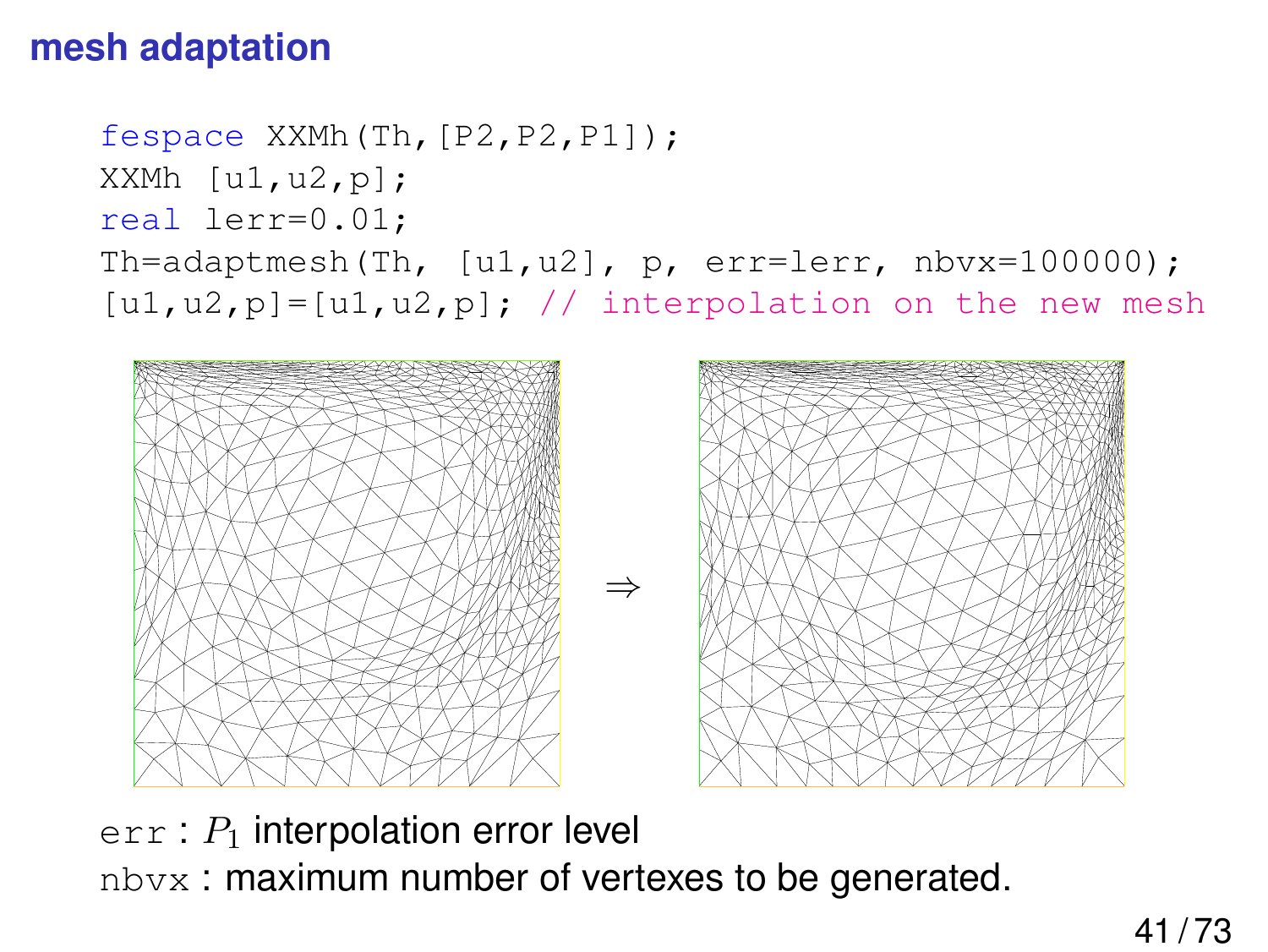# mesh adaptation

```
fespace XXMh(Th,[P2,P2,P1]);
XXMh [u1,u2,p];
real lerr=0.01;
Th=adaptmesh(Th, [u1,u2], p, err=lerr, nbvx=100000);
[u1,u2,p]=[u1,u2,p]; // interpolation on the new mesh
```

$\Rightarrow$

`err` : $P_1$ interpolation error level

`nbvx` : maximum number of vertexes to be generated.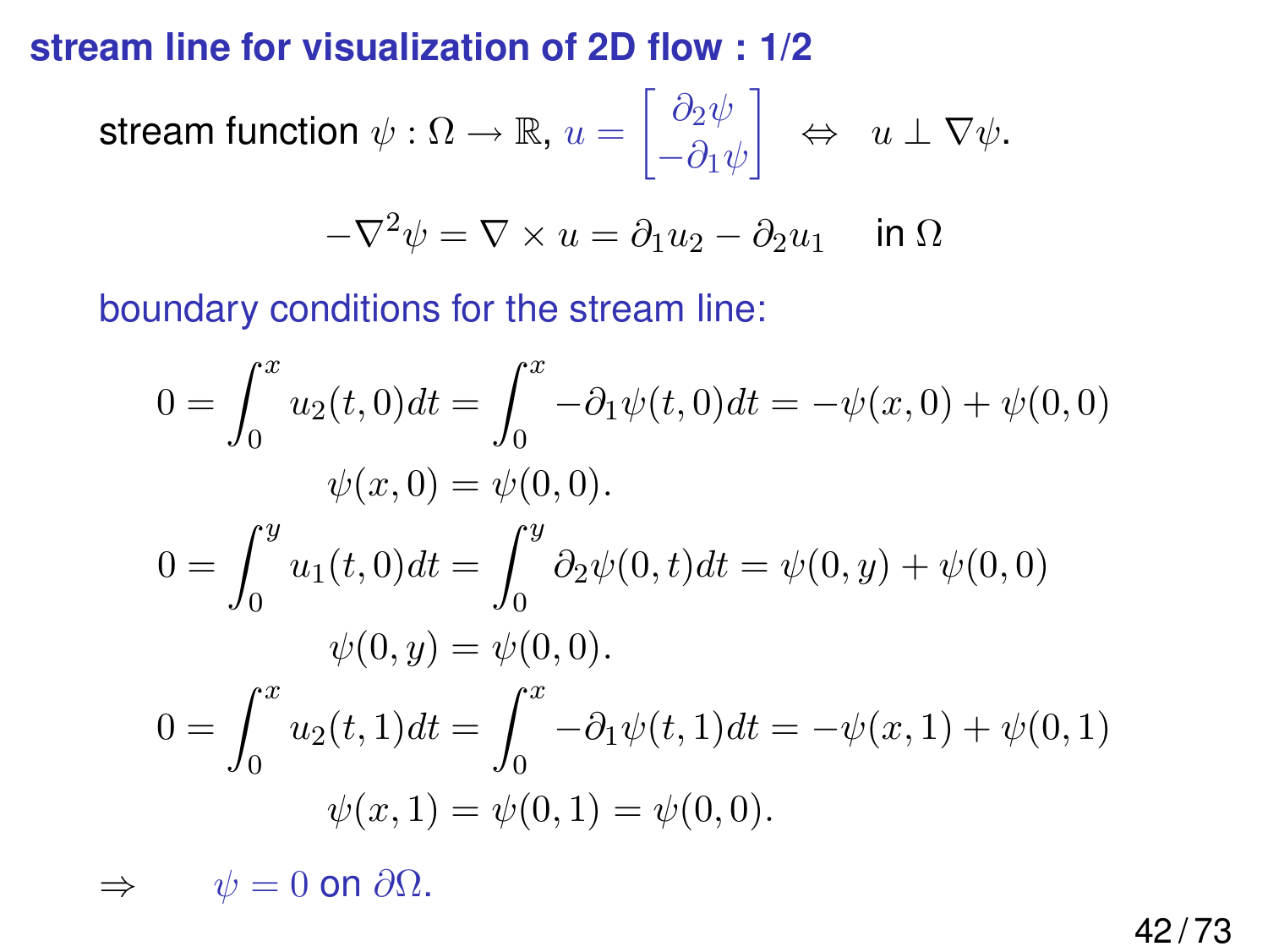## stream line for visualization of 2D flow : 1/2

stream function $\psi : \Omega \to \mathbb{R}$, $u = \begin{bmatrix} \partial_2 \psi \\ -\partial_1 \psi \end{bmatrix} \;\Leftrightarrow\; u \perp \nabla \psi$.

$$-\nabla^2 \psi = \nabla \times u = \partial_1 u_2 - \partial_2 u_1 \quad \text{in } \Omega$$

boundary conditions for the stream line:

$$0 = \int_0^x u_2(t,0)dt = \int_0^x -\partial_1 \psi(t,0)dt = -\psi(x,0) + \psi(0,0)$$

$$\psi(x,0) = \psi(0,0).$$

$$0 = \int_0^y u_1(t,0)dt = \int_0^y \partial_2 \psi(0,t)dt = \psi(0,y) + \psi(0,0)$$

$$\psi(0,y) = \psi(0,0).$$

$$0 = \int_0^x u_2(t,1)dt = \int_0^x -\partial_1 \psi(t,1)dt = -\psi(x,1) + \psi(0,1)$$

$$\psi(x,1) = \psi(0,1) = \psi(0,0).$$

$\Rightarrow \qquad \psi = 0$ on $\partial\Omega$.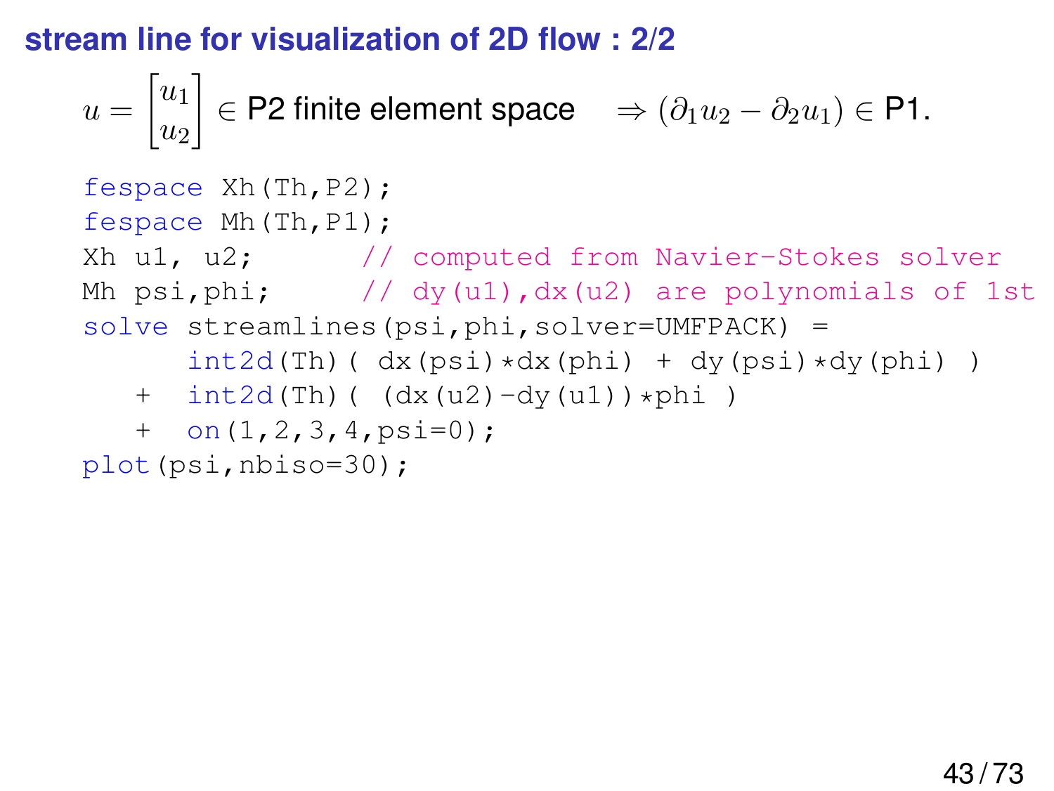## stream line for visualization of 2D flow : 2/2

$$u = \begin{bmatrix} u_1 \\ u_2 \end{bmatrix} \in \text{P2 finite element space} \quad \Rightarrow (\partial_1 u_2 - \partial_2 u_1) \in \text{P1}.$$

```
fespace Xh(Th,P2);
fespace Mh(Th,P1);
Xh u1, u2;       // computed from Navier-Stokes solver
Mh psi,phi;      // dy(u1),dx(u2) are polynomials of 1st
solve streamlines(psi,phi,solver=UMFPACK) =
      int2d(Th)( dx(psi)*dx(phi) + dy(psi)*dy(phi) )
   +  int2d(Th)( (dx(u2)-dy(u1))*phi )
   +  on(1,2,3,4,psi=0);
plot(psi,nbiso=30);
```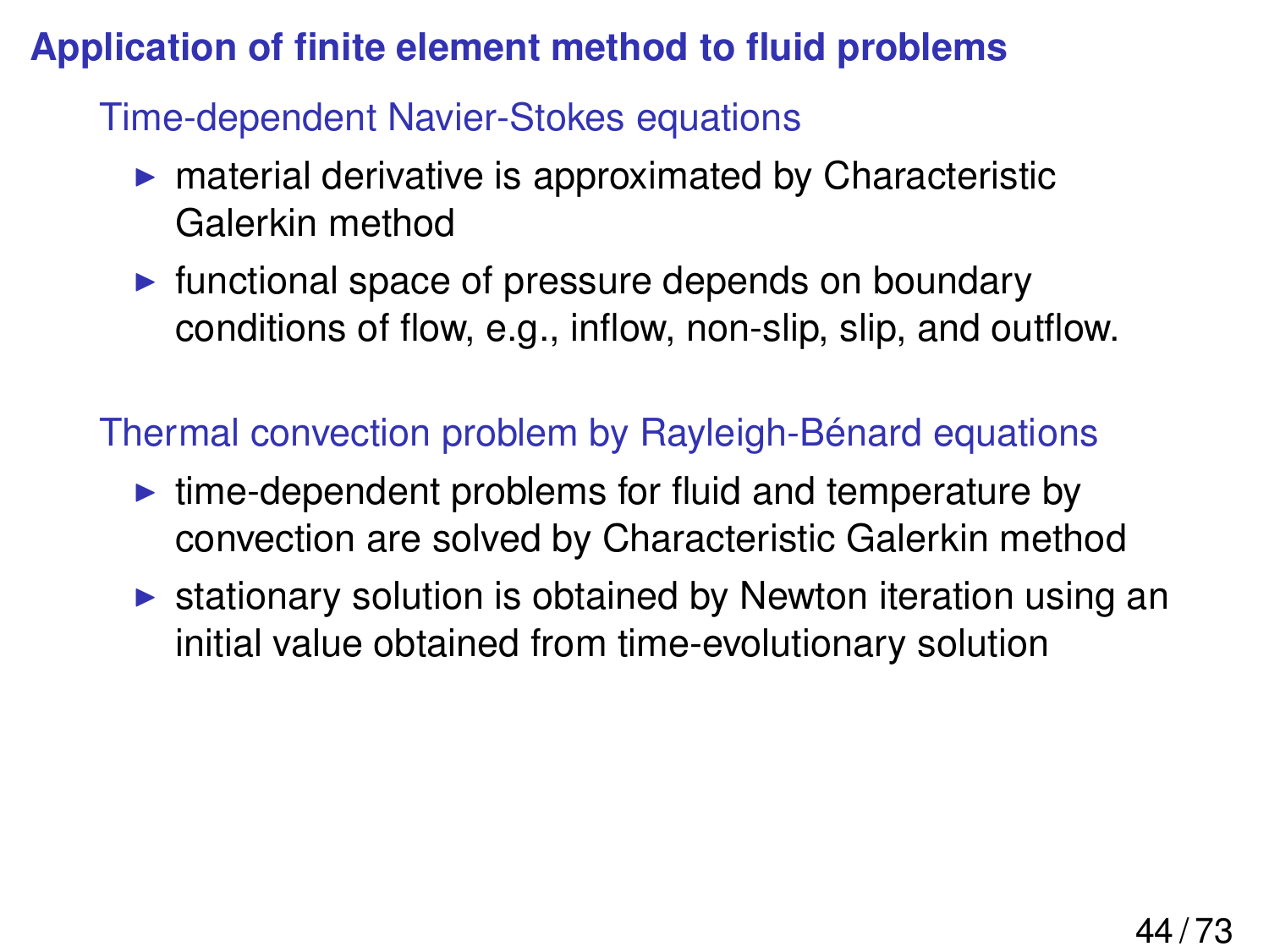## Application of finite element method to fluid problems

### Time-dependent Navier-Stokes equations

- material derivative is approximated by Characteristic Galerkin method
- functional space of pressure depends on boundary conditions of flow, e.g., inflow, non-slip, slip, and outflow.

### Thermal convection problem by Rayleigh-Bénard equations

- time-dependent problems for fluid and temperature by convection are solved by Characteristic Galerkin method
- stationary solution is obtained by Newton iteration using an initial value obtained from time-evolutionary solution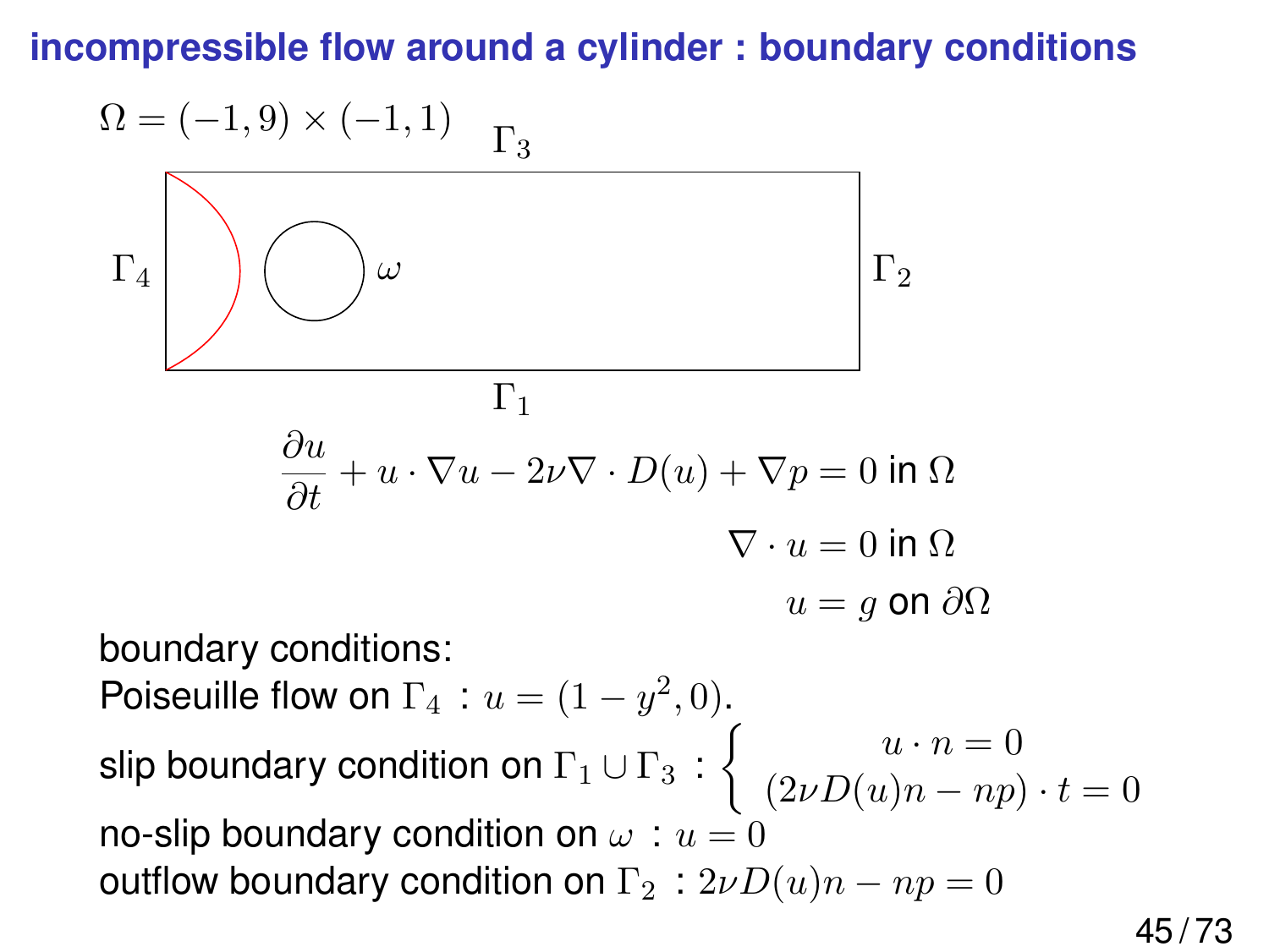## incompressible flow around a cylinder : boundary conditions

$\Omega = (-1, 9) \times (-1, 1)$

$\Gamma_3$

$\Gamma_4$ $\omega$ $\Gamma_2$

$\Gamma_1$

$$\frac{\partial u}{\partial t} + u \cdot \nabla u - 2\nu \nabla \cdot D(u) + \nabla p = 0 \text{ in } \Omega$$

$$\nabla \cdot u = 0 \text{ in } \Omega$$

$$u = g \text{ on } \partial\Omega$$

boundary conditions:

Poiseuille flow on $\Gamma_4$ : $u = (1 - y^2, 0)$.

slip boundary condition on $\Gamma_1 \cup \Gamma_3$ : $\begin{cases} u \cdot n = 0 \\ (2\nu D(u)n - np) \cdot t = 0 \end{cases}$

no-slip boundary condition on $\omega$ : $u = 0$

outflow boundary condition on $\Gamma_2$ : $2\nu D(u)n - np = 0$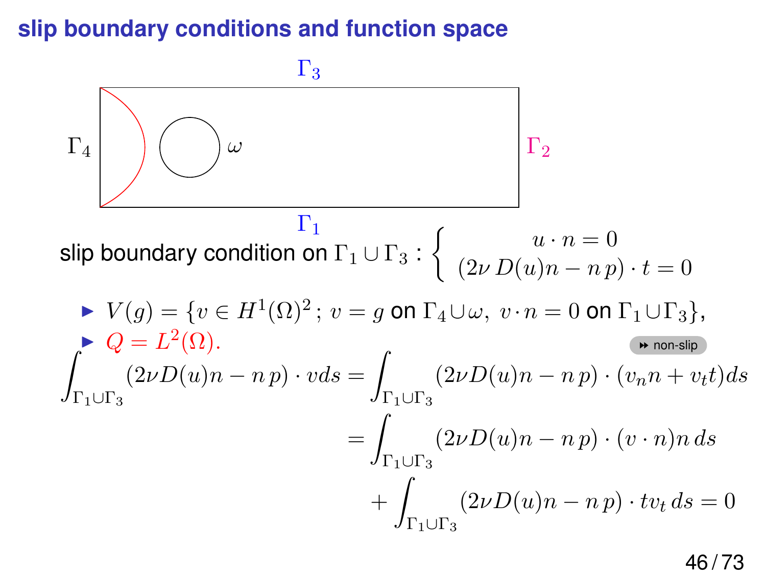## slip boundary conditions and function space

$\Gamma_3$

$\Gamma_4$ $\omega$ $\Gamma_2$

$\Gamma_1$

slip boundary condition on $\Gamma_1 \cup \Gamma_3$ : $\begin{cases} u \cdot n = 0 \\ (2\nu\, D(u)n - n\,p) \cdot t = 0 \end{cases}$

- $V(g) = \{v \in H^1(\Omega)^2\,;\, v = g$ on $\Gamma_4 \cup \omega,\ v \cdot n = 0$ on $\Gamma_1 \cup \Gamma_3\}$,
- $Q = L^2(\Omega)$.

non-slip

$$
\begin{aligned}
\int_{\Gamma_1 \cup \Gamma_3} (2\nu D(u)n - n\,p) \cdot v ds &= \int_{\Gamma_1 \cup \Gamma_3} (2\nu D(u)n - n\,p) \cdot (v_n n + v_t t) ds \\
&= \int_{\Gamma_1 \cup \Gamma_3} (2\nu D(u)n - n\,p) \cdot (v \cdot n) n\, ds \\
&\quad + \int_{\Gamma_1 \cup \Gamma_3} (2\nu D(u)n - n\,p) \cdot t v_t\, ds = 0
\end{aligned}
$$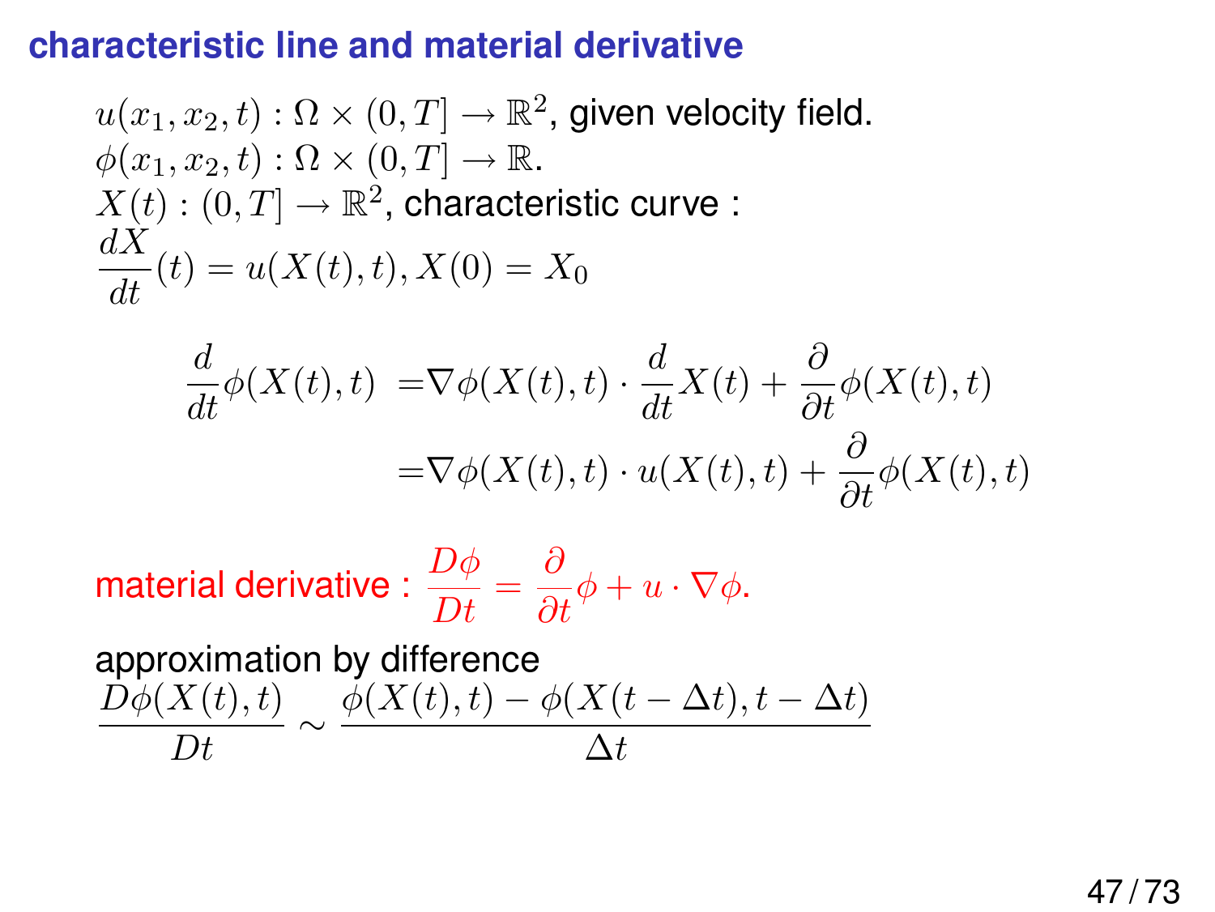## characteristic line and material derivative

$u(x_1, x_2, t) : \Omega \times (0, T] \to \mathbb{R}^2$, given velocity field.
$\phi(x_1, x_2, t) : \Omega \times (0, T] \to \mathbb{R}$.
$X(t) : (0, T] \to \mathbb{R}^2$, characteristic curve :
$\dfrac{dX}{dt}(t) = u(X(t), t), X(0) = X_0$

$$
\begin{aligned}
\frac{d}{dt}\phi(X(t), t) &= \nabla\phi(X(t), t) \cdot \frac{d}{dt}X(t) + \frac{\partial}{\partial t}\phi(X(t), t) \\
&= \nabla\phi(X(t), t) \cdot u(X(t), t) + \frac{\partial}{\partial t}\phi(X(t), t)
\end{aligned}
$$

material derivative : $\dfrac{D\phi}{Dt} = \dfrac{\partial}{\partial t}\phi + u \cdot \nabla\phi$.

approximation by difference

$$
\frac{D\phi(X(t), t)}{Dt} \sim \frac{\phi(X(t), t) - \phi(X(t - \Delta t), t - \Delta t)}{\Delta t}
$$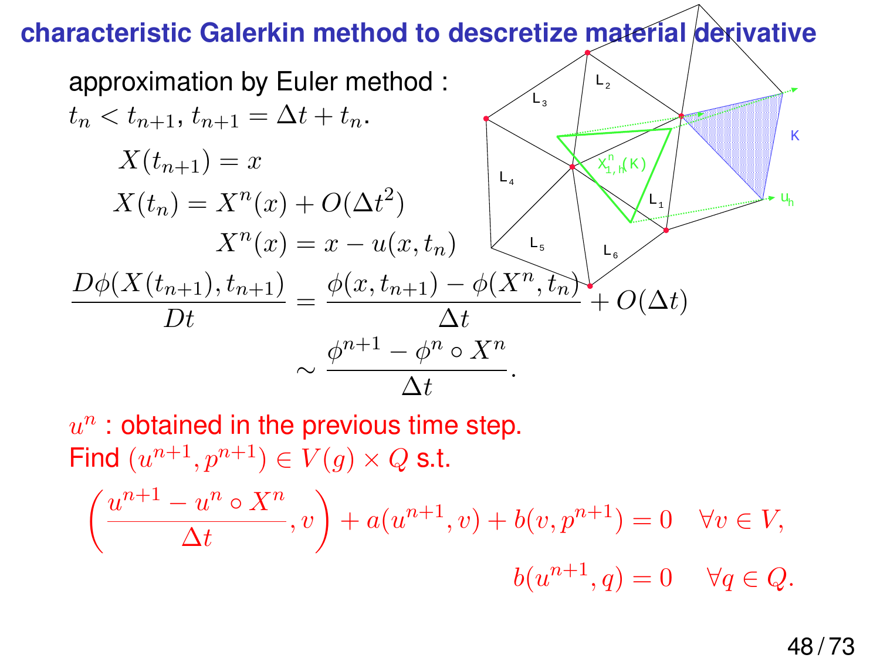## characteristic Galerkin method to descretize material derivative

approximation by Euler method :

$t_n < t_{n+1}$, $t_{n+1} = \Delta t + t_n$.

$$X(t_{n+1}) = x$$

$$X(t_n) = X^n(x) + O(\Delta t^2)$$

$$X^n(x) = x - u(x, t_n)$$

$$\frac{D\phi(X(t_{n+1}), t_{n+1})}{Dt} = \frac{\phi(x, t_{n+1}) - \phi(X^n, t_n)}{\Delta t} + O(\Delta t)$$

$$\sim \frac{\phi^{n+1} - \phi^n \circ X^n}{\Delta t}.$$

$u^n$ : obtained in the previous time step.

Find $(u^{n+1}, p^{n+1}) \in V(g) \times Q$ s.t.

$$\left(\frac{u^{n+1} - u^n \circ X^n}{\Delta t}, v\right) + a(u^{n+1}, v) + b(v, p^{n+1}) = 0 \quad \forall v \in V,$$

$$b(u^{n+1}, q) = 0 \quad \forall q \in Q.$$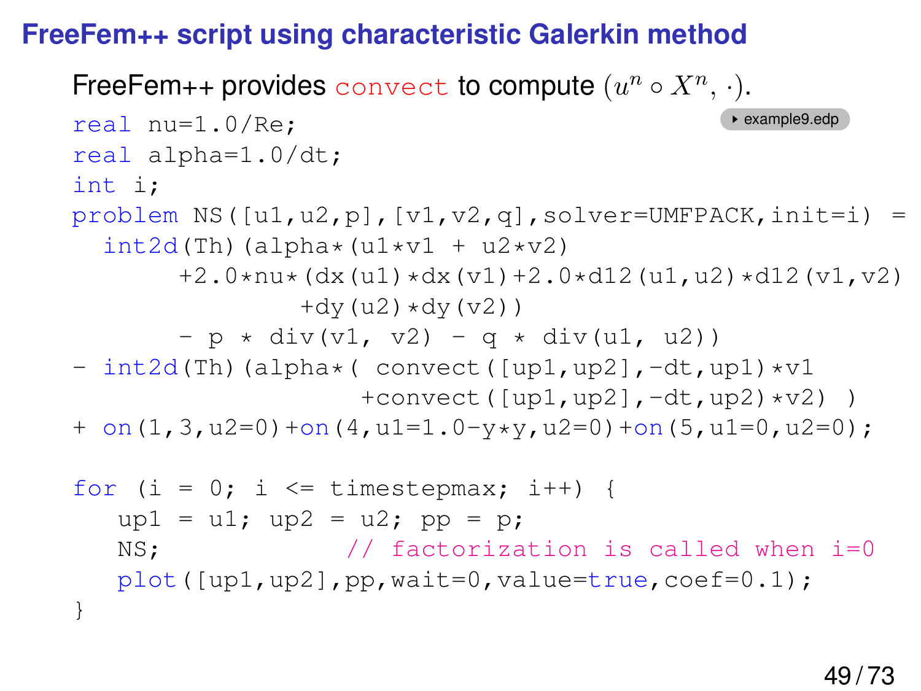# FreeFem++ script using characteristic Galerkin method

FreeFem++ provides convect to compute $(u^n \circ X^n, \cdot)$.

example9.edp

```
real nu=1.0/Re;
real alpha=1.0/dt;
int i;
problem NS([u1,u2,p],[v1,v2,q],solver=UMFPACK,init=i) =
  int2d(Th)(alpha*(u1*v1 + u2*v2)
       +2.0*nu*(dx(u1)*dx(v1)+2.0*d12(u1,u2)*d12(v1,v2)
               +dy(u2)*dy(v2))
       - p * div(v1, v2) - q * div(u1, u2))
- int2d(Th)(alpha*( convect([up1,up2],-dt,up1)*v1
                   +convect([up1,up2],-dt,up2)*v2) )
+ on(1,3,u2=0)+on(4,u1=1.0-y*y,u2=0)+on(5,u1=0,u2=0);

for (i = 0; i <= timestepmax; i++) {
   up1 = u1; up2 = u2; pp = p;
   NS;             // factorization is called when i=0
   plot([up1,up2],pp,wait=0,value=true,coef=0.1);
}
```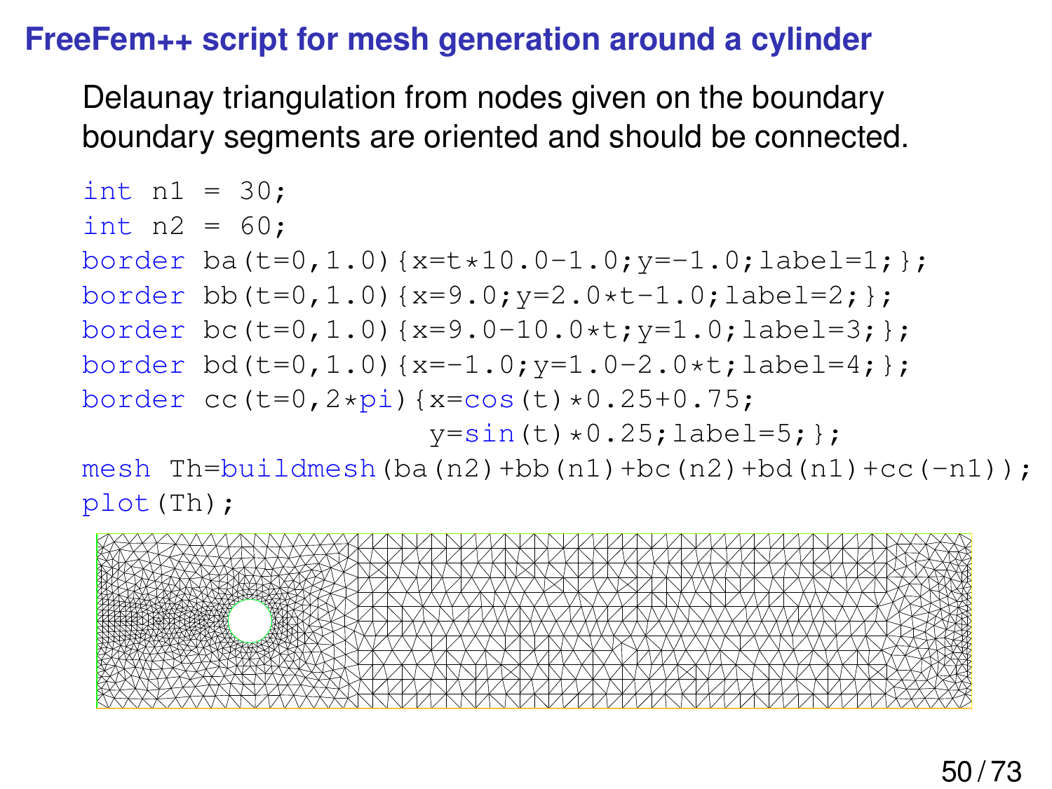## FreeFem++ script for mesh generation around a cylinder

Delaunay triangulation from nodes given on the boundary boundary segments are oriented and should be connected.

```
int n1 = 30;
int n2 = 60;
border ba(t=0,1.0){x=t*10.0-1.0;y=-1.0;label=1;};
border bb(t=0,1.0){x=9.0;y=2.0*t-1.0;label=2;};
border bc(t=0,1.0){x=9.0-10.0*t;y=1.0;label=3;};
border bd(t=0,1.0){x=-1.0;y=1.0-2.0*t;label=4;};
border cc(t=0,2*pi){x=cos(t)*0.25+0.75;
                    y=sin(t)*0.25;label=5;};
mesh Th=buildmesh(ba(n2)+bb(n1)+bc(n2)+bd(n1)+cc(-n1));
plot(Th);
```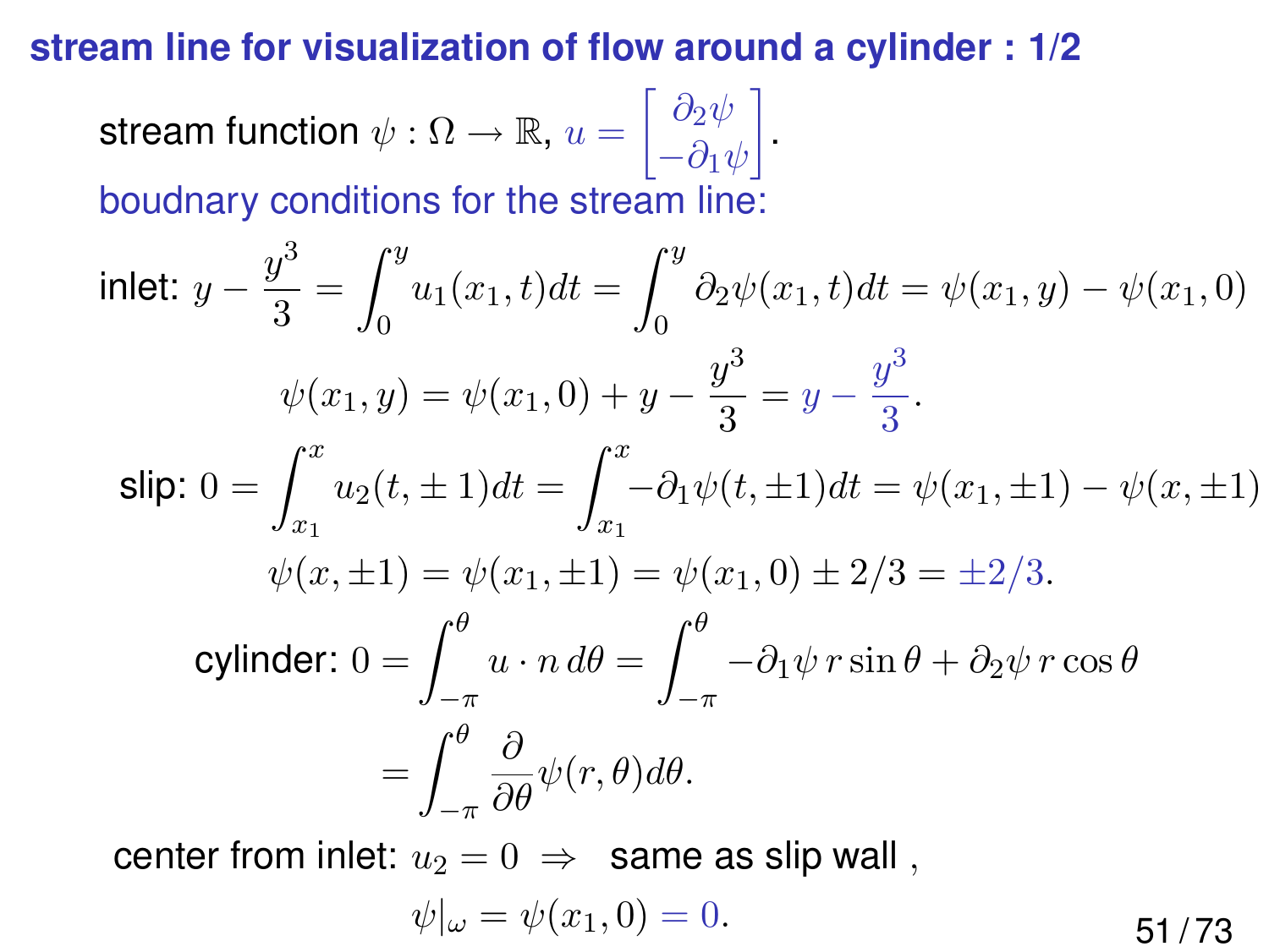## stream line for visualization of flow around a cylinder : 1/2

stream function $\psi : \Omega \to \mathbb{R}$, $u = \begin{bmatrix} \partial_2 \psi \\ -\partial_1 \psi \end{bmatrix}$.

boudnary conditions for the stream line:

inlet: $y - \dfrac{y^3}{3} = \displaystyle\int_0^y u_1(x_1, t) dt = \int_0^y \partial_2 \psi(x_1, t) dt = \psi(x_1, y) - \psi(x_1, 0)$

$$\psi(x_1, y) = \psi(x_1, 0) + y - \frac{y^3}{3} = y - \frac{y^3}{3}.$$

slip: $0 = \displaystyle\int_{x_1}^{x} u_2(t, \pm 1) dt = \int_{x_1}^{x} -\partial_1 \psi(t, \pm 1) dt = \psi(x_1, \pm 1) - \psi(x, \pm 1)$

$$\psi(x, \pm 1) = \psi(x_1, \pm 1) = \psi(x_1, 0) \pm 2/3 = \pm 2/3.$$

cylinder: $0 = \displaystyle\int_{-\pi}^{\theta} u \cdot n \, d\theta = \int_{-\pi}^{\theta} -\partial_1 \psi \, r \sin\theta + \partial_2 \psi \, r \cos\theta$

$$= \int_{-\pi}^{\theta} \frac{\partial}{\partial \theta} \psi(r, \theta) d\theta.$$

center from inlet: $u_2 = 0 \;\Rightarrow\;$ same as slip wall ,

$$\psi|_\omega = \psi(x_1, 0) = 0.$$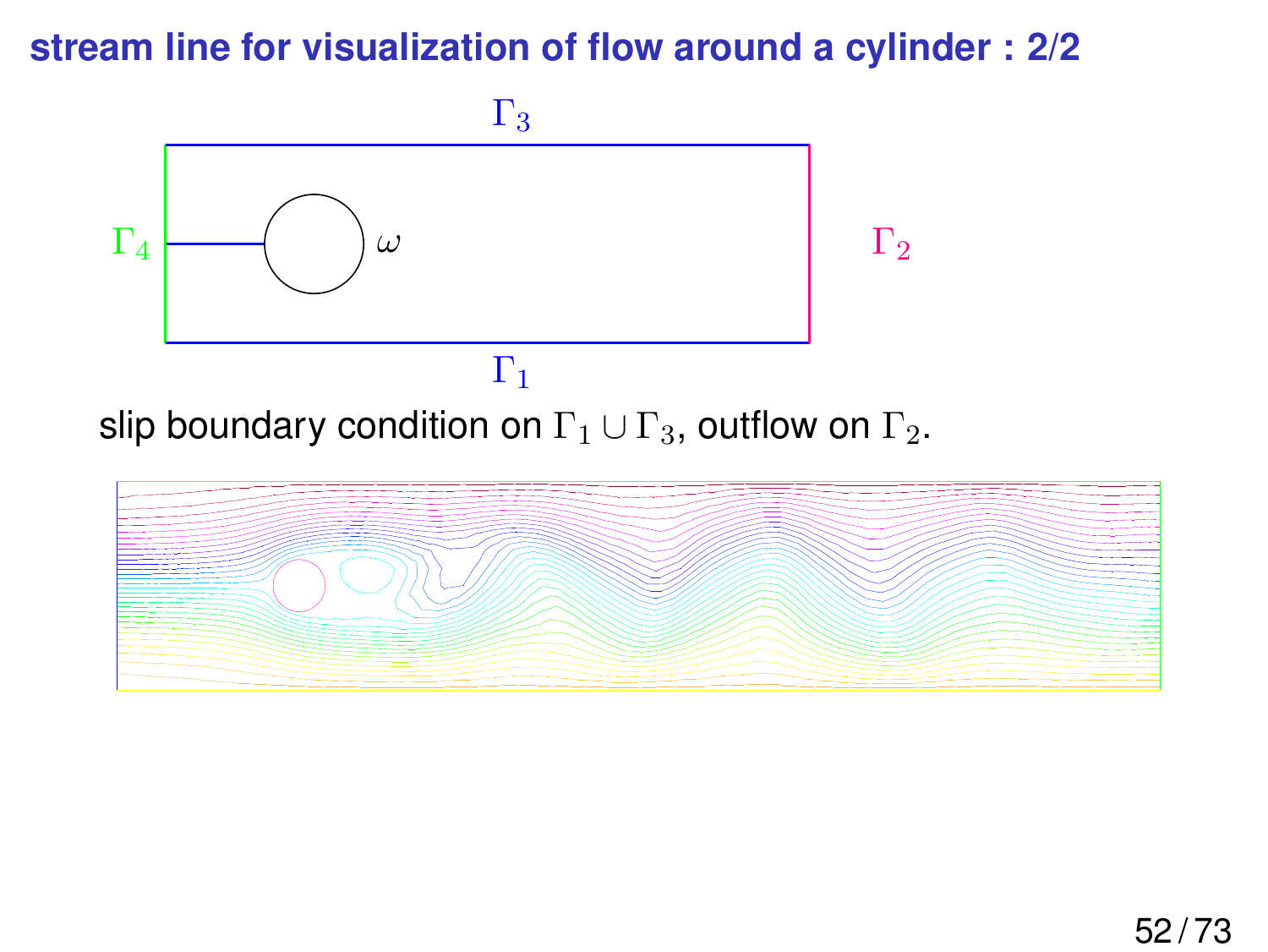# stream line for visualization of flow around a cylinder : 2/2

slip boundary condition on $\Gamma_1 \cup \Gamma_3$, outflow on $\Gamma_2$.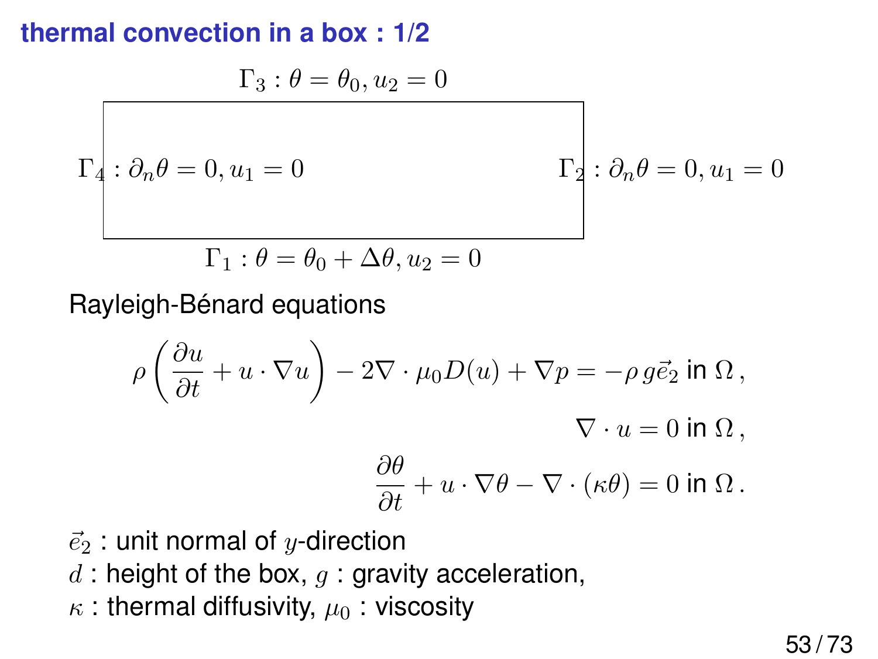## thermal convection in a box : 1/2

$\Gamma_3 : \theta = \theta_0, u_2 = 0$

$\Gamma_4 : \partial_n \theta = 0, u_1 = 0$

$\Gamma_2 : \partial_n \theta = 0, u_1 = 0$

$\Gamma_1 : \theta = \theta_0 + \Delta\theta, u_2 = 0$

Rayleigh-Bénard equations

$$\rho\left(\frac{\partial u}{\partial t} + u \cdot \nabla u\right) - 2\nabla \cdot \mu_0 D(u) + \nabla p = -\rho\, g\vec{e}_2 \text{ in } \Omega\,,$$

$$\nabla \cdot u = 0 \text{ in } \Omega\,,$$

$$\frac{\partial \theta}{\partial t} + u \cdot \nabla \theta - \nabla \cdot (\kappa \theta) = 0 \text{ in } \Omega\,.$$

$\vec{e}_2$ : unit normal of $y$-direction
$d$ : height of the box, $g$ : gravity acceleration,
$\kappa$ : thermal diffusivity, $\mu_0$ : viscosity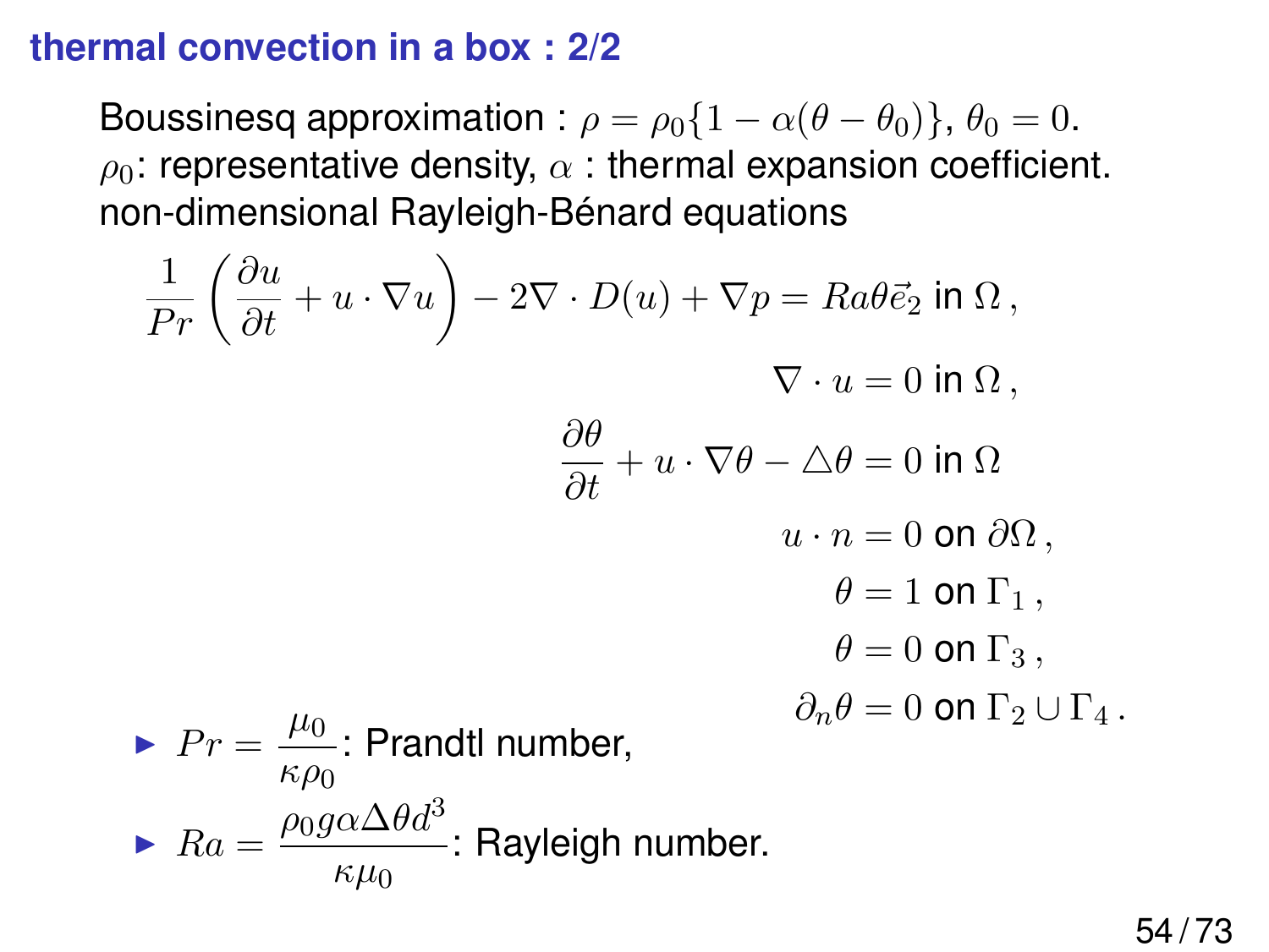## thermal convection in a box : 2/2

Boussinesq approximation : $\rho = \rho_0\{1 - \alpha(\theta - \theta_0)\}$, $\theta_0 = 0$.
$\rho_0$: representative density, $\alpha$ : thermal expansion coefficient.
non-dimensional Rayleigh-Bénard equations

$$\frac{1}{Pr}\left(\frac{\partial u}{\partial t} + u \cdot \nabla u\right) - 2\nabla \cdot D(u) + \nabla p = Ra\theta\vec{e}_2 \text{ in } \Omega\,,$$

$$\nabla \cdot u = 0 \text{ in } \Omega\,,$$

$$\frac{\partial \theta}{\partial t} + u \cdot \nabla\theta - \triangle\theta = 0 \text{ in } \Omega$$

$$u \cdot n = 0 \text{ on } \partial\Omega\,,$$

$$\theta = 1 \text{ on } \Gamma_1\,,$$

$$\theta = 0 \text{ on } \Gamma_3\,,$$

$$\partial_n\theta = 0 \text{ on } \Gamma_2 \cup \Gamma_4\,.$$

- $Pr = \dfrac{\mu_0}{\kappa\rho_0}$: Prandtl number,
- $Ra = \dfrac{\rho_0 g \alpha \Delta\theta d^3}{\kappa\mu_0}$: Rayleigh number.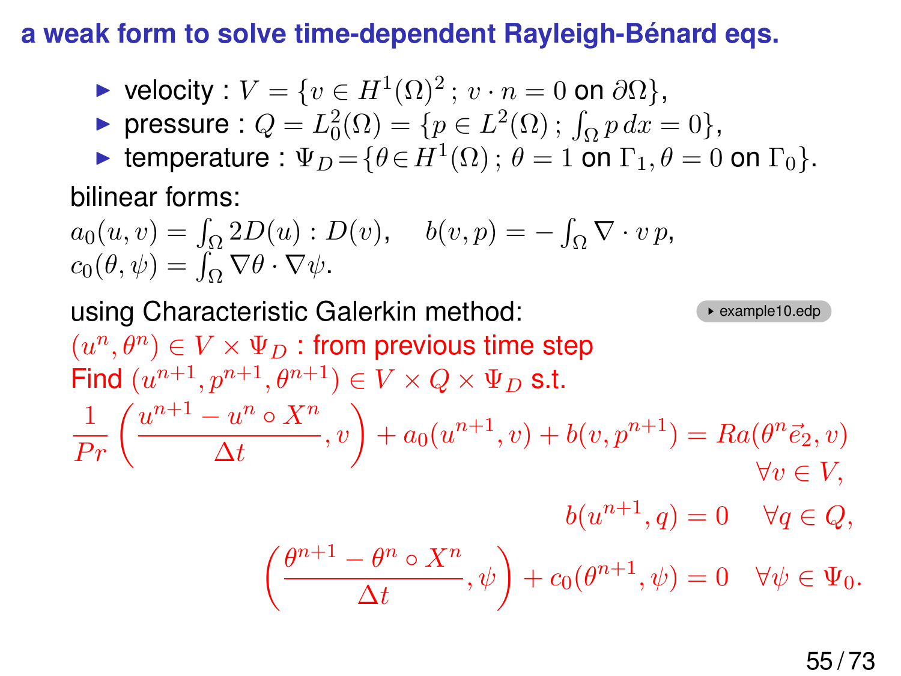## a weak form to solve time-dependent Rayleigh-Bénard eqs.

- velocity : $V = \{v \in H^1(\Omega)^2 \, ; \, v \cdot n = 0 \text{ on } \partial\Omega\}$,
- pressure : $Q = L^2_0(\Omega) = \{p \in L^2(\Omega) \, ; \, \int_\Omega p \, dx = 0\}$,
- temperature : $\Psi_D = \{\theta \in H^1(\Omega) \, ; \, \theta = 1 \text{ on } \Gamma_1, \theta = 0 \text{ on } \Gamma_0\}$.

bilinear forms:

$a_0(u,v) = \int_\Omega 2D(u) : D(v), \quad b(v,p) = -\int_\Omega \nabla \cdot v \, p,$
$c_0(\theta,\psi) = \int_\Omega \nabla\theta \cdot \nabla\psi.$

using Characteristic Galerkin method: example10.edp

$(u^n, \theta^n) \in V \times \Psi_D$ : from previous time step

Find $(u^{n+1}, p^{n+1}, \theta^{n+1}) \in V \times Q \times \Psi_D$ s.t.

$$\frac{1}{Pr}\left(\frac{u^{n+1} - u^n \circ X^n}{\Delta t}, v\right) + a_0(u^{n+1}, v) + b(v, p^{n+1}) = Ra(\theta^n \vec{e}_2, v) \quad \forall v \in V,$$

$$b(u^{n+1}, q) = 0 \quad \forall q \in Q,$$

$$\left(\frac{\theta^{n+1} - \theta^n \circ X^n}{\Delta t}, \psi\right) + c_0(\theta^{n+1}, \psi) = 0 \quad \forall \psi \in \Psi_0.$$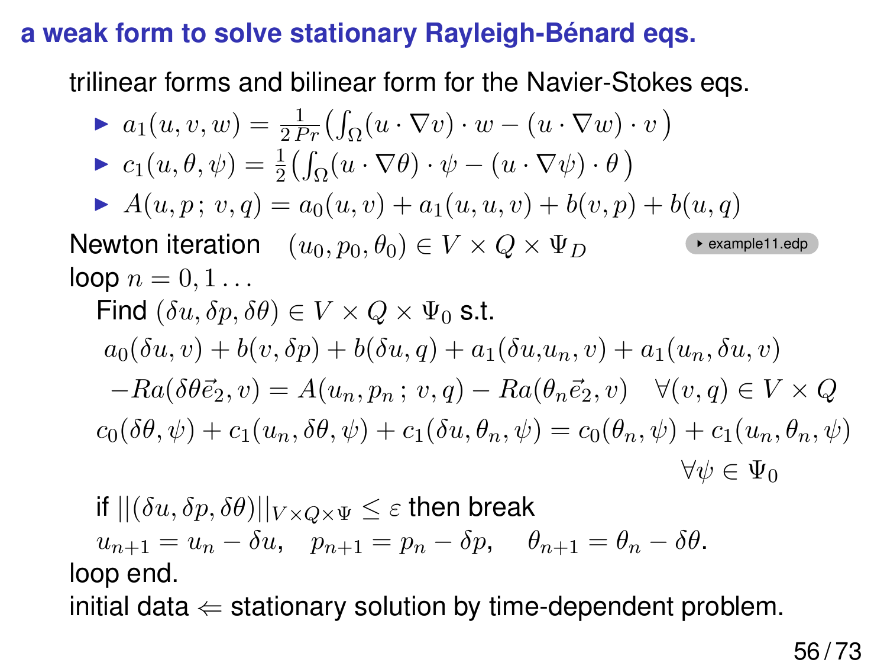## a weak form to solve stationary Rayleigh-Bénard eqs.

trilinear forms and bilinear form for the Navier-Stokes eqs.

- $a_1(u, v, w) = \frac{1}{2\,Pr}\big(\int_\Omega (u \cdot \nabla v) \cdot w - (u \cdot \nabla w) \cdot v\,\big)$
- $c_1(u, \theta, \psi) = \frac{1}{2}\big(\int_\Omega (u \cdot \nabla \theta) \cdot \psi - (u \cdot \nabla \psi) \cdot \theta\,\big)$
- $A(u, p\,;\, v, q) = a_0(u, v) + a_1(u, u, v) + b(v, p) + b(u, q)$

Newton iteration $\quad (u_0, p_0, \theta_0) \in V \times Q \times \Psi_D$ ‣ example11.edp

loop $n = 0, 1 \ldots$

Find $(\delta u, \delta p, \delta \theta) \in V \times Q \times \Psi_0$ s.t.

$$a_0(\delta u, v) + b(v, \delta p) + b(\delta u, q) + a_1(\delta u, u_n, v) + a_1(u_n, \delta u, v)$$

$$-Ra(\delta\theta \vec{e}_2, v) = A(u_n, p_n\,;\, v, q) - Ra(\theta_n \vec{e}_2, v) \quad \forall (v, q) \in V \times Q$$

$$c_0(\delta\theta, \psi) + c_1(u_n, \delta\theta, \psi) + c_1(\delta u, \theta_n, \psi) = c_0(\theta_n, \psi) + c_1(u_n, \theta_n, \psi) \quad \forall \psi \in \Psi_0$$

if $||(\delta u, \delta p, \delta\theta)||_{V \times Q \times \Psi} \leq \varepsilon$ then break

$u_{n+1} = u_n - \delta u, \quad p_{n+1} = p_n - \delta p, \quad \theta_{n+1} = \theta_n - \delta\theta.$

loop end.

initial data $\Leftarrow$ stationary solution by time-dependent problem.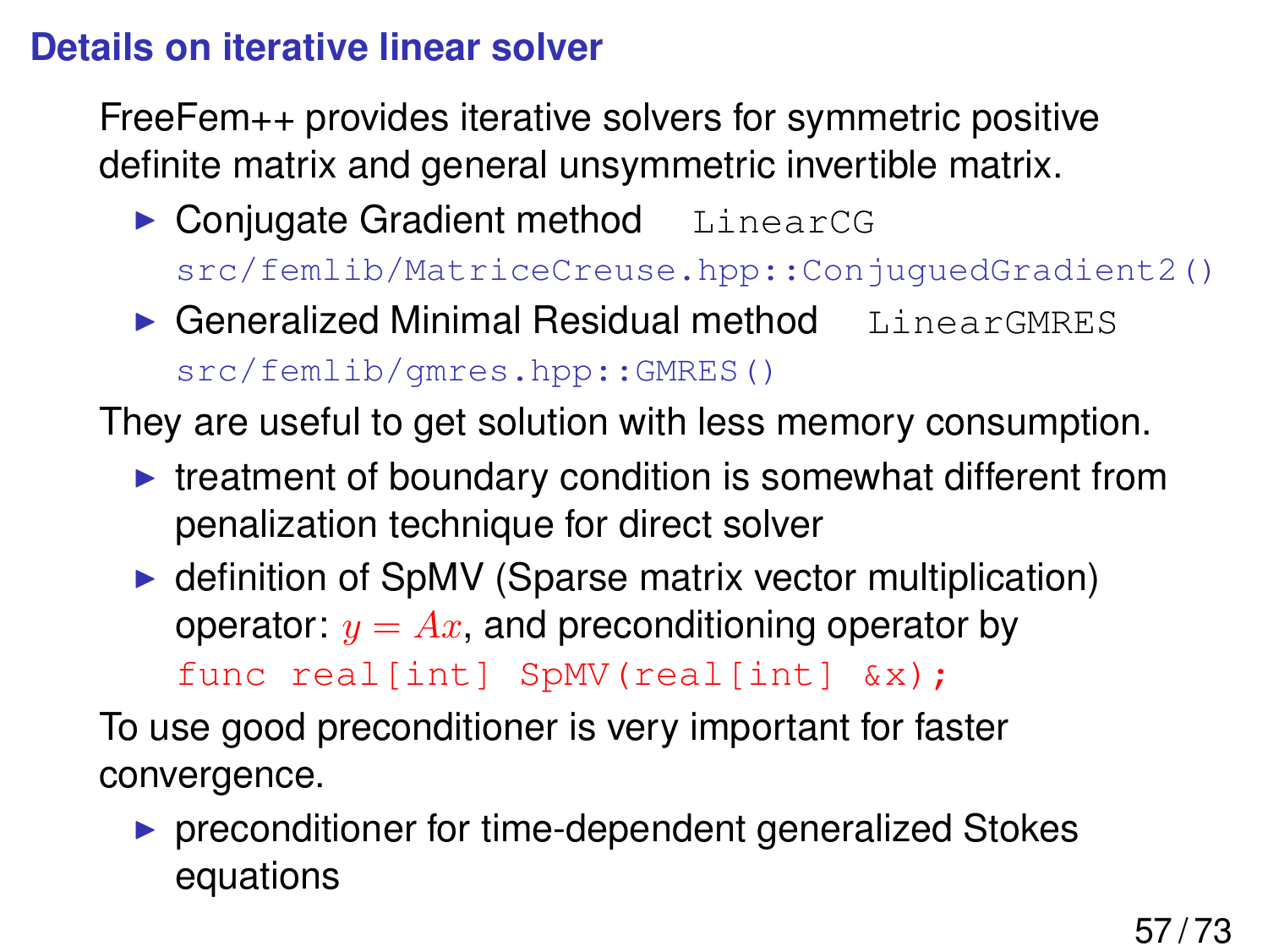## Details on iterative linear solver

FreeFem++ provides iterative solvers for symmetric positive definite matrix and general unsymmetric invertible matrix.

- Conjugate Gradient method `LinearCG`
  `src/femlib/MatriceCreuse.hpp::ConjuguedGradient2()`
- Generalized Minimal Residual method `LinearGMRES`
  `src/femlib/gmres.hpp::GMRES()`

They are useful to get solution with less memory consumption.

- treatment of boundary condition is somewhat different from penalization technique for direct solver
- definition of SpMV (Sparse matrix vector multiplication) operator: $y = Ax$, and preconditioning operator by
  `func real[int] SpMV(real[int] &x);`

To use good preconditioner is very important for faster convergence.

- preconditioner for time-dependent generalized Stokes equations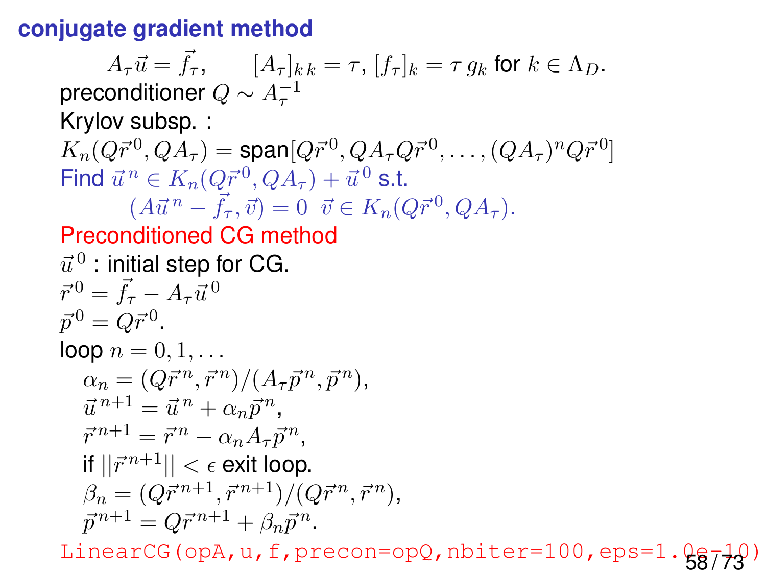## conjugate gradient method

$$A_\tau \vec{u} = \vec{f}_\tau, \qquad [A_\tau]_{k\,k} = \tau,\ [f_\tau]_k = \tau\, g_k \text{ for } k \in \Lambda_D.$$

preconditioner $Q \sim A_\tau^{-1}$

Krylov subsp. :

$K_n(Q\vec{r}^{\,0}, QA_\tau) = \text{span}[Q\vec{r}^{\,0}, QA_\tau Q\vec{r}^{\,0}, \ldots, (QA_\tau)^n Q\vec{r}^{\,0}]$

Find $\vec{u}^{\,n} \in K_n(Q\vec{r}^{\,0}, QA_\tau) + \vec{u}^{\,0}$ s.t.

$$(A\vec{u}^{\,n} - \vec{f}_\tau, \vec{v}) = 0 \ \ \vec{v} \in K_n(Q\vec{r}^{\,0}, QA_\tau).$$

**Preconditioned CG method**

$\vec{u}^{\,0}$ : initial step for CG.

$\vec{r}^{\,0} = \vec{f}_\tau - A_\tau \vec{u}^{\,0}$

$\vec{p}^{\,0} = Q\vec{r}^{\,0}$.

loop $n = 0, 1, \ldots$

- $\alpha_n = (Q\vec{r}^{\,n}, \vec{r}^{\,n})/(A_\tau \vec{p}^{\,n}, \vec{p}^{\,n})$,
- $\vec{u}^{\,n+1} = \vec{u}^{\,n} + \alpha_n \vec{p}^{\,n}$,
- $\vec{r}^{\,n+1} = \vec{r}^{\,n} - \alpha_n A_\tau \vec{p}^{\,n}$,
- if $||\vec{r}^{\,n+1}|| < \epsilon$ exit loop.
- $\beta_n = (Q\vec{r}^{\,n+1}, \vec{r}^{\,n+1})/(Q\vec{r}^{\,n}, \vec{r}^{\,n})$,
- $\vec{p}^{\,n+1} = Q\vec{r}^{\,n+1} + \beta_n \vec{p}^{\,n}$.

```
LinearCG(opA,u,f,precon=opQ,nbiter=100,eps=1.0e-10)
```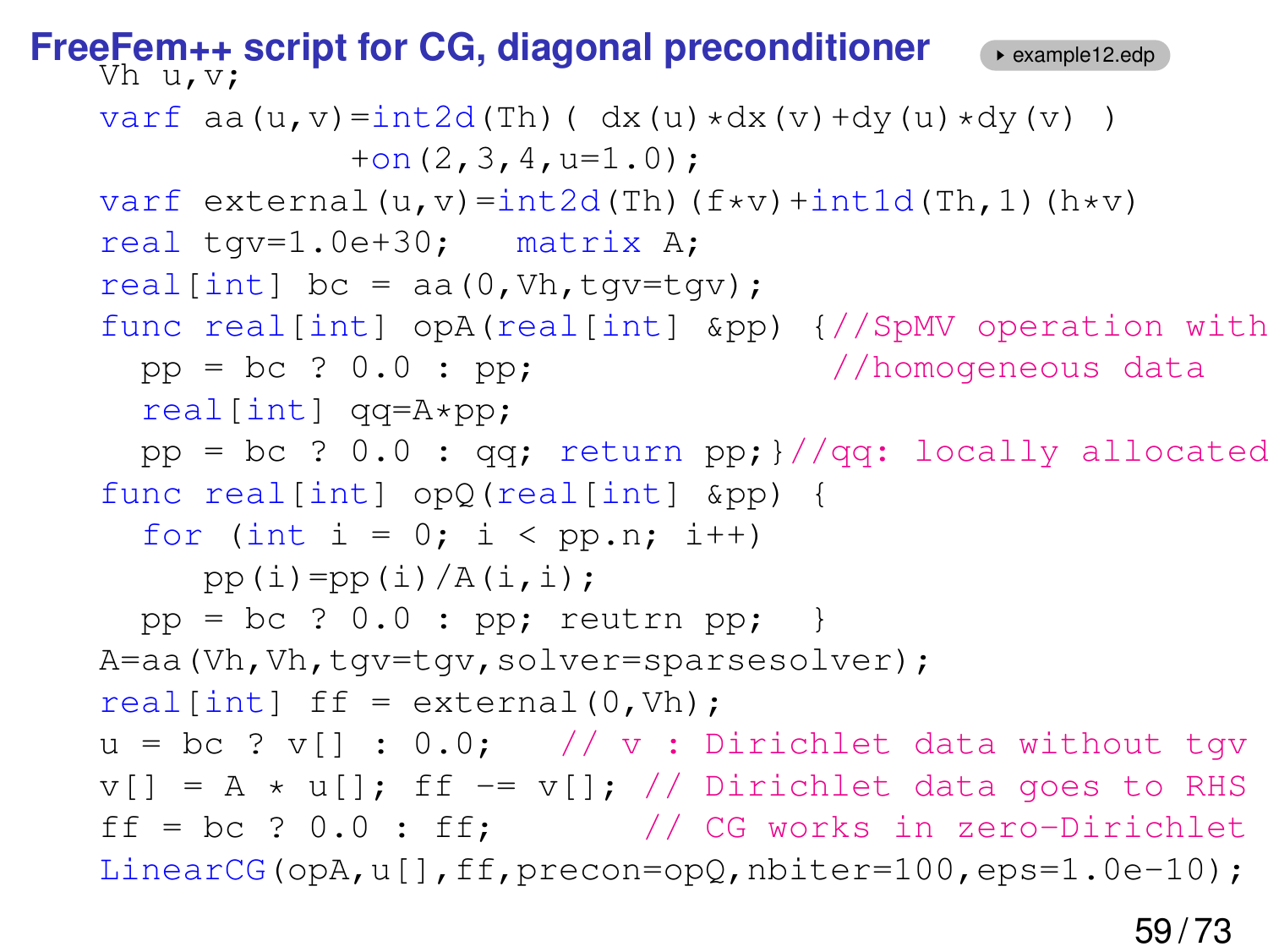# FreeFem++ script for CG, diagonal preconditioner

example12.edp

```
Vh u,v;
varf aa(u,v)=int2d(Th)( dx(u)*dx(v)+dy(u)*dy(v) )
            +on(2,3,4,u=1.0);
varf external(u,v)=int2d(Th)(f*v)+int1d(Th,1)(h*v)
real tgv=1.0e+30;   matrix A;
real[int] bc = aa(0,Vh,tgv=tgv);
func real[int] opA(real[int] &pp) {//SpMV operation with
  pp = bc ? 0.0 : pp;                 //homogeneous data
  real[int] qq=A*pp;
  pp = bc ? 0.0 : qq; return pp;}//qq: locally allocated
func real[int] opQ(real[int] &pp) {
  for (int i = 0; i < pp.n; i++)
     pp(i)=pp(i)/A(i,i);
  pp = bc ? 0.0 : pp; reutrn pp;  }
A=aa(Vh,Vh,tgv=tgv,solver=sparsesolver);
real[int] ff = external(0,Vh);
u = bc ? v[] : 0.0;   // v : Dirichlet data without tgv
v[] = A * u[]; ff -= v[]; // Dirichlet data goes to RHS
ff = bc ? 0.0 : ff;       // CG works in zero-Dirichlet
LinearCG(opA,u[],ff,precon=opQ,nbiter=100,eps=1.0e-10);
```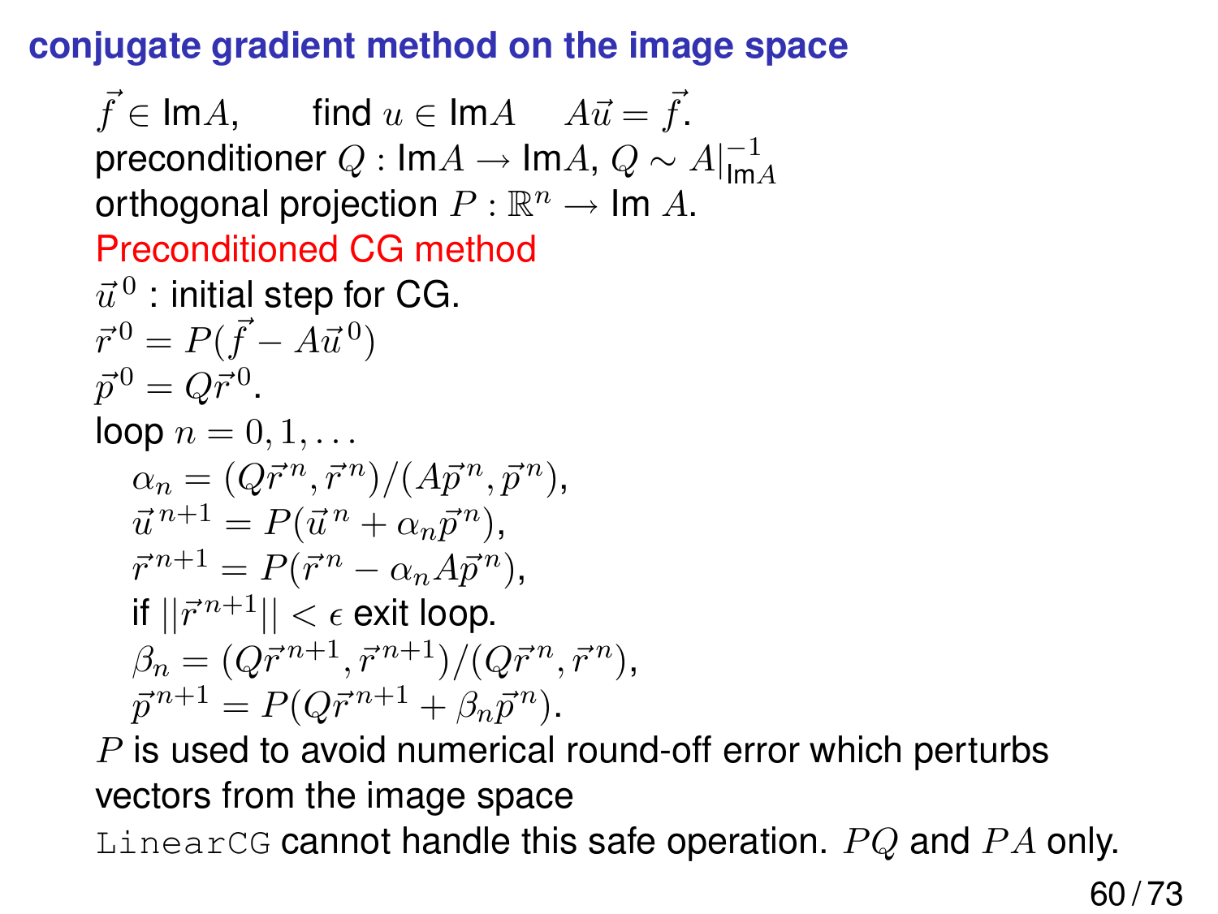## conjugate gradient method on the image space

$\vec{f} \in \mathrm{Im}A$, find $u \in \mathrm{Im}A$ $\quad A\vec{u} = \vec{f}$.

preconditioner $Q : \mathrm{Im}A \to \mathrm{Im}A$, $Q \sim A|_{\mathrm{Im}A}^{-1}$

orthogonal projection $P : \mathbb{R}^n \to \mathrm{Im}\, A$.

**Preconditioned CG method**

$\vec{u}^{\,0}$ : initial step for CG.

$\vec{r}^{\,0} = P(\vec{f} - A\vec{u}^{\,0})$

$\vec{p}^{\,0} = Q\vec{r}^{\,0}$.

loop $n = 0, 1, \ldots$

- $\alpha_n = (Q\vec{r}^{\,n}, \vec{r}^{\,n}) / (A\vec{p}^{\,n}, \vec{p}^{\,n})$,
- $\vec{u}^{\,n+1} = P(\vec{u}^{\,n} + \alpha_n \vec{p}^{\,n})$,
- $\vec{r}^{\,n+1} = P(\vec{r}^{\,n} - \alpha_n A\vec{p}^{\,n})$,
- if $||\vec{r}^{\,n+1}|| < \epsilon$ exit loop.
- $\beta_n = (Q\vec{r}^{\,n+1}, \vec{r}^{\,n+1}) / (Q\vec{r}^{\,n}, \vec{r}^{\,n})$,
- $\vec{p}^{\,n+1} = P(Q\vec{r}^{\,n+1} + \beta_n \vec{p}^{\,n})$.

$P$ is used to avoid numerical round-off error which perturbs vectors from the image space

`LinearCG` cannot handle this safe operation. $PQ$ and $PA$ only.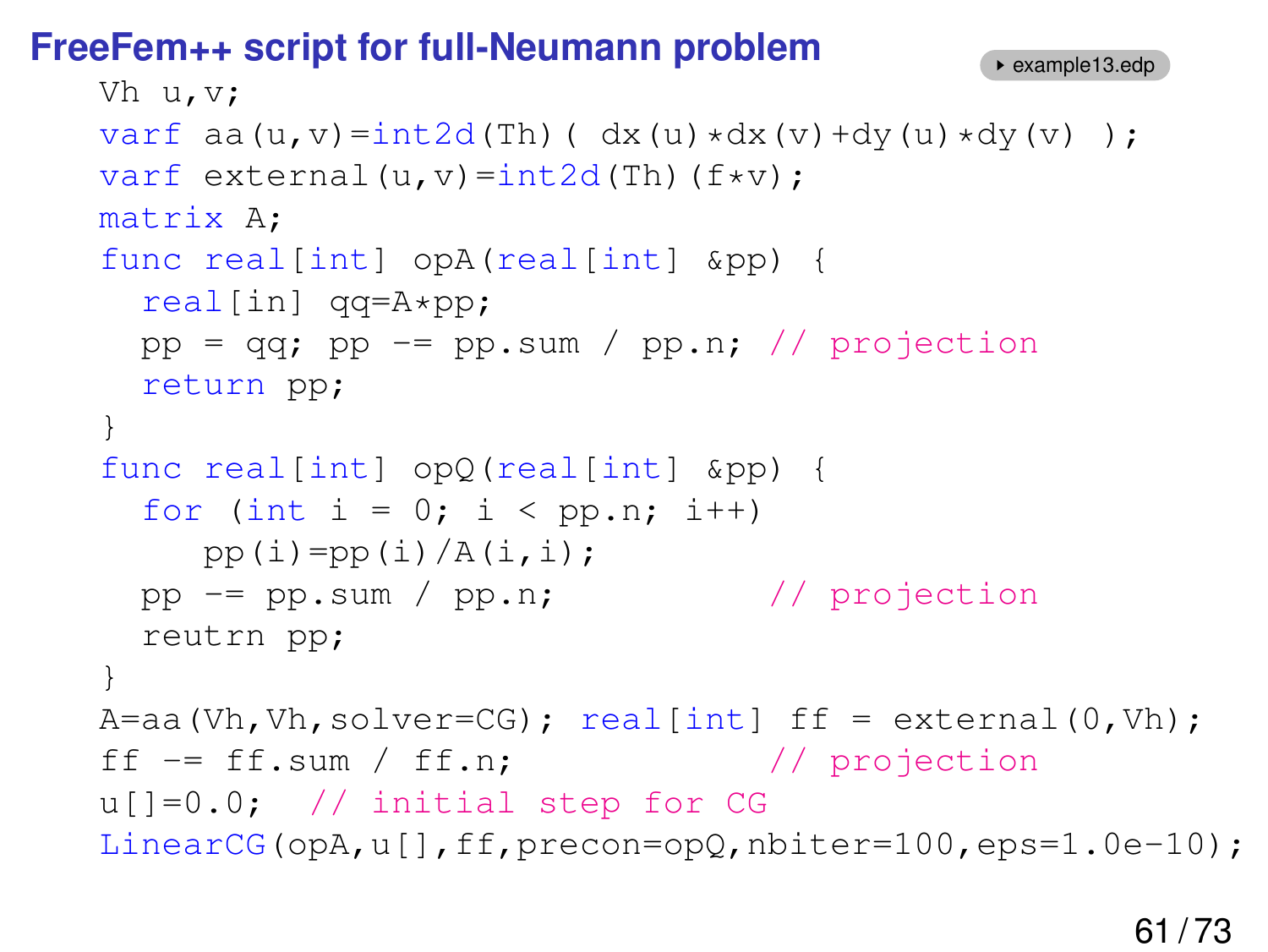## FreeFem++ script for full-Neumann problem

example13.edp

```
Vh u,v;
varf aa(u,v)=int2d(Th)( dx(u)*dx(v)+dy(u)*dy(v) );
varf external(u,v)=int2d(Th)(f*v);
matrix A;
func real[int] opA(real[int] &pp) {
  real[in] qq=A*pp;
  pp = qq; pp -= pp.sum / pp.n; // projection
  return pp;
}
func real[int] opQ(real[int] &pp) {
  for (int i = 0; i < pp.n; i++)
     pp(i)=pp(i)/A(i,i);
  pp -= pp.sum / pp.n;          // projection
  reutrn pp;
}
A=aa(Vh,Vh,solver=CG); real[int] ff = external(0,Vh);
ff -= ff.sum / ff.n;              // projection
u[]=0.0;  // initial step for CG
LinearCG(opA,u[],ff,precon=opQ,nbiter=100,eps=1.0e-10);
```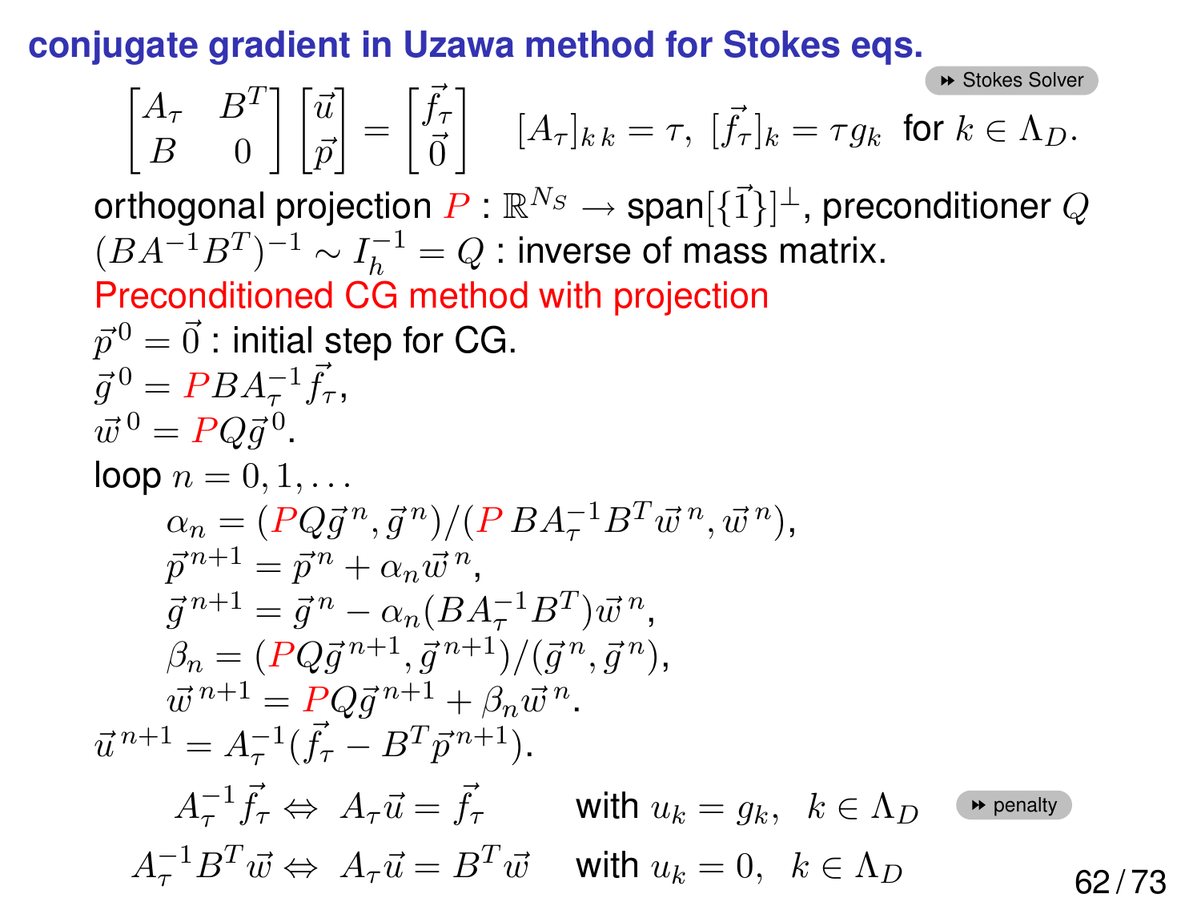## conjugate gradient in Uzawa method for Stokes eqs.

▸▸ Stokes Solver

$$\begin{bmatrix} A_\tau & B^T \\ B & 0 \end{bmatrix} \begin{bmatrix} \vec{u} \\ \vec{p} \end{bmatrix} = \begin{bmatrix} \vec{f}_\tau \\ \vec{0} \end{bmatrix} \quad [A_\tau]_{k\,k} = \tau,\ [\vec{f}_\tau]_k = \tau g_k \ \text{ for } k \in \Lambda_D.$$

orthogonal projection $P : \mathbb{R}^{N_S} \to \text{span}[\{\vec{1}\}]^\perp$, preconditioner $Q$

$(BA^{-1}B^T)^{-1} \sim I_h^{-1} = Q$ : inverse of mass matrix.

**Preconditioned CG method with projection**

$\vec{p}^{\,0} = \vec{0}$ : initial step for CG.

$\vec{g}^{\,0} = PBA_\tau^{-1}\vec{f}_\tau$,

$\vec{w}^{\,0} = PQ\vec{g}^{\,0}$.

loop $n = 0, 1, \ldots$

$\quad \alpha_n = (PQ\vec{g}^{\,n}, \vec{g}^{\,n})/(P\,BA_\tau^{-1}B^T\vec{w}^{\,n}, \vec{w}^{\,n})$,

$\quad \vec{p}^{\,n+1} = \vec{p}^{\,n} + \alpha_n \vec{w}^{\,n}$,

$\quad \vec{g}^{\,n+1} = \vec{g}^{\,n} - \alpha_n (BA_\tau^{-1}B^T)\vec{w}^{\,n}$,

$\quad \beta_n = (PQ\vec{g}^{\,n+1}, \vec{g}^{\,n+1})/(\vec{g}^{\,n}, \vec{g}^{\,n})$,

$\quad \vec{w}^{\,n+1} = PQ\vec{g}^{\,n+1} + \beta_n \vec{w}^{\,n}$.

$\vec{u}^{\,n+1} = A_\tau^{-1}(\vec{f}_\tau - B^T\vec{p}^{\,n+1})$.

$$A_\tau^{-1}\vec{f}_\tau \Leftrightarrow A_\tau\vec{u} = \vec{f}_\tau \qquad \text{with } u_k = g_k, \quad k \in \Lambda_D$$

▸▸ penalty

$$A_\tau^{-1}B^T\vec{w} \Leftrightarrow A_\tau\vec{u} = B^T\vec{w} \qquad \text{with } u_k = 0, \quad k \in \Lambda_D$$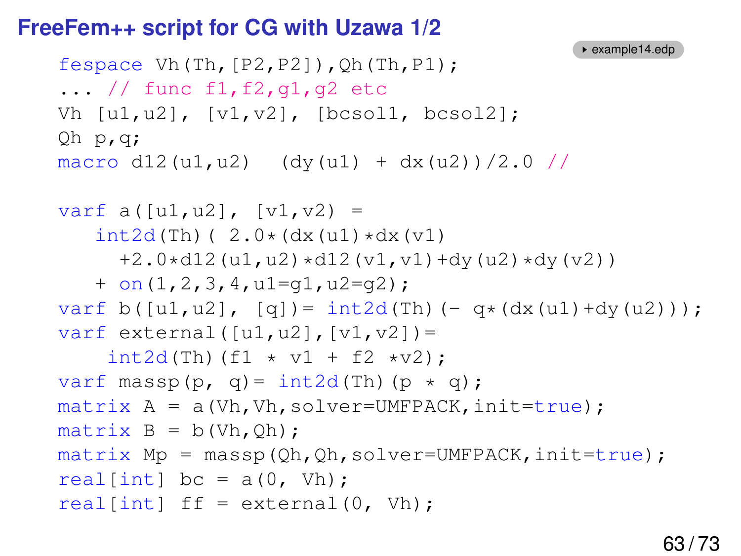# FreeFem++ script for CG with Uzawa 1/2

example14.edp

```
fespace Vh(Th,[P2,P2]),Qh(Th,P1);
... // func f1,f2,g1,g2 etc
Vh [u1,u2], [v1,v2], [bcsol1, bcsol2];
Qh p,q;
macro d12(u1,u2)  (dy(u1) + dx(u2))/2.0 //

varf a([u1,u2], [v1,v2) =
   int2d(Th)( 2.0*(dx(u1)*dx(v1)
     +2.0*d12(u1,u2)*d12(v1,v1)+dy(u2)*dy(v2))
   + on(1,2,3,4,u1=g1,u2=g2);
varf b([u1,u2], [q])= int2d(Th)(- q*(dx(u1)+dy(u2)));
varf external([u1,u2],[v1,v2])=
    int2d(Th)(f1 * v1 + f2 *v2);
varf massp(p, q)= int2d(Th)(p * q);
matrix A = a(Vh,Vh,solver=UMFPACK,init=true);
matrix B = b(Vh,Qh);
matrix Mp = massp(Qh,Qh,solver=UMFPACK,init=true);
real[int] bc = a(0, Vh);
real[int] ff = external(0, Vh);
```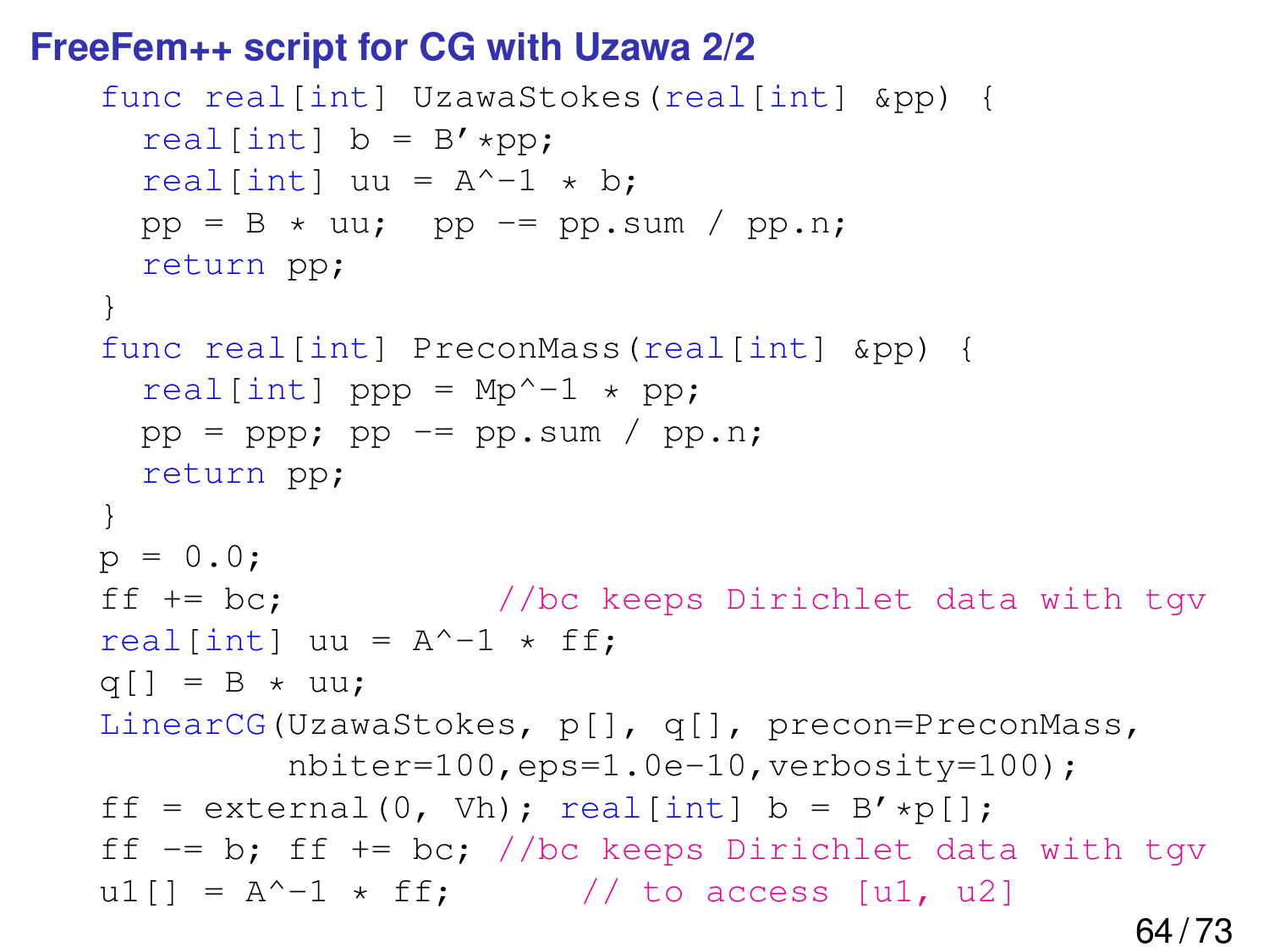# FreeFem++ script for CG with Uzawa 2/2

```
func real[int] UzawaStokes(real[int] &pp) {
  real[int] b = B'*pp;
  real[int] uu = A^-1 * b;
  pp = B * uu;  pp -= pp.sum / pp.n;
  return pp;
}
func real[int] PreconMass(real[int] &pp) {
  real[int] ppp = Mp^-1 * pp;
  pp = ppp; pp -= pp.sum / pp.n;
  return pp;
}
p = 0.0;
ff += bc;          //bc keeps Dirichlet data with tgv
real[int] uu = A^-1 * ff;
q[] = B * uu;
LinearCG(UzawaStokes, p[], q[], precon=PreconMass,
         nbiter=100,eps=1.0e-10,verbosity=100);
ff = external(0, Vh); real[int] b = B'*p[];
ff -= b; ff += bc; //bc keeps Dirichlet data with tgv
u1[] = A^-1 * ff;      // to access [u1, u2]
```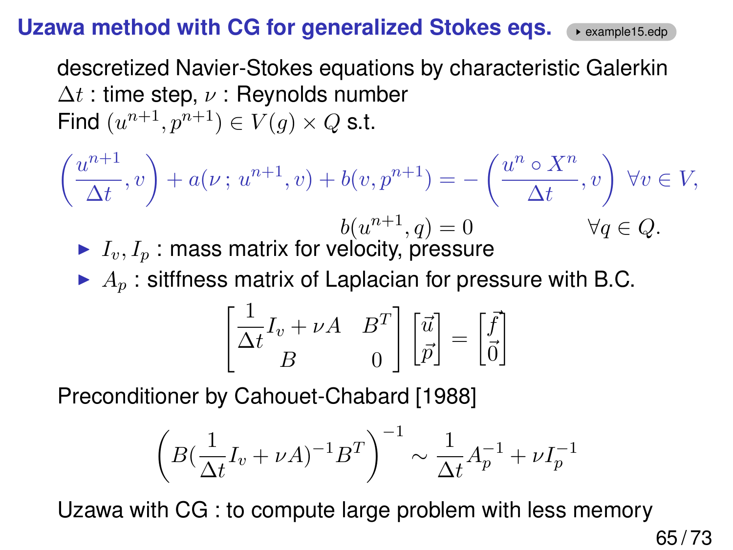## Uzawa method with CG for generalized Stokes eqs. ▸ example15.edp

descretized Navier-Stokes equations by characteristic Galerkin
$\Delta t$ : time step, $\nu$ : Reynolds number
Find $(u^{n+1}, p^{n+1}) \in V(g) \times Q$ s.t.

$$\left(\frac{u^{n+1}}{\Delta t}, v\right) + a(\nu\,;\, u^{n+1}, v) + b(v, p^{n+1}) = -\left(\frac{u^n \circ X^n}{\Delta t}, v\right) \;\forall v \in V,$$

$$b(u^{n+1}, q) = 0 \qquad \forall q \in Q.$$

- $I_v, I_p$ : mass matrix for velocity, pressure
- $A_p$ : sitffness matrix of Laplacian for pressure with B.C.

$$\begin{bmatrix} \frac{1}{\Delta t} I_v + \nu A & B^T \\ B & 0 \end{bmatrix} \begin{bmatrix} \vec{u} \\ \vec{p} \end{bmatrix} = \begin{bmatrix} \vec{f} \\ \vec{0} \end{bmatrix}$$

Preconditioner by Cahouet-Chabard [1988]

$$\left(B(\frac{1}{\Delta t} I_v + \nu A)^{-1} B^T\right)^{-1} \sim \frac{1}{\Delta t} A_p^{-1} + \nu I_p^{-1}$$

Uzawa with CG : to compute large problem with less memory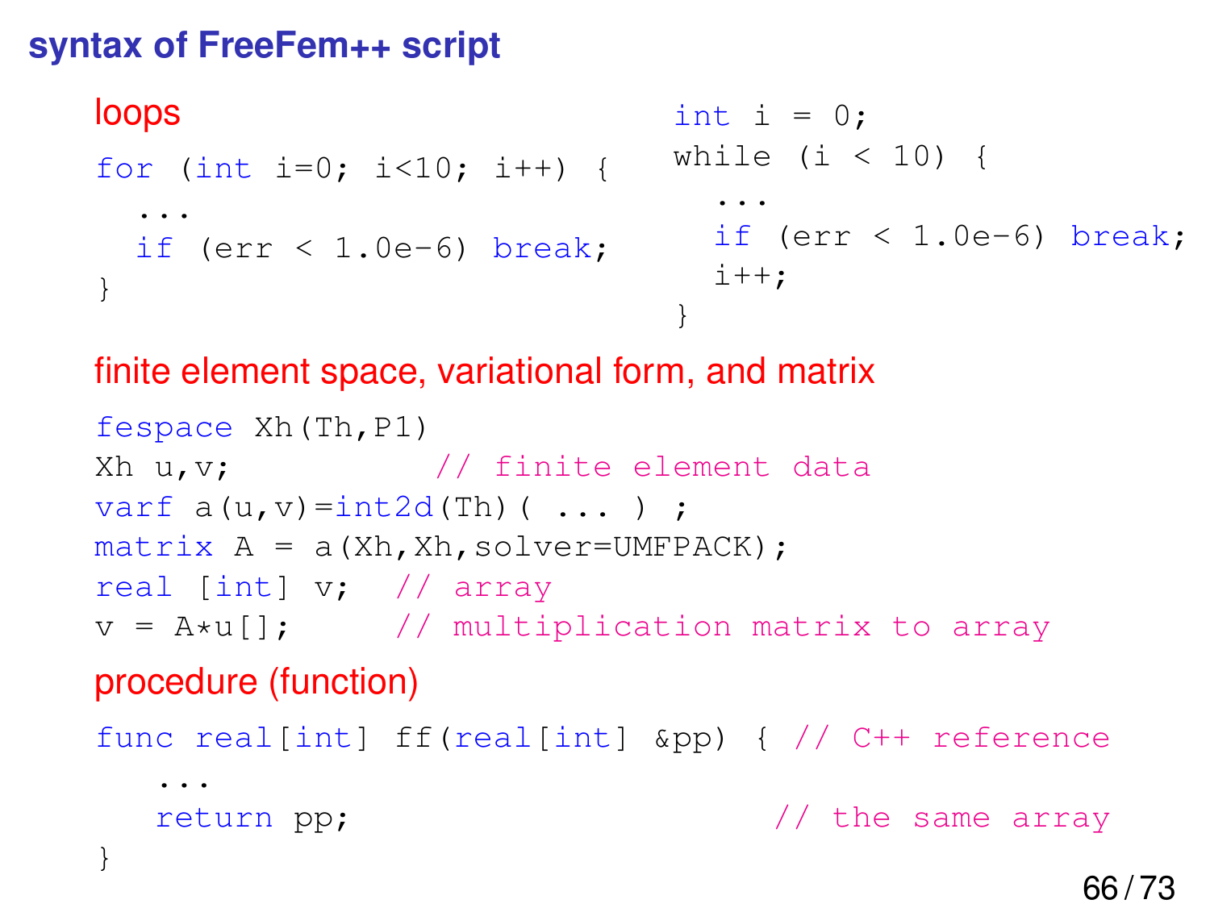## syntax of FreeFem++ script

### loops

```
for (int i=0; i<10; i++) {
  ...
  if (err < 1.0e-6) break;
}
```

```
int i = 0;
while (i < 10) {
  ...
  if (err < 1.0e-6) break;
  i++;
}
```

### finite element space, variational form, and matrix

```
fespace Xh(Th,P1)
Xh u,v;            // finite element data
varf a(u,v)=int2d(Th)( ... ) ;
matrix A = a(Xh,Xh,solver=UMFPACK);
real [int] v;  // array
v = A*u[];     // multiplication matrix to array
```

### procedure (function)

```
func real[int] ff(real[int] &pp) { // C++ reference
   ...
   return pp;                      // the same array
}
```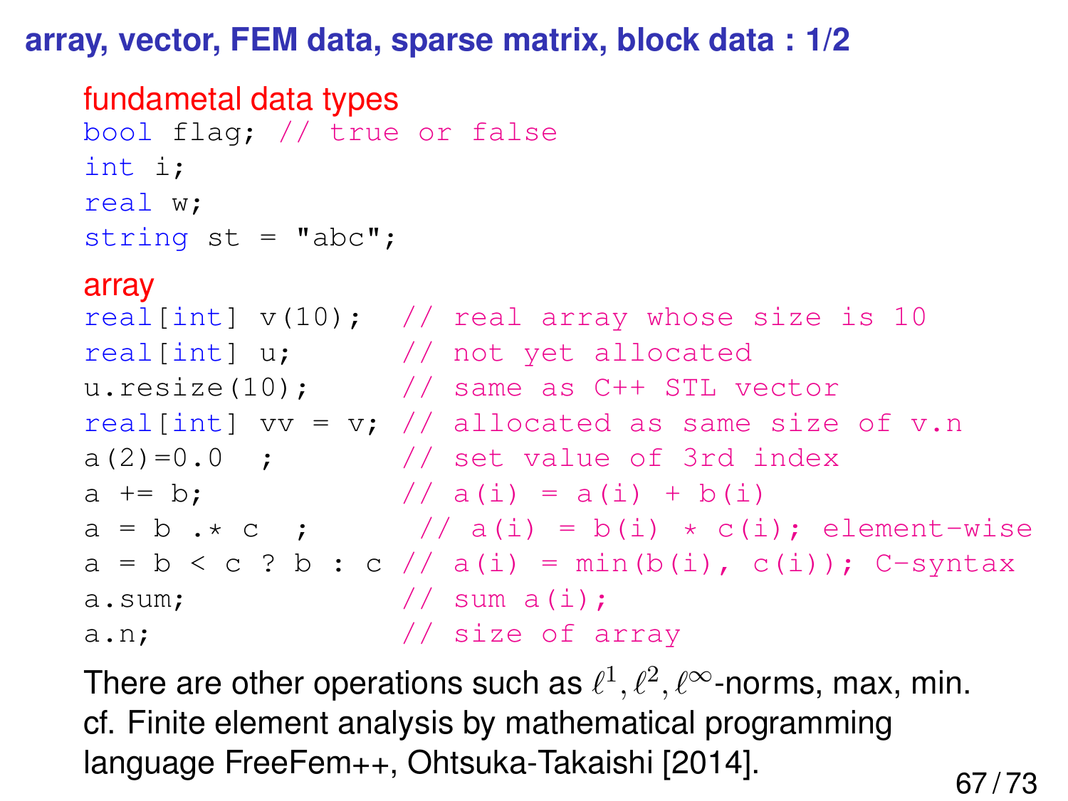# array, vector, FEM data, sparse matrix, block data : 1/2

fundametal data types

```
bool flag; // true or false
int i;
real w;
string st = "abc";
```

array

```
real[int] v(10);  // real array whose size is 10
real[int] u;      // not yet allocated
u.resize(10);     // same as C++ STL vector
real[int] vv = v; // allocated as same size of v.n
a(2)=0.0  ;       // set value of 3rd index
a += b;           // a(i) = a(i) + b(i)
a = b .* c  ;      // a(i) = b(i) * c(i); element-wise
a = b < c ? b : c // a(i) = min(b(i), c(i)); C-syntax
a.sum;            // sum a(i);
a.n;              // size of array
```

There are other operations such as $\ell^1, \ell^2, \ell^\infty$-norms, max, min.
cf. Finite element analysis by mathematical programming language FreeFem++, Ohtsuka-Takaishi [2014].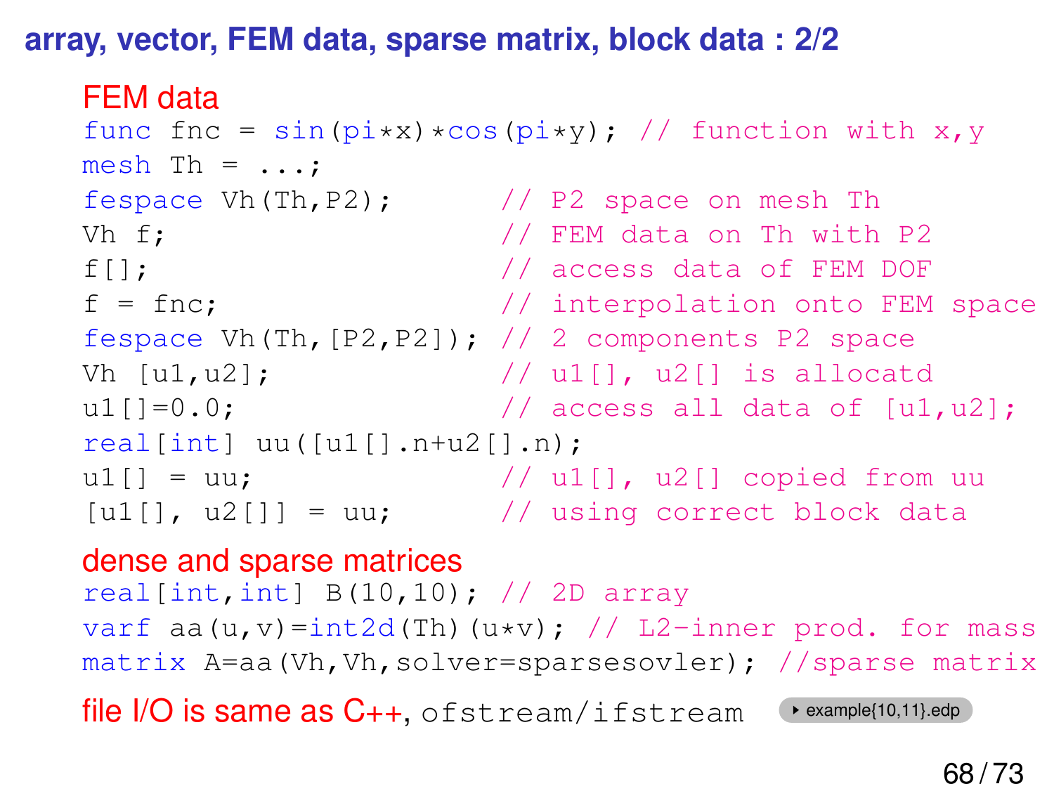## array, vector, FEM data, sparse matrix, block data : 2/2

**FEM data**

```
func fnc = sin(pi*x)*cos(pi*y); // function with x,y
mesh Th = ...;
fespace Vh(Th,P2);       // P2 space on mesh Th
Vh f;                    // FEM data on Th with P2
f[];                     // access data of FEM DOF
f = fnc;                 // interpolation onto FEM space
fespace Vh(Th,[P2,P2]); // 2 components P2 space
Vh [u1,u2];              // u1[], u2[] is allocatd
u1[]=0.0;                // access all data of [u1,u2];
real[int] uu([u1[].n+u2[].n);
u1[] = uu;               // u1[], u2[] copied from uu
[u1[], u2[]] = uu;       // using correct block data
```

**dense and sparse matrices**

```
real[int,int] B(10,10); // 2D array
varf aa(u,v)=int2d(Th)(u*v); // L2-inner prod. for mass
matrix A=aa(Vh,Vh,solver=sparsesovler); //sparse matrix
```

**file I/O is same as C++**, `ofstream/ifstream` ▸ example{10,11}.edp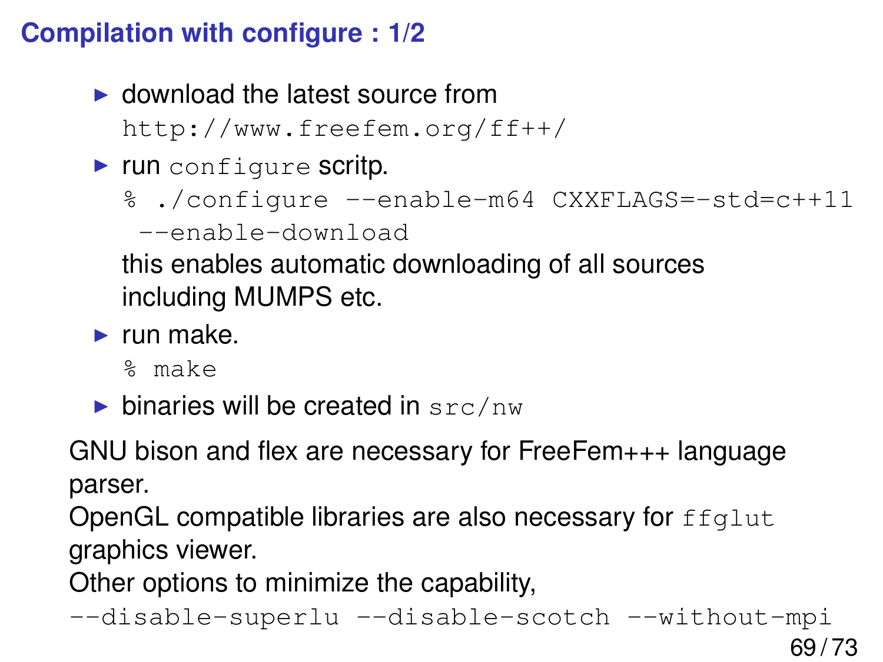## Compilation with configure : 1/2

- download the latest source from
  `http://www.freefem.org/ff++/`
- run `configure` scritp.
  ```
  % ./configure --enable-m64 CXXFLAGS=-std=c++11
   --enable-download
  ```
  this enables automatic downloading of all sources including MUMPS etc.
- run make.
  ```
  % make
  ```
- binaries will be created in `src/nw`

GNU bison and flex are necessary for FreeFem+++ language parser.
OpenGL compatible libraries are also necessary for `ffglut` graphics viewer.
Other options to minimize the capability,
`--disable-superlu --disable-scotch --without-mpi`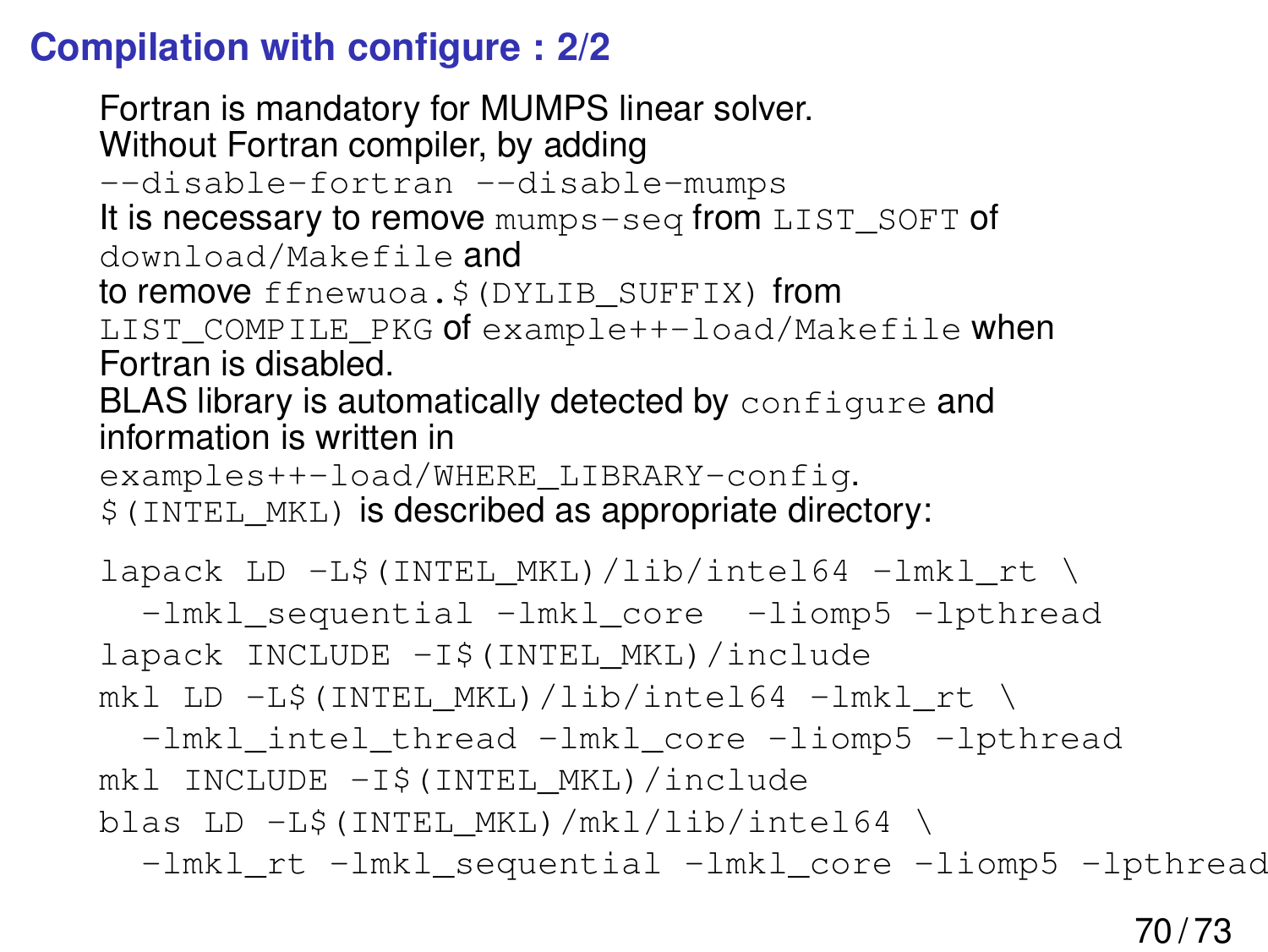## Compilation with configure : 2/2

Fortran is mandatory for MUMPS linear solver.
Without Fortran compiler, by adding
`--disable-fortran --disable-mumps`
It is necessary to remove `mumps-seq` from `LIST_SOFT` of `download/Makefile` and
to remove `ffnewuoa.$(DYLIB_SUFFIX)` from `LIST_COMPILE_PKG` of `example++-load/Makefile` when Fortran is disabled.
BLAS library is automatically detected by `configure` and information is written in
`examples++-load/WHERE_LIBRARY-config`.
`$(INTEL_MKL)` is described as appropriate directory:

```
lapack LD -L$(INTEL_MKL)/lib/intel64 -lmkl_rt \
  -lmkl_sequential -lmkl_core  -liomp5 -lpthread
lapack INCLUDE -I$(INTEL_MKL)/include
mkl LD -L$(INTEL_MKL)/lib/intel64 -lmkl_rt \
  -lmkl_intel_thread -lmkl_core -liomp5 -lpthread
mkl INCLUDE -I$(INTEL_MKL)/include
blas LD -L$(INTEL_MKL)/mkl/lib/intel64 \
  -lmkl_rt -lmkl_sequential -lmkl_core -liomp5 -lpthread
```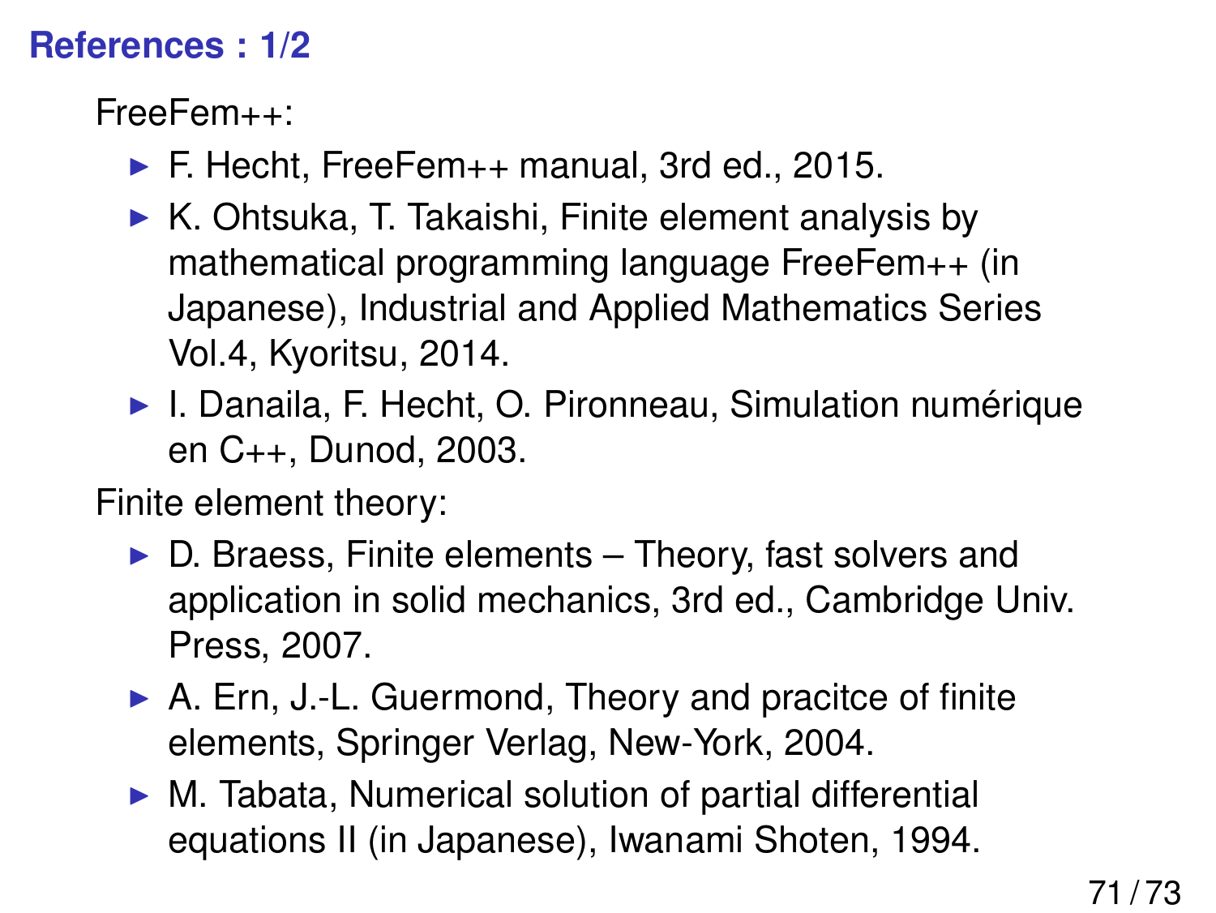## References : 1/2

FreeFem++:

- F. Hecht, FreeFem++ manual, 3rd ed., 2015.
- K. Ohtsuka, T. Takaishi, Finite element analysis by mathematical programming language FreeFem++ (in Japanese), Industrial and Applied Mathematics Series Vol.4, Kyoritsu, 2014.
- I. Danaila, F. Hecht, O. Pironneau, Simulation numérique en C++, Dunod, 2003.

Finite element theory:

- D. Braess, Finite elements – Theory, fast solvers and application in solid mechanics, 3rd ed., Cambridge Univ. Press, 2007.
- A. Ern, J.-L. Guermond, Theory and pracitce of finite elements, Springer Verlag, New-York, 2004.
- M. Tabata, Numerical solution of partial differential equations II (in Japanese), Iwanami Shoten, 1994.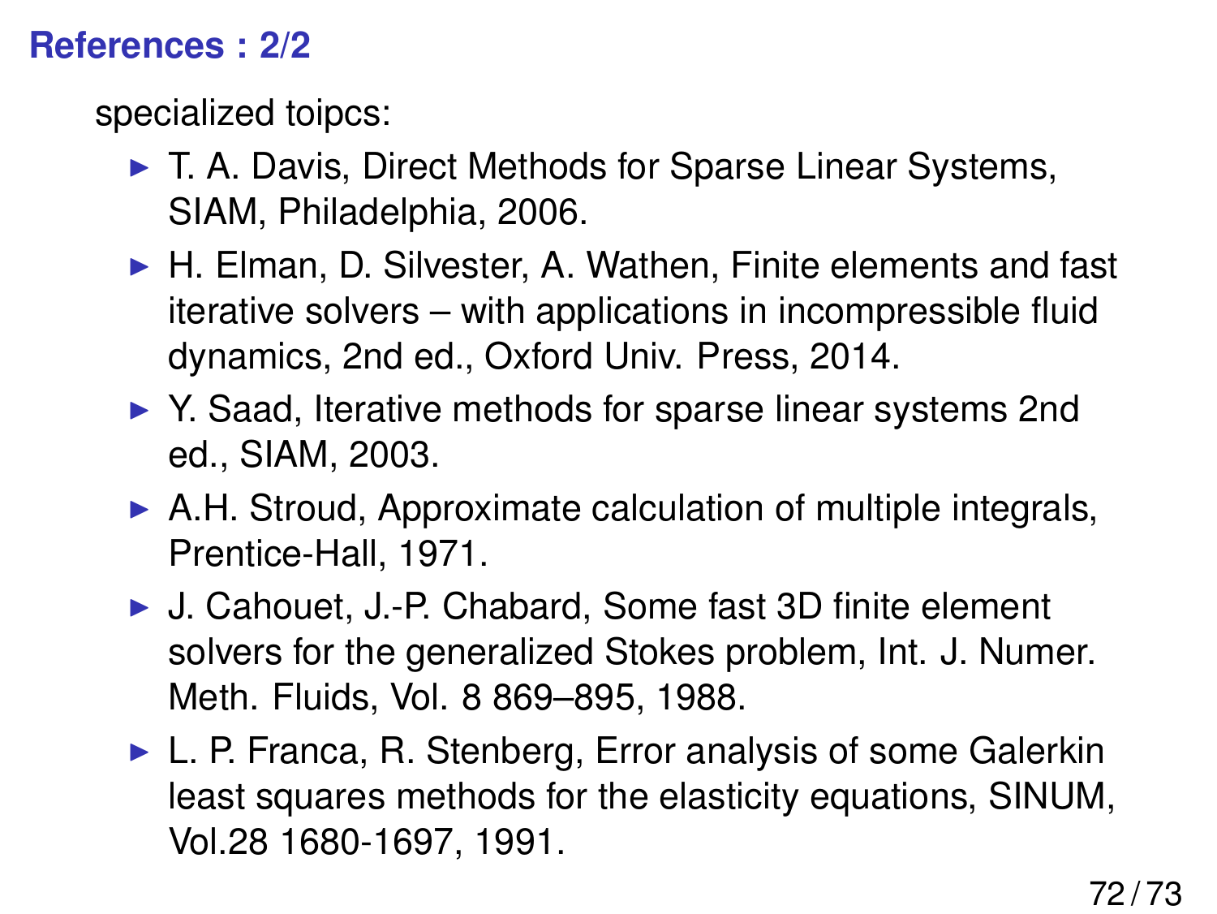## References : 2/2

specialized toipcs:

- T. A. Davis, Direct Methods for Sparse Linear Systems, SIAM, Philadelphia, 2006.
- H. Elman, D. Silvester, A. Wathen, Finite elements and fast iterative solvers – with applications in incompressible fluid dynamics, 2nd ed., Oxford Univ. Press, 2014.
- Y. Saad, Iterative methods for sparse linear systems 2nd ed., SIAM, 2003.
- A.H. Stroud, Approximate calculation of multiple integrals, Prentice-Hall, 1971.
- J. Cahouet, J.-P. Chabard, Some fast 3D finite element solvers for the generalized Stokes problem, Int. J. Numer. Meth. Fluids, Vol. 8 869–895, 1988.
- L. P. Franca, R. Stenberg, Error analysis of some Galerkin least squares methods for the elasticity equations, SINUM, Vol.28 1680-1697, 1991.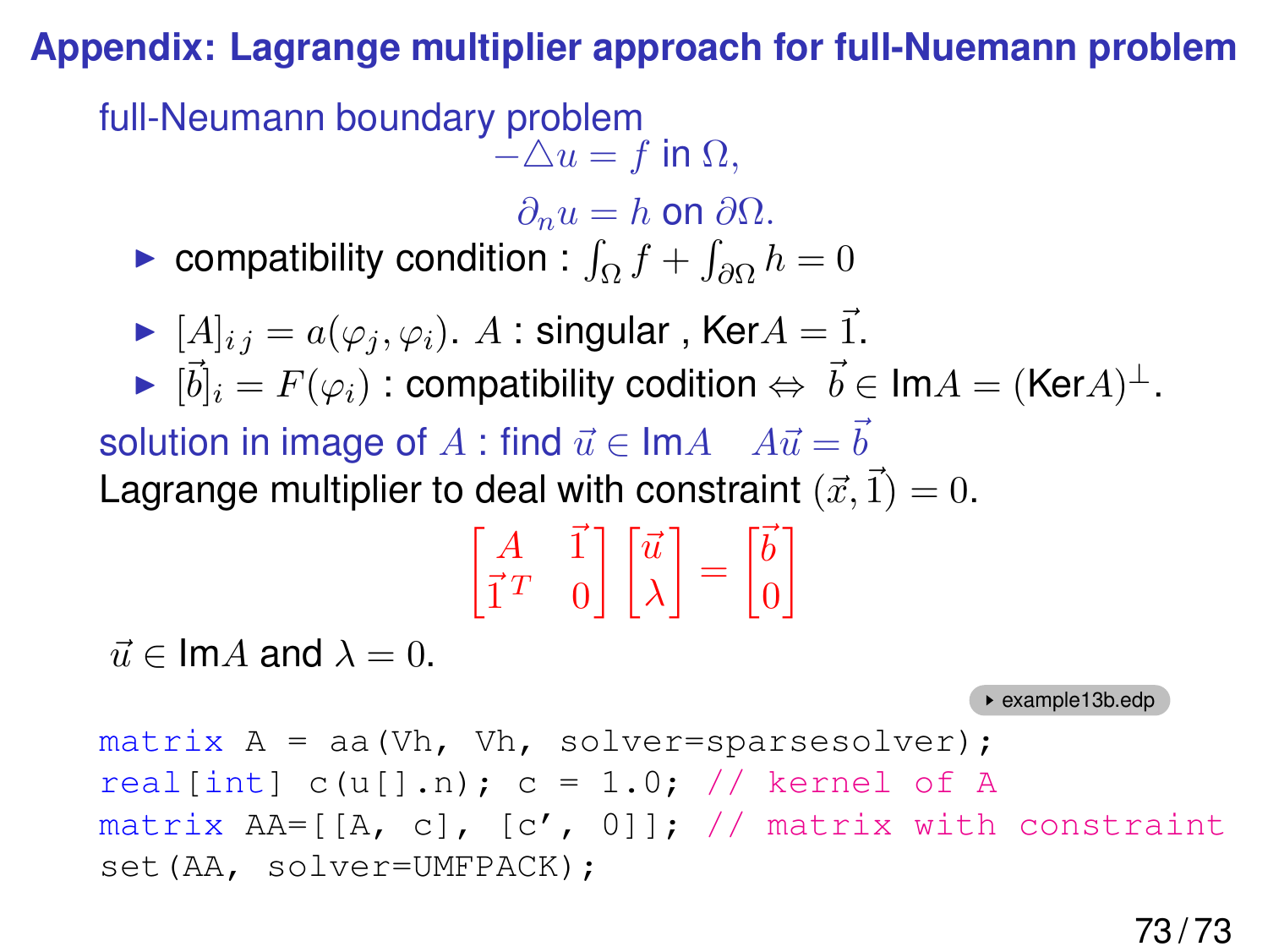# Appendix: Lagrange multiplier approach for full-Nuemann problem

full-Neumann boundary problem

$$-\triangle u = f \text{ in } \Omega,$$

$$\partial_n u = h \text{ on } \partial\Omega.$$

- compatibility condition : $\int_\Omega f + \int_{\partial\Omega} h = 0$
- $[A]_{i\,j} = a(\varphi_j, \varphi_i)$. $A$ : singular , Ker$A = \vec{1}$.
- $[\vec{b}]_i = F(\varphi_i)$ : compatibility codition $\Leftrightarrow$ $\vec{b} \in \text{Im}A = (\text{Ker}A)^\perp$.

solution in image of $A$ : find $\vec{u} \in \text{Im}A \quad A\vec{u} = \vec{b}$

Lagrange multiplier to deal with constraint $(\vec{x}, \vec{1}) = 0$.

$$\begin{bmatrix} A & \vec{1} \\ \vec{1}^T & 0 \end{bmatrix} \begin{bmatrix} \vec{u} \\ \lambda \end{bmatrix} = \begin{bmatrix} \vec{b} \\ 0 \end{bmatrix}$$

$\vec{u} \in \text{Im}A$ and $\lambda = 0$.

example13b.edp

```
matrix A = aa(Vh, Vh, solver=sparsesolver);
real[int] c(u[].n); c = 1.0; // kernel of A
matrix AA=[[A, c], [c', 0]]; // matrix with constraint
set(AA, solver=UMFPACK);
```